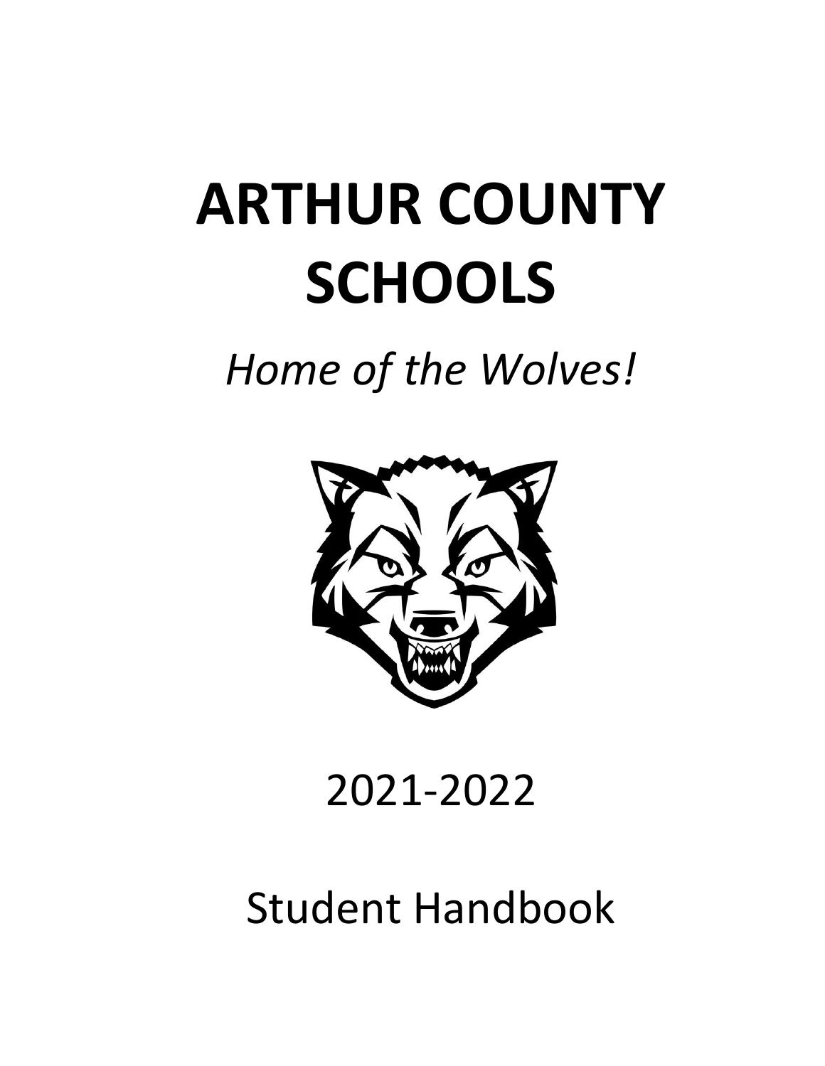# ARTHUR COUNTY SCHOOLS

*Home of the Wolves!*

2021-2022

Student Handbook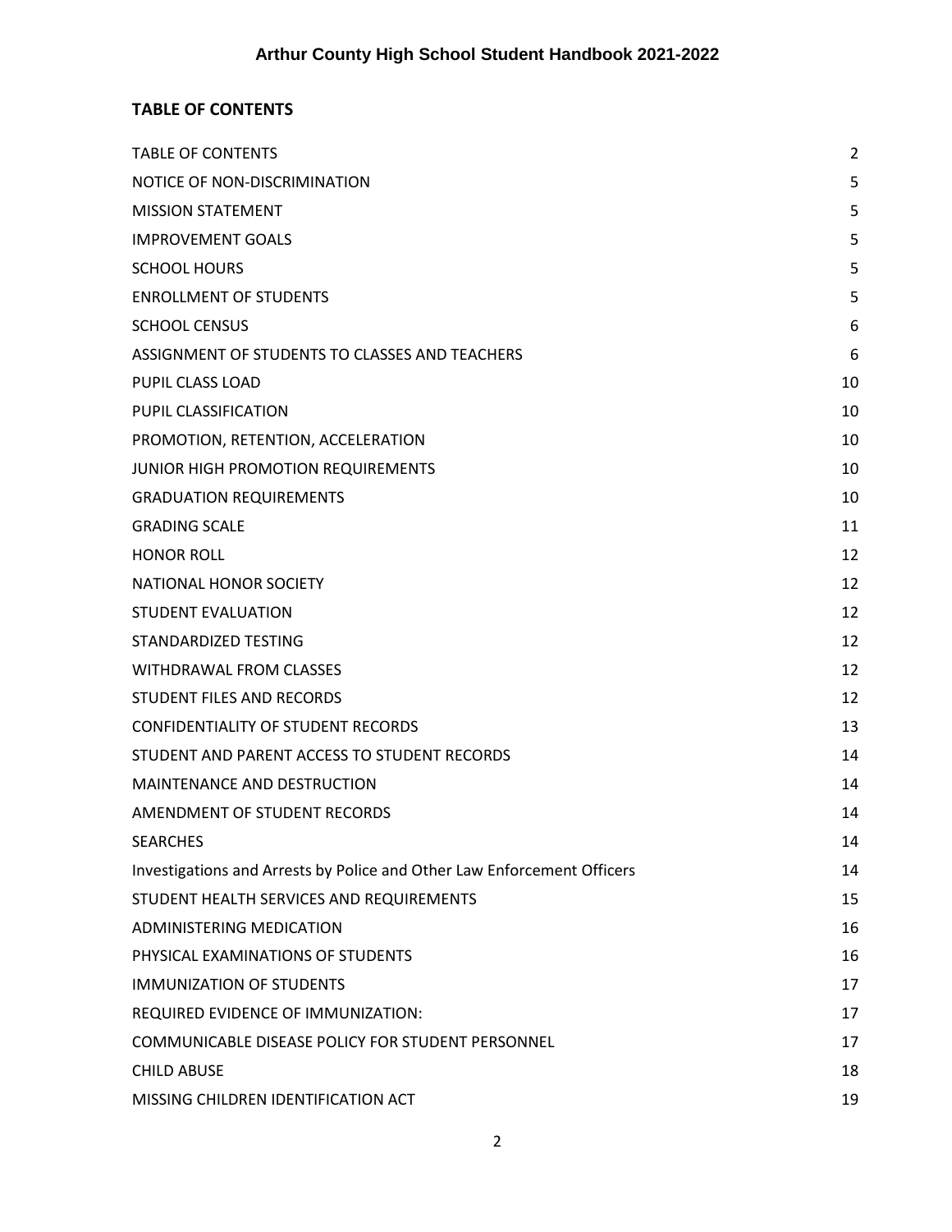## TABLE OF CONTENTS

| | |
|---|---|
| TABLE OF CONTENTS | 2 |
| NOTICE OF NON-DISCRIMINATION | 5 |
| MISSION STATEMENT | 5 |
| IMPROVEMENT GOALS | 5 |
| SCHOOL HOURS | 5 |
| ENROLLMENT OF STUDENTS | 5 |
| SCHOOL CENSUS | 6 |
| ASSIGNMENT OF STUDENTS TO CLASSES AND TEACHERS | 6 |
| PUPIL CLASS LOAD | 10 |
| PUPIL CLASSIFICATION | 10 |
| PROMOTION, RETENTION, ACCELERATION | 10 |
| JUNIOR HIGH PROMOTION REQUIREMENTS | 10 |
| GRADUATION REQUIREMENTS | 10 |
| GRADING SCALE | 11 |
| HONOR ROLL | 12 |
| NATIONAL HONOR SOCIETY | 12 |
| STUDENT EVALUATION | 12 |
| STANDARDIZED TESTING | 12 |
| WITHDRAWAL FROM CLASSES | 12 |
| STUDENT FILES AND RECORDS | 12 |
| CONFIDENTIALITY OF STUDENT RECORDS | 13 |
| STUDENT AND PARENT ACCESS TO STUDENT RECORDS | 14 |
| MAINTENANCE AND DESTRUCTION | 14 |
| AMENDMENT OF STUDENT RECORDS | 14 |
| SEARCHES | 14 |
| Investigations and Arrests by Police and Other Law Enforcement Officers | 14 |
| STUDENT HEALTH SERVICES AND REQUIREMENTS | 15 |
| ADMINISTERING MEDICATION | 16 |
| PHYSICAL EXAMINATIONS OF STUDENTS | 16 |
| IMMUNIZATION OF STUDENTS | 17 |
| REQUIRED EVIDENCE OF IMMUNIZATION: | 17 |
| COMMUNICABLE DISEASE POLICY FOR STUDENT PERSONNEL | 17 |
| CHILD ABUSE | 18 |
| MISSING CHILDREN IDENTIFICATION ACT | 19 |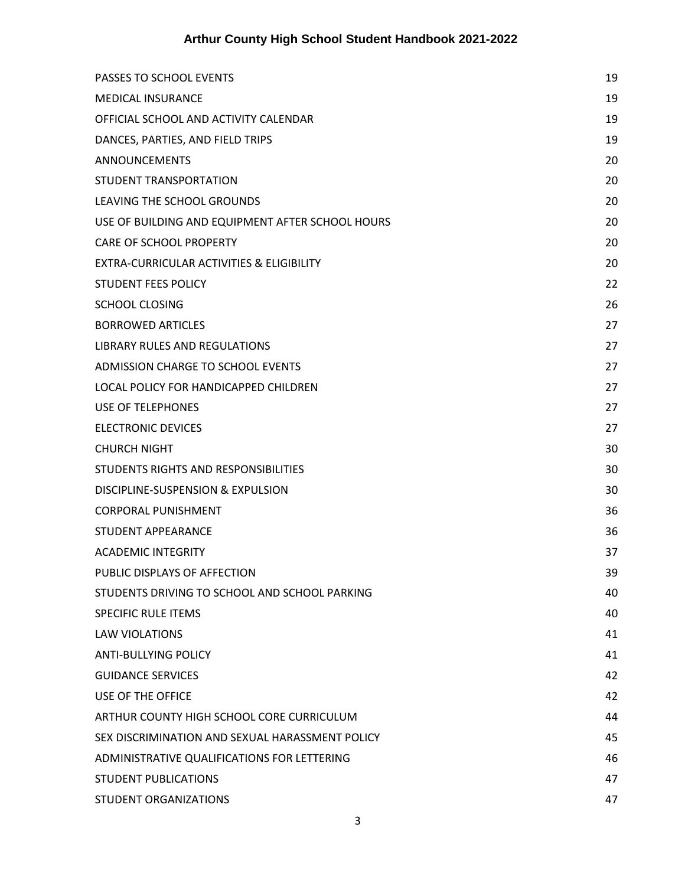| | |
|---|---|
| PASSES TO SCHOOL EVENTS | 19 |
| MEDICAL INSURANCE | 19 |
| OFFICIAL SCHOOL AND ACTIVITY CALENDAR | 19 |
| DANCES, PARTIES, AND FIELD TRIPS | 19 |
| ANNOUNCEMENTS | 20 |
| STUDENT TRANSPORTATION | 20 |
| LEAVING THE SCHOOL GROUNDS | 20 |
| USE OF BUILDING AND EQUIPMENT AFTER SCHOOL HOURS | 20 |
| CARE OF SCHOOL PROPERTY | 20 |
| EXTRA-CURRICULAR ACTIVITIES & ELIGIBILITY | 20 |
| STUDENT FEES POLICY | 22 |
| SCHOOL CLOSING | 26 |
| BORROWED ARTICLES | 27 |
| LIBRARY RULES AND REGULATIONS | 27 |
| ADMISSION CHARGE TO SCHOOL EVENTS | 27 |
| LOCAL POLICY FOR HANDICAPPED CHILDREN | 27 |
| USE OF TELEPHONES | 27 |
| ELECTRONIC DEVICES | 27 |
| CHURCH NIGHT | 30 |
| STUDENTS RIGHTS AND RESPONSIBILITIES | 30 |
| DISCIPLINE-SUSPENSION & EXPULSION | 30 |
| CORPORAL PUNISHMENT | 36 |
| STUDENT APPEARANCE | 36 |
| ACADEMIC INTEGRITY | 37 |
| PUBLIC DISPLAYS OF AFFECTION | 39 |
| STUDENTS DRIVING TO SCHOOL AND SCHOOL PARKING | 40 |
| SPECIFIC RULE ITEMS | 40 |
| LAW VIOLATIONS | 41 |
| ANTI-BULLYING POLICY | 41 |
| GUIDANCE SERVICES | 42 |
| USE OF THE OFFICE | 42 |
| ARTHUR COUNTY HIGH SCHOOL CORE CURRICULUM | 44 |
| SEX DISCRIMINATION AND SEXUAL HARASSMENT POLICY | 45 |
| ADMINISTRATIVE QUALIFICATIONS FOR LETTERING | 46 |
| STUDENT PUBLICATIONS | 47 |
| STUDENT ORGANIZATIONS | 47 |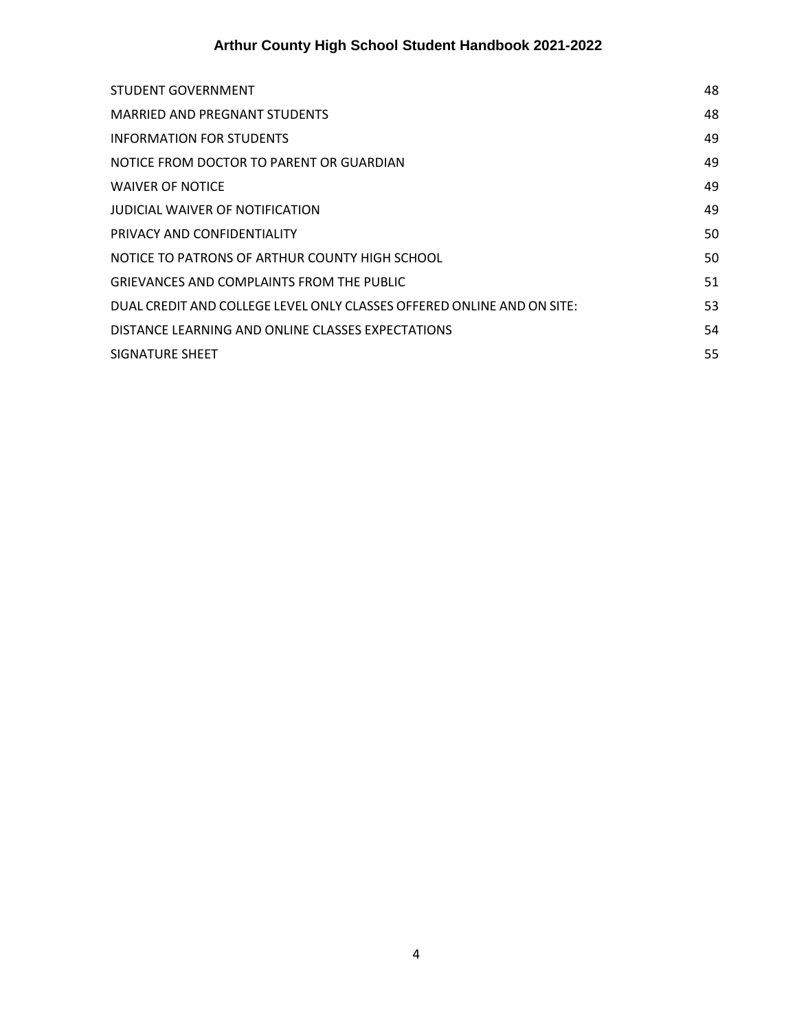| | |
|---|---|
| STUDENT GOVERNMENT | 48 |
| MARRIED AND PREGNANT STUDENTS | 48 |
| INFORMATION FOR STUDENTS | 49 |
| NOTICE FROM DOCTOR TO PARENT OR GUARDIAN | 49 |
| WAIVER OF NOTICE | 49 |
| JUDICIAL WAIVER OF NOTIFICATION | 49 |
| PRIVACY AND CONFIDENTIALITY | 50 |
| NOTICE TO PATRONS OF ARTHUR COUNTY HIGH SCHOOL | 50 |
| GRIEVANCES AND COMPLAINTS FROM THE PUBLIC | 51 |
| DUAL CREDIT AND COLLEGE LEVEL ONLY CLASSES OFFERED ONLINE AND ON SITE: | 53 |
| DISTANCE LEARNING AND ONLINE CLASSES EXPECTATIONS | 54 |
| SIGNATURE SHEET | 55 |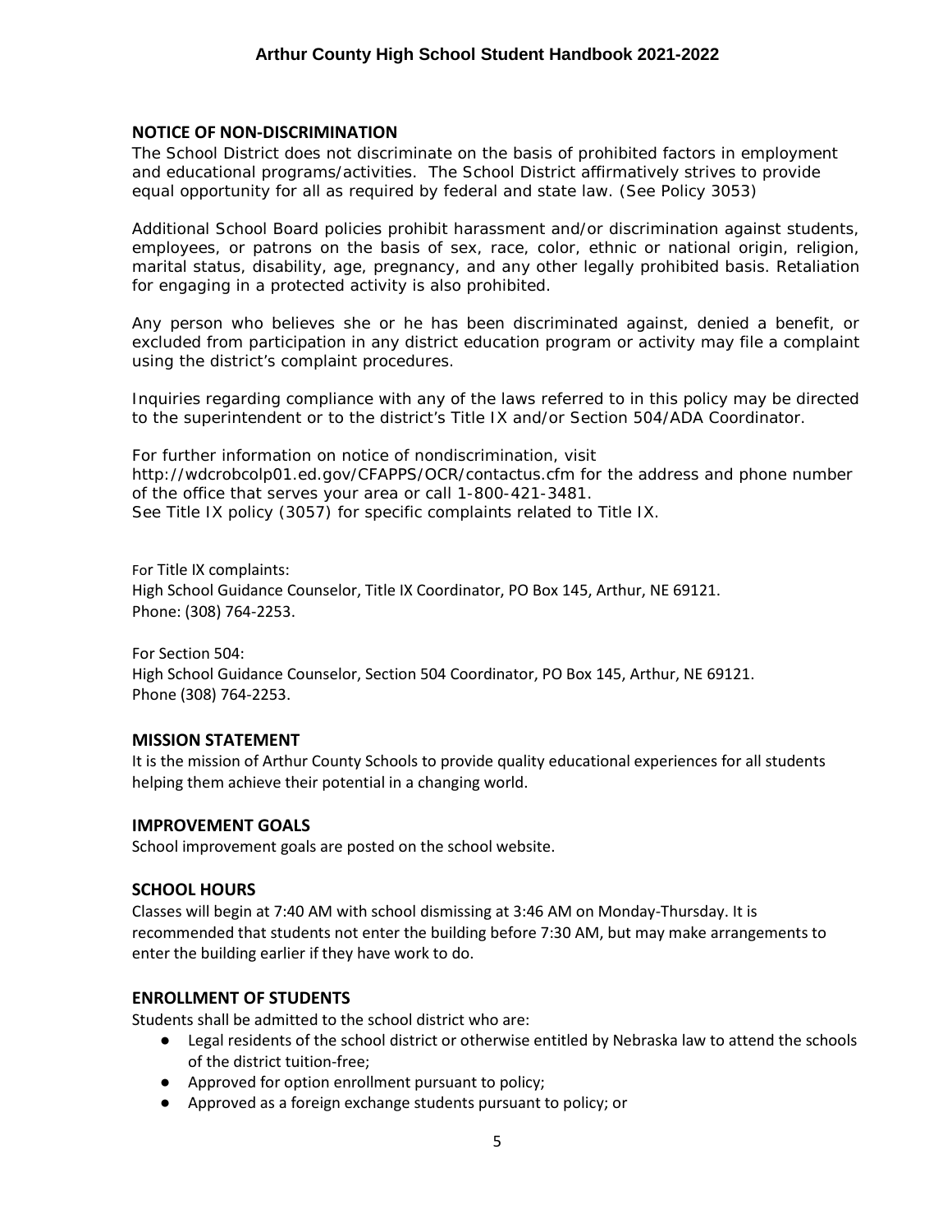## NOTICE OF NON-DISCRIMINATION

The School District does not discriminate on the basis of prohibited factors in employment and educational programs/activities. The School District affirmatively strives to provide equal opportunity for all as required by federal and state law. (See Policy 3053)

Additional School Board policies prohibit harassment and/or discrimination against students, employees, or patrons on the basis of sex, race, color, ethnic or national origin, religion, marital status, disability, age, pregnancy, and any other legally prohibited basis. Retaliation for engaging in a protected activity is also prohibited.

Any person who believes she or he has been discriminated against, denied a benefit, or excluded from participation in any district education program or activity may file a complaint using the district's complaint procedures.

Inquiries regarding compliance with any of the laws referred to in this policy may be directed to the superintendent or to the district's Title IX and/or Section 504/ADA Coordinator.

For further information on notice of nondiscrimination, visit http://wdcrobcolp01.ed.gov/CFAPPS/OCR/contactus.cfm for the address and phone number of the office that serves your area or call 1-800-421-3481.
See Title IX policy (3057) for specific complaints related to Title IX.

For Title IX complaints:
High School Guidance Counselor, Title IX Coordinator, PO Box 145, Arthur, NE 69121.
Phone: (308) 764-2253.

For Section 504:
High School Guidance Counselor, Section 504 Coordinator, PO Box 145, Arthur, NE 69121.
Phone (308) 764-2253.

## MISSION STATEMENT

It is the mission of Arthur County Schools to provide quality educational experiences for all students helping them achieve their potential in a changing world.

## IMPROVEMENT GOALS

School improvement goals are posted on the school website.

## SCHOOL HOURS

Classes will begin at 7:40 AM with school dismissing at 3:46 AM on Monday-Thursday. It is recommended that students not enter the building before 7:30 AM, but may make arrangements to enter the building earlier if they have work to do.

## ENROLLMENT OF STUDENTS

Students shall be admitted to the school district who are:

- Legal residents of the school district or otherwise entitled by Nebraska law to attend the schools of the district tuition-free;
- Approved for option enrollment pursuant to policy;
- Approved as a foreign exchange students pursuant to policy; or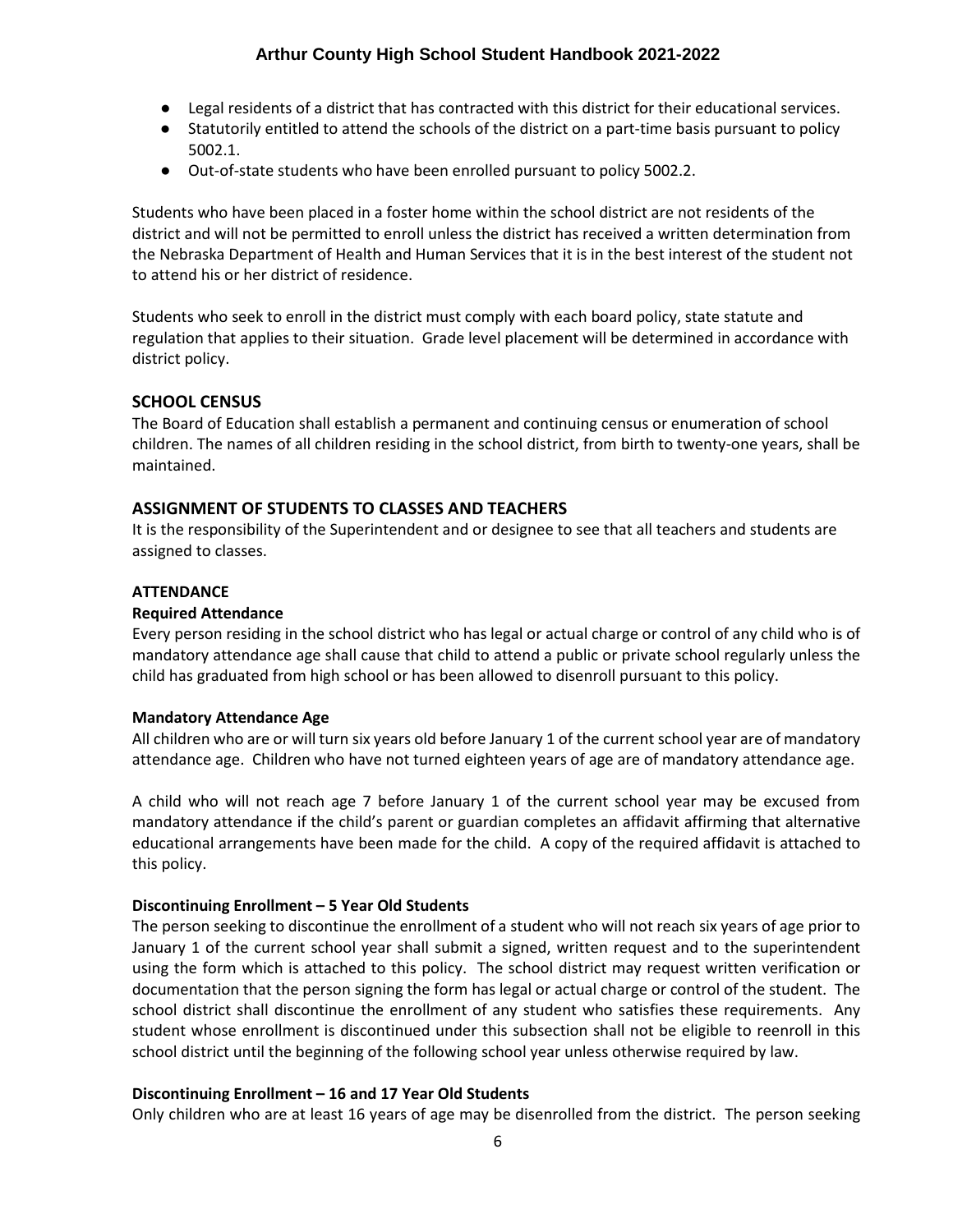- Legal residents of a district that has contracted with this district for their educational services.
- Statutorily entitled to attend the schools of the district on a part-time basis pursuant to policy 5002.1.
- Out-of-state students who have been enrolled pursuant to policy 5002.2.

Students who have been placed in a foster home within the school district are not residents of the district and will not be permitted to enroll unless the district has received a written determination from the Nebraska Department of Health and Human Services that it is in the best interest of the student not to attend his or her district of residence.

Students who seek to enroll in the district must comply with each board policy, state statute and regulation that applies to their situation. Grade level placement will be determined in accordance with district policy.

## SCHOOL CENSUS

The Board of Education shall establish a permanent and continuing census or enumeration of school children. The names of all children residing in the school district, from birth to twenty-one years, shall be maintained.

## ASSIGNMENT OF STUDENTS TO CLASSES AND TEACHERS

It is the responsibility of the Superintendent and or designee to see that all teachers and students are assigned to classes.

### ATTENDANCE

#### Required Attendance

Every person residing in the school district who has legal or actual charge or control of any child who is of mandatory attendance age shall cause that child to attend a public or private school regularly unless the child has graduated from high school or has been allowed to disenroll pursuant to this policy.

#### Mandatory Attendance Age

All children who are or will turn six years old before January 1 of the current school year are of mandatory attendance age. Children who have not turned eighteen years of age are of mandatory attendance age.

A child who will not reach age 7 before January 1 of the current school year may be excused from mandatory attendance if the child's parent or guardian completes an affidavit affirming that alternative educational arrangements have been made for the child. A copy of the required affidavit is attached to this policy.

#### Discontinuing Enrollment – 5 Year Old Students

The person seeking to discontinue the enrollment of a student who will not reach six years of age prior to January 1 of the current school year shall submit a signed, written request and to the superintendent using the form which is attached to this policy. The school district may request written verification or documentation that the person signing the form has legal or actual charge or control of the student. The school district shall discontinue the enrollment of any student who satisfies these requirements. Any student whose enrollment is discontinued under this subsection shall not be eligible to reenroll in this school district until the beginning of the following school year unless otherwise required by law.

#### Discontinuing Enrollment – 16 and 17 Year Old Students

Only children who are at least 16 years of age may be disenrolled from the district. The person seeking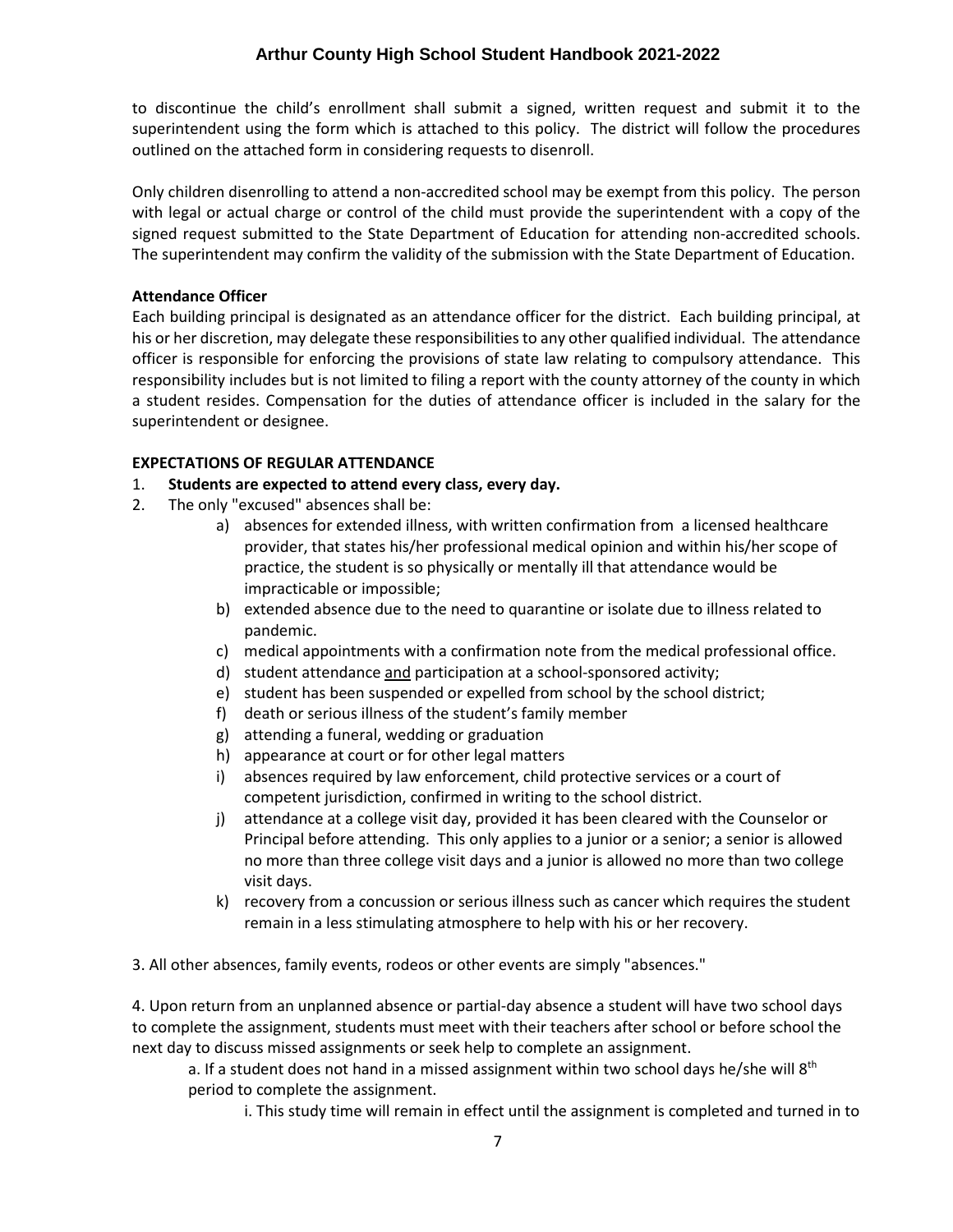to discontinue the child's enrollment shall submit a signed, written request and submit it to the superintendent using the form which is attached to this policy. The district will follow the procedures outlined on the attached form in considering requests to disenroll.

Only children disenrolling to attend a non-accredited school may be exempt from this policy. The person with legal or actual charge or control of the child must provide the superintendent with a copy of the signed request submitted to the State Department of Education for attending non-accredited schools. The superintendent may confirm the validity of the submission with the State Department of Education.

**Attendance Officer**

Each building principal is designated as an attendance officer for the district. Each building principal, at his or her discretion, may delegate these responsibilities to any other qualified individual. The attendance officer is responsible for enforcing the provisions of state law relating to compulsory attendance. This responsibility includes but is not limited to filing a report with the county attorney of the county in which a student resides. Compensation for the duties of attendance officer is included in the salary for the superintendent or designee.

**EXPECTATIONS OF REGULAR ATTENDANCE**

1. **Students are expected to attend every class, every day.**
2. The only "excused" absences shall be:
    a) absences for extended illness, with written confirmation from a licensed healthcare provider, that states his/her professional medical opinion and within his/her scope of practice, the student is so physically or mentally ill that attendance would be impracticable or impossible;
    b) extended absence due to the need to quarantine or isolate due to illness related to pandemic.
    c) medical appointments with a confirmation note from the medical professional office.
    d) student attendance <u>and</u> participation at a school-sponsored activity;
    e) student has been suspended or expelled from school by the school district;
    f) death or serious illness of the student's family member
    g) attending a funeral, wedding or graduation
    h) appearance at court or for other legal matters
    i) absences required by law enforcement, child protective services or a court of competent jurisdiction, confirmed in writing to the school district.
    j) attendance at a college visit day, provided it has been cleared with the Counselor or Principal before attending. This only applies to a junior or a senior; a senior is allowed no more than three college visit days and a junior is allowed no more than two college visit days.
    k) recovery from a concussion or serious illness such as cancer which requires the student remain in a less stimulating atmosphere to help with his or her recovery.

3. All other absences, family events, rodeos or other events are simply "absences."

4. Upon return from an unplanned absence or partial-day absence a student will have two school days to complete the assignment, students must meet with their teachers after school or before school the next day to discuss missed assignments or seek help to complete an assignment.

    a. If a student does not hand in a missed assignment within two school days he/she will 8th period to complete the assignment.

        i. This study time will remain in effect until the assignment is completed and turned in to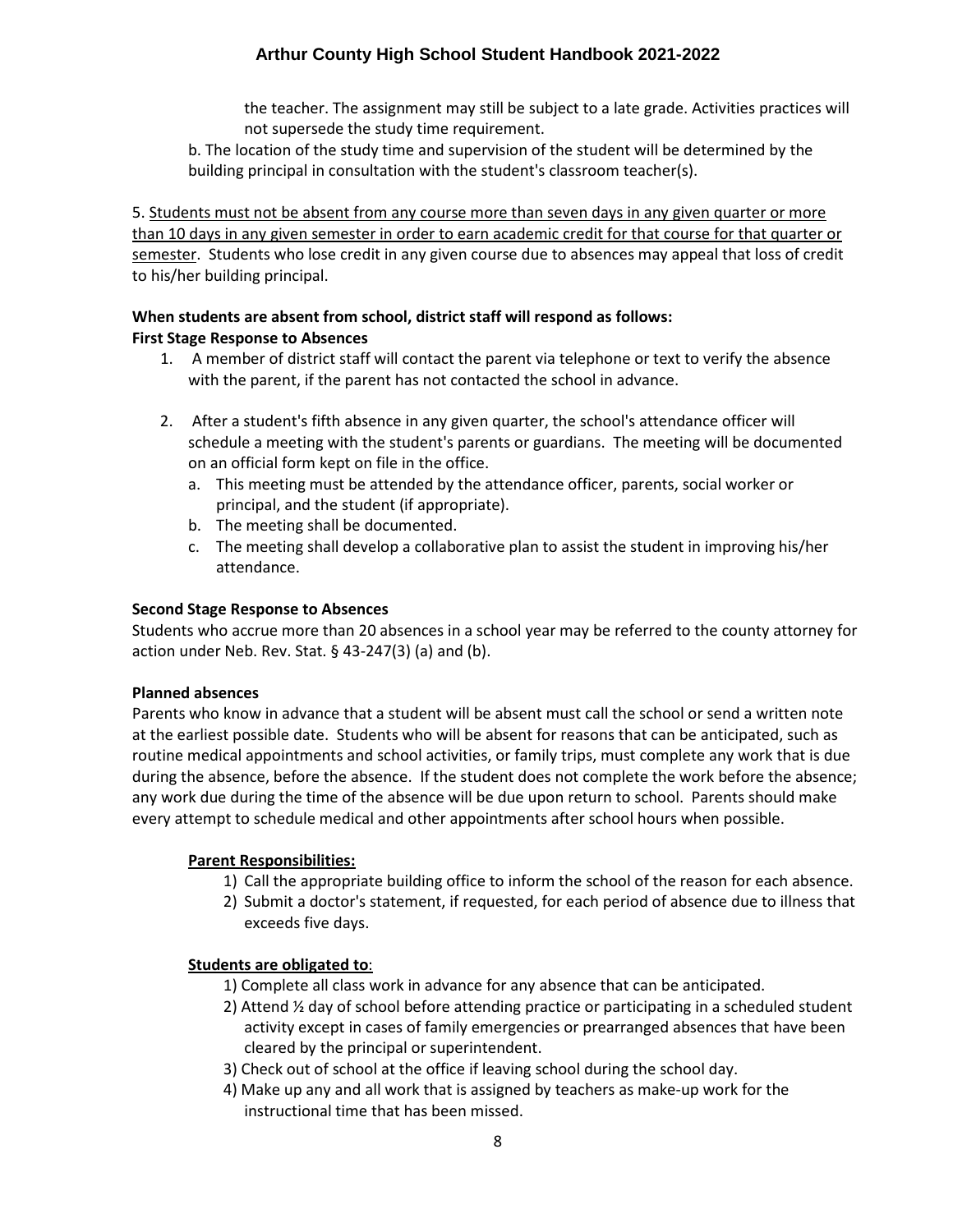the teacher. The assignment may still be subject to a late grade. Activities practices will not supersede the study time requirement.

b. The location of the study time and supervision of the student will be determined by the building principal in consultation with the student's classroom teacher(s).

5. <u>Students must not be absent from any course more than seven days in any given quarter or more than 10 days in any given semester in order to earn academic credit for that course for that quarter or semester</u>. Students who lose credit in any given course due to absences may appeal that loss of credit to his/her building principal.

**When students are absent from school, district staff will respond as follows:**

**First Stage Response to Absences**

1. A member of district staff will contact the parent via telephone or text to verify the absence with the parent, if the parent has not contacted the school in advance.

2. After a student's fifth absence in any given quarter, the school's attendance officer will schedule a meeting with the student's parents or guardians. The meeting will be documented on an official form kept on file in the office.
   a. This meeting must be attended by the attendance officer, parents, social worker or principal, and the student (if appropriate).
   b. The meeting shall be documented.
   c. The meeting shall develop a collaborative plan to assist the student in improving his/her attendance.

**Second Stage Response to Absences**

Students who accrue more than 20 absences in a school year may be referred to the county attorney for action under Neb. Rev. Stat. § 43-247(3) (a) and (b).

**Planned absences**

Parents who know in advance that a student will be absent must call the school or send a written note at the earliest possible date. Students who will be absent for reasons that can be anticipated, such as routine medical appointments and school activities, or family trips, must complete any work that is due during the absence, before the absence. If the student does not complete the work before the absence; any work due during the time of the absence will be due upon return to school. Parents should make every attempt to schedule medical and other appointments after school hours when possible.

**<u>Parent Responsibilities:</u>**

1) Call the appropriate building office to inform the school of the reason for each absence.
2) Submit a doctor's statement, if requested, for each period of absence due to illness that exceeds five days.

**<u>Students are obligated to</u>**:

1) Complete all class work in advance for any absence that can be anticipated.
2) Attend ½ day of school before attending practice or participating in a scheduled student activity except in cases of family emergencies or prearranged absences that have been cleared by the principal or superintendent.
3) Check out of school at the office if leaving school during the school day.
4) Make up any and all work that is assigned by teachers as make-up work for the instructional time that has been missed.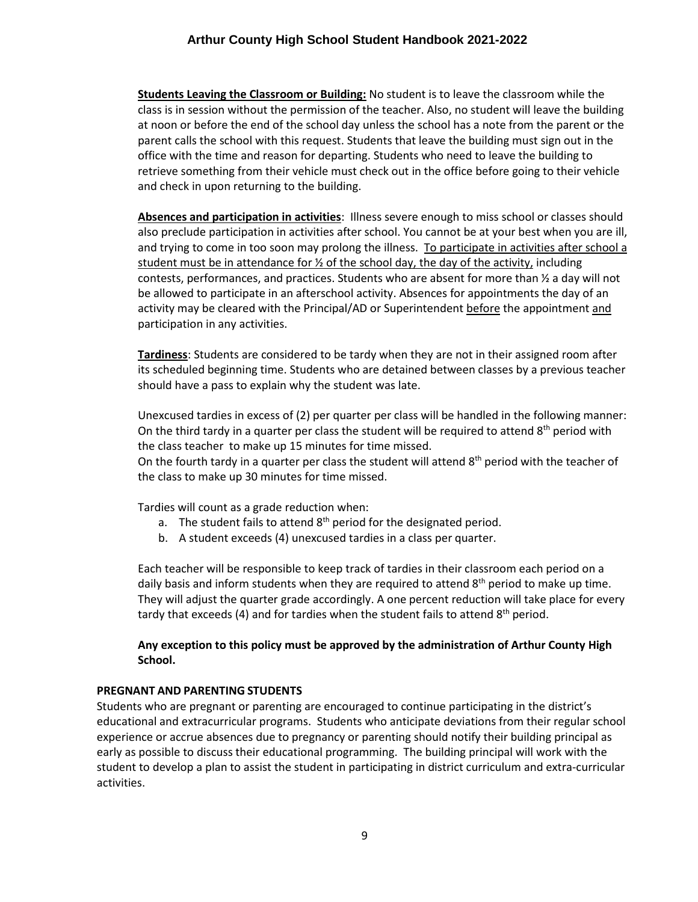**Students Leaving the Classroom or Building:** No student is to leave the classroom while the class is in session without the permission of the teacher. Also, no student will leave the building at noon or before the end of the school day unless the school has a note from the parent or the parent calls the school with this request. Students that leave the building must sign out in the office with the time and reason for departing. Students who need to leave the building to retrieve something from their vehicle must check out in the office before going to their vehicle and check in upon returning to the building.

**Absences and participation in activities**: Illness severe enough to miss school or classes should also preclude participation in activities after school. You cannot be at your best when you are ill, and trying to come in too soon may prolong the illness. To participate in activities after school a student must be in attendance for ½ of the school day, the day of the activity, including contests, performances, and practices. Students who are absent for more than ½ a day will not be allowed to participate in an afterschool activity. Absences for appointments the day of an activity may be cleared with the Principal/AD or Superintendent before the appointment and participation in any activities.

**Tardiness**: Students are considered to be tardy when they are not in their assigned room after its scheduled beginning time. Students who are detained between classes by a previous teacher should have a pass to explain why the student was late.

Unexcused tardies in excess of (2) per quarter per class will be handled in the following manner: On the third tardy in a quarter per class the student will be required to attend 8th period with the class teacher to make up 15 minutes for time missed.
On the fourth tardy in a quarter per class the student will attend 8th period with the teacher of the class to make up 30 minutes for time missed.

Tardies will count as a grade reduction when:

a. The student fails to attend 8th period for the designated period.
b. A student exceeds (4) unexcused tardies in a class per quarter.

Each teacher will be responsible to keep track of tardies in their classroom each period on a daily basis and inform students when they are required to attend 8th period to make up time. They will adjust the quarter grade accordingly. A one percent reduction will take place for every tardy that exceeds (4) and for tardies when the student fails to attend 8th period.

**Any exception to this policy must be approved by the administration of Arthur County High School.**

**PREGNANT AND PARENTING STUDENTS**

Students who are pregnant or parenting are encouraged to continue participating in the district's educational and extracurricular programs. Students who anticipate deviations from their regular school experience or accrue absences due to pregnancy or parenting should notify their building principal as early as possible to discuss their educational programming. The building principal will work with the student to develop a plan to assist the student in participating in district curriculum and extra-curricular activities.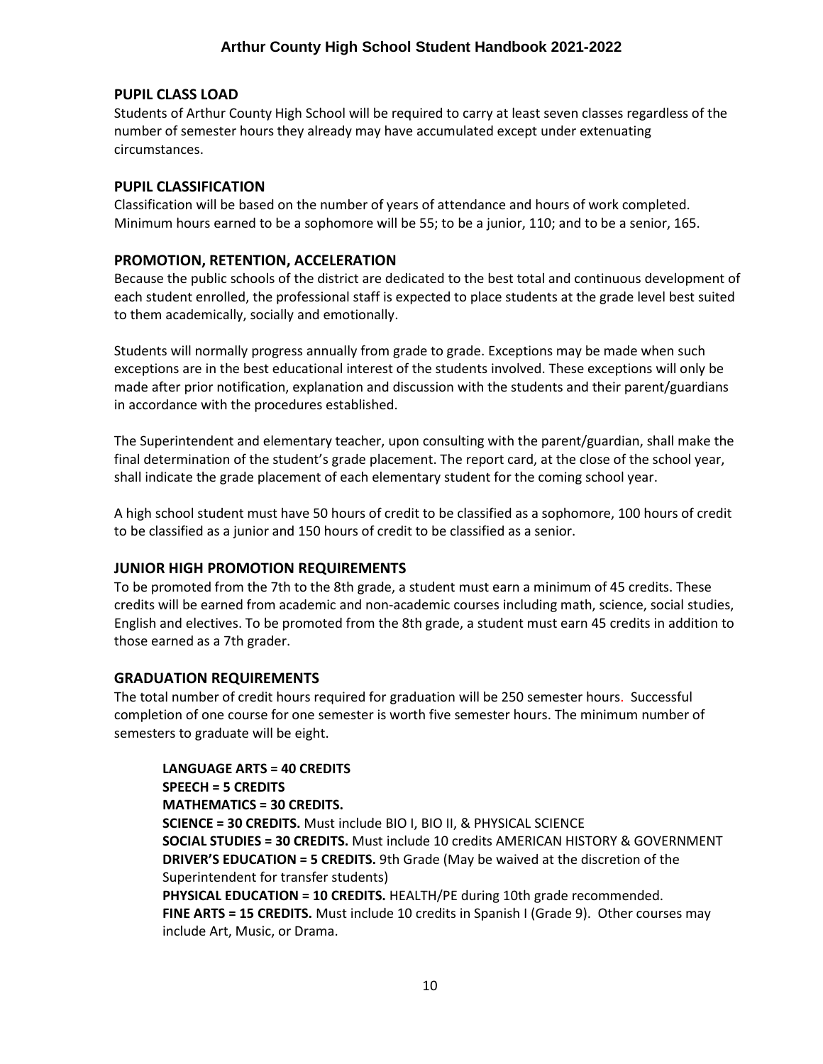## PUPIL CLASS LOAD

Students of Arthur County High School will be required to carry at least seven classes regardless of the number of semester hours they already may have accumulated except under extenuating circumstances.

## PUPIL CLASSIFICATION

Classification will be based on the number of years of attendance and hours of work completed. Minimum hours earned to be a sophomore will be 55; to be a junior, 110; and to be a senior, 165.

## PROMOTION, RETENTION, ACCELERATION

Because the public schools of the district are dedicated to the best total and continuous development of each student enrolled, the professional staff is expected to place students at the grade level best suited to them academically, socially and emotionally.

Students will normally progress annually from grade to grade. Exceptions may be made when such exceptions are in the best educational interest of the students involved. These exceptions will only be made after prior notification, explanation and discussion with the students and their parent/guardians in accordance with the procedures established.

The Superintendent and elementary teacher, upon consulting with the parent/guardian, shall make the final determination of the student's grade placement. The report card, at the close of the school year, shall indicate the grade placement of each elementary student for the coming school year.

A high school student must have 50 hours of credit to be classified as a sophomore, 100 hours of credit to be classified as a junior and 150 hours of credit to be classified as a senior.

## JUNIOR HIGH PROMOTION REQUIREMENTS

To be promoted from the 7th to the 8th grade, a student must earn a minimum of 45 credits. These credits will be earned from academic and non-academic courses including math, science, social studies, English and electives. To be promoted from the 8th grade, a student must earn 45 credits in addition to those earned as a 7th grader.

## GRADUATION REQUIREMENTS

The total number of credit hours required for graduation will be 250 semester hours. Successful completion of one course for one semester is worth five semester hours. The minimum number of semesters to graduate will be eight.

**LANGUAGE ARTS = 40 CREDITS**
**SPEECH = 5 CREDITS**
**MATHEMATICS = 30 CREDITS.**
**SCIENCE = 30 CREDITS.** Must include BIO I, BIO II, & PHYSICAL SCIENCE
**SOCIAL STUDIES = 30 CREDITS.** Must include 10 credits AMERICAN HISTORY & GOVERNMENT
**DRIVER'S EDUCATION = 5 CREDITS.** 9th Grade (May be waived at the discretion of the Superintendent for transfer students)
**PHYSICAL EDUCATION = 10 CREDITS.** HEALTH/PE during 10th grade recommended.
**FINE ARTS = 15 CREDITS.** Must include 10 credits in Spanish I (Grade 9). Other courses may include Art, Music, or Drama.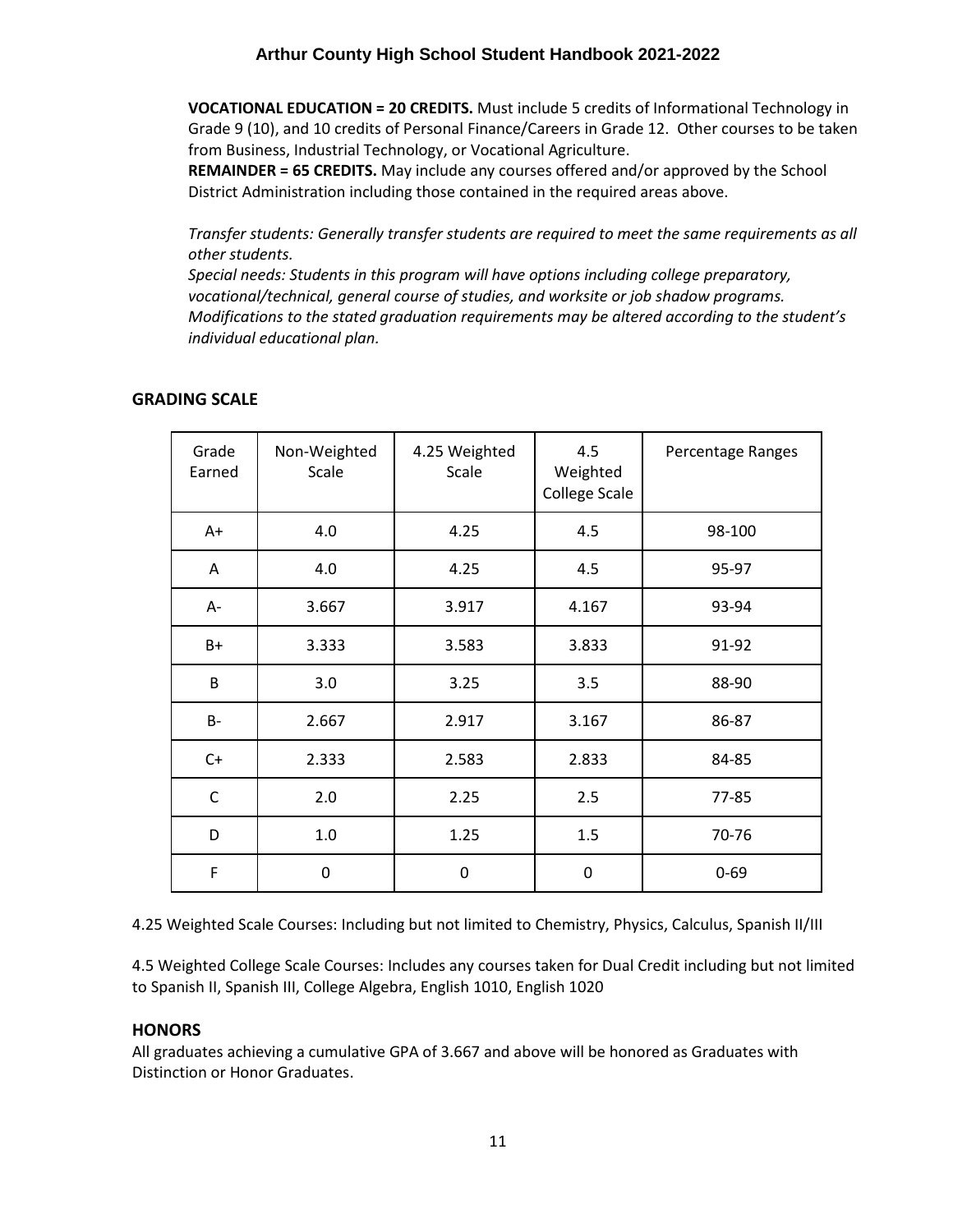**VOCATIONAL EDUCATION = 20 CREDITS.** Must include 5 credits of Informational Technology in Grade 9 (10), and 10 credits of Personal Finance/Careers in Grade 12. Other courses to be taken from Business, Industrial Technology, or Vocational Agriculture.
**REMAINDER = 65 CREDITS.** May include any courses offered and/or approved by the School District Administration including those contained in the required areas above.

*Transfer students: Generally transfer students are required to meet the same requirements as all other students.*
*Special needs: Students in this program will have options including college preparatory, vocational/technical, general course of studies, and worksite or job shadow programs. Modifications to the stated graduation requirements may be altered according to the student's individual educational plan.*

## GRADING SCALE

| Grade Earned | Non-Weighted Scale | 4.25 Weighted Scale | 4.5 Weighted College Scale | Percentage Ranges |
|---|---|---|---|---|
| A+ | 4.0 | 4.25 | 4.5 | 98-100 |
| A | 4.0 | 4.25 | 4.5 | 95-97 |
| A- | 3.667 | 3.917 | 4.167 | 93-94 |
| B+ | 3.333 | 3.583 | 3.833 | 91-92 |
| B | 3.0 | 3.25 | 3.5 | 88-90 |
| B- | 2.667 | 2.917 | 3.167 | 86-87 |
| C+ | 2.333 | 2.583 | 2.833 | 84-85 |
| C | 2.0 | 2.25 | 2.5 | 77-85 |
| D | 1.0 | 1.25 | 1.5 | 70-76 |
| F | 0 | 0 | 0 | 0-69 |

4.25 Weighted Scale Courses: Including but not limited to Chemistry, Physics, Calculus, Spanish II/III

4.5 Weighted College Scale Courses: Includes any courses taken for Dual Credit including but not limited to Spanish II, Spanish III, College Algebra, English 1010, English 1020

## HONORS

All graduates achieving a cumulative GPA of 3.667 and above will be honored as Graduates with Distinction or Honor Graduates.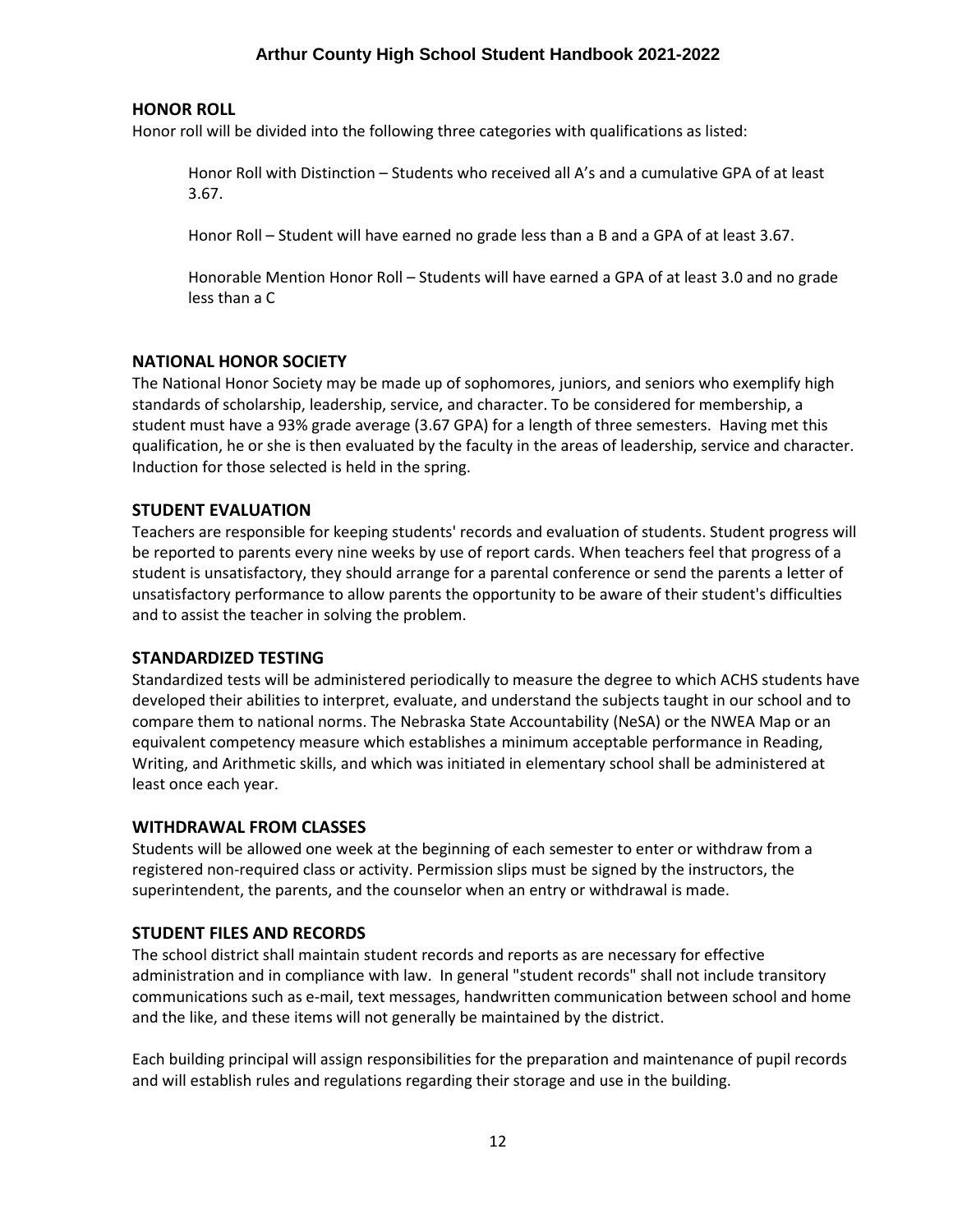## HONOR ROLL

Honor roll will be divided into the following three categories with qualifications as listed:

Honor Roll with Distinction – Students who received all A's and a cumulative GPA of at least 3.67.

Honor Roll – Student will have earned no grade less than a B and a GPA of at least 3.67.

Honorable Mention Honor Roll – Students will have earned a GPA of at least 3.0 and no grade less than a C

## NATIONAL HONOR SOCIETY

The National Honor Society may be made up of sophomores, juniors, and seniors who exemplify high standards of scholarship, leadership, service, and character. To be considered for membership, a student must have a 93% grade average (3.67 GPA) for a length of three semesters. Having met this qualification, he or she is then evaluated by the faculty in the areas of leadership, service and character. Induction for those selected is held in the spring.

## STUDENT EVALUATION

Teachers are responsible for keeping students' records and evaluation of students. Student progress will be reported to parents every nine weeks by use of report cards. When teachers feel that progress of a student is unsatisfactory, they should arrange for a parental conference or send the parents a letter of unsatisfactory performance to allow parents the opportunity to be aware of their student's difficulties and to assist the teacher in solving the problem.

## STANDARDIZED TESTING

Standardized tests will be administered periodically to measure the degree to which ACHS students have developed their abilities to interpret, evaluate, and understand the subjects taught in our school and to compare them to national norms. The Nebraska State Accountability (NeSA) or the NWEA Map or an equivalent competency measure which establishes a minimum acceptable performance in Reading, Writing, and Arithmetic skills, and which was initiated in elementary school shall be administered at least once each year.

## WITHDRAWAL FROM CLASSES

Students will be allowed one week at the beginning of each semester to enter or withdraw from a registered non-required class or activity. Permission slips must be signed by the instructors, the superintendent, the parents, and the counselor when an entry or withdrawal is made.

## STUDENT FILES AND RECORDS

The school district shall maintain student records and reports as are necessary for effective administration and in compliance with law. In general "student records" shall not include transitory communications such as e-mail, text messages, handwritten communication between school and home and the like, and these items will not generally be maintained by the district.

Each building principal will assign responsibilities for the preparation and maintenance of pupil records and will establish rules and regulations regarding their storage and use in the building.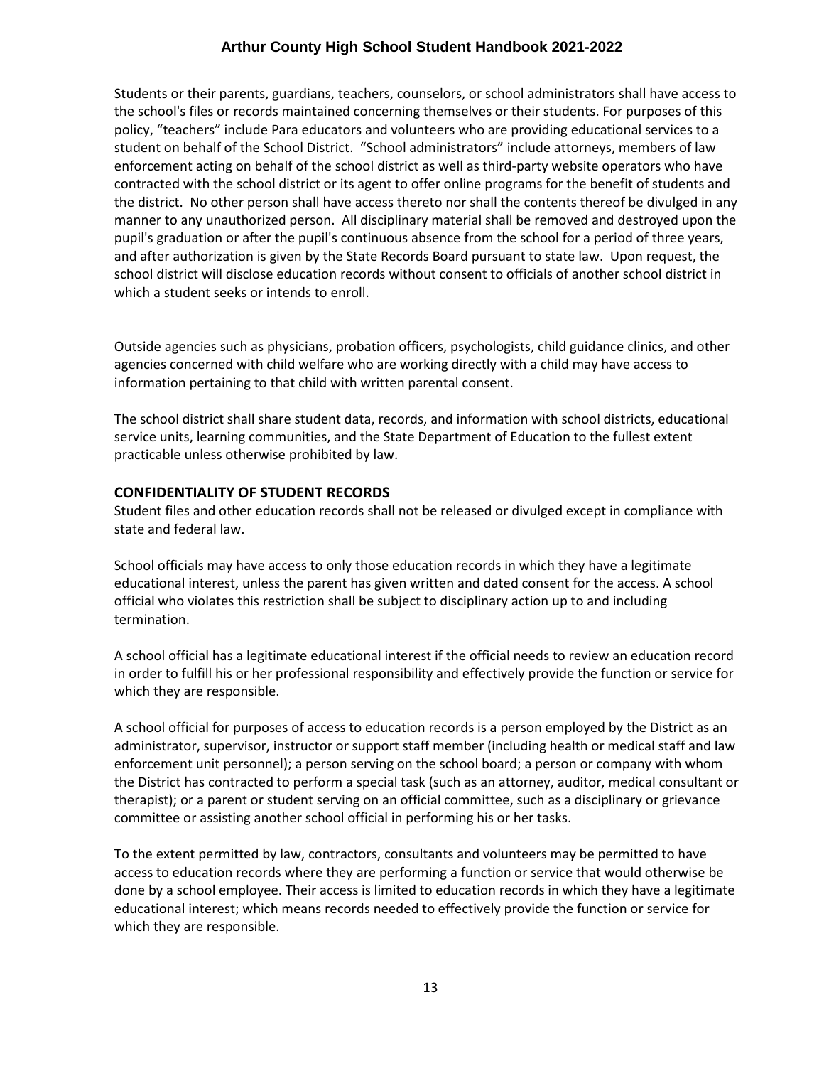Students or their parents, guardians, teachers, counselors, or school administrators shall have access to the school's files or records maintained concerning themselves or their students. For purposes of this policy, "teachers" include Para educators and volunteers who are providing educational services to a student on behalf of the School District. "School administrators" include attorneys, members of law enforcement acting on behalf of the school district as well as third-party website operators who have contracted with the school district or its agent to offer online programs for the benefit of students and the district. No other person shall have access thereto nor shall the contents thereof be divulged in any manner to any unauthorized person. All disciplinary material shall be removed and destroyed upon the pupil's graduation or after the pupil's continuous absence from the school for a period of three years, and after authorization is given by the State Records Board pursuant to state law. Upon request, the school district will disclose education records without consent to officials of another school district in which a student seeks or intends to enroll.

Outside agencies such as physicians, probation officers, psychologists, child guidance clinics, and other agencies concerned with child welfare who are working directly with a child may have access to information pertaining to that child with written parental consent.

The school district shall share student data, records, and information with school districts, educational service units, learning communities, and the State Department of Education to the fullest extent practicable unless otherwise prohibited by law.

## CONFIDENTIALITY OF STUDENT RECORDS

Student files and other education records shall not be released or divulged except in compliance with state and federal law.

School officials may have access to only those education records in which they have a legitimate educational interest, unless the parent has given written and dated consent for the access. A school official who violates this restriction shall be subject to disciplinary action up to and including termination.

A school official has a legitimate educational interest if the official needs to review an education record in order to fulfill his or her professional responsibility and effectively provide the function or service for which they are responsible.

A school official for purposes of access to education records is a person employed by the District as an administrator, supervisor, instructor or support staff member (including health or medical staff and law enforcement unit personnel); a person serving on the school board; a person or company with whom the District has contracted to perform a special task (such as an attorney, auditor, medical consultant or therapist); or a parent or student serving on an official committee, such as a disciplinary or grievance committee or assisting another school official in performing his or her tasks.

To the extent permitted by law, contractors, consultants and volunteers may be permitted to have access to education records where they are performing a function or service that would otherwise be done by a school employee. Their access is limited to education records in which they have a legitimate educational interest; which means records needed to effectively provide the function or service for which they are responsible.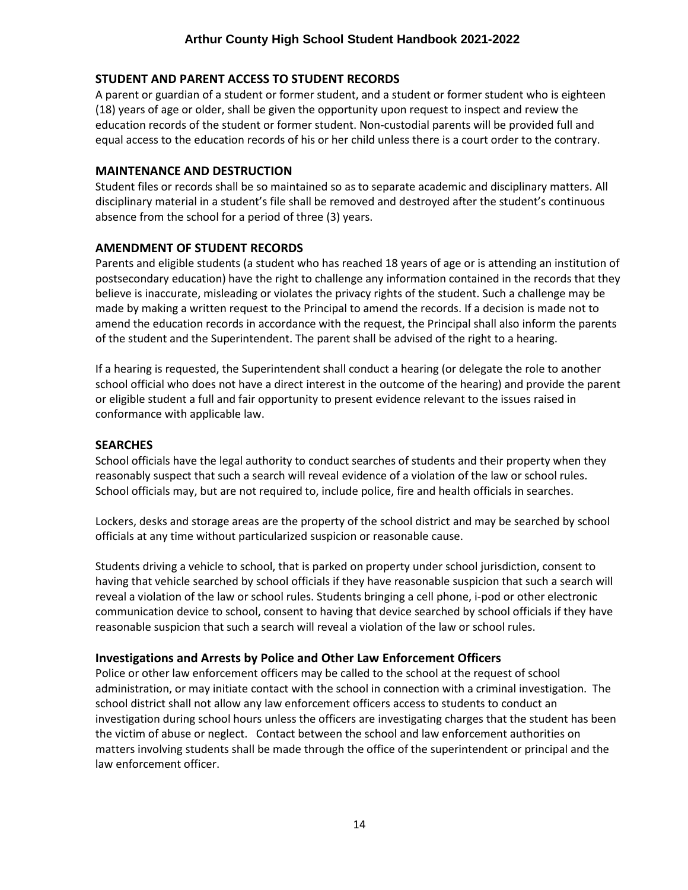## STUDENT AND PARENT ACCESS TO STUDENT RECORDS

A parent or guardian of a student or former student, and a student or former student who is eighteen (18) years of age or older, shall be given the opportunity upon request to inspect and review the education records of the student or former student. Non-custodial parents will be provided full and equal access to the education records of his or her child unless there is a court order to the contrary.

## MAINTENANCE AND DESTRUCTION

Student files or records shall be so maintained so as to separate academic and disciplinary matters. All disciplinary material in a student's file shall be removed and destroyed after the student's continuous absence from the school for a period of three (3) years.

## AMENDMENT OF STUDENT RECORDS

Parents and eligible students (a student who has reached 18 years of age or is attending an institution of postsecondary education) have the right to challenge any information contained in the records that they believe is inaccurate, misleading or violates the privacy rights of the student. Such a challenge may be made by making a written request to the Principal to amend the records. If a decision is made not to amend the education records in accordance with the request, the Principal shall also inform the parents of the student and the Superintendent. The parent shall be advised of the right to a hearing.

If a hearing is requested, the Superintendent shall conduct a hearing (or delegate the role to another school official who does not have a direct interest in the outcome of the hearing) and provide the parent or eligible student a full and fair opportunity to present evidence relevant to the issues raised in conformance with applicable law.

## SEARCHES

School officials have the legal authority to conduct searches of students and their property when they reasonably suspect that such a search will reveal evidence of a violation of the law or school rules. School officials may, but are not required to, include police, fire and health officials in searches.

Lockers, desks and storage areas are the property of the school district and may be searched by school officials at any time without particularized suspicion or reasonable cause.

Students driving a vehicle to school, that is parked on property under school jurisdiction, consent to having that vehicle searched by school officials if they have reasonable suspicion that such a search will reveal a violation of the law or school rules. Students bringing a cell phone, i-pod or other electronic communication device to school, consent to having that device searched by school officials if they have reasonable suspicion that such a search will reveal a violation of the law or school rules.

### Investigations and Arrests by Police and Other Law Enforcement Officers

Police or other law enforcement officers may be called to the school at the request of school administration, or may initiate contact with the school in connection with a criminal investigation. The school district shall not allow any law enforcement officers access to students to conduct an investigation during school hours unless the officers are investigating charges that the student has been the victim of abuse or neglect. Contact between the school and law enforcement authorities on matters involving students shall be made through the office of the superintendent or principal and the law enforcement officer.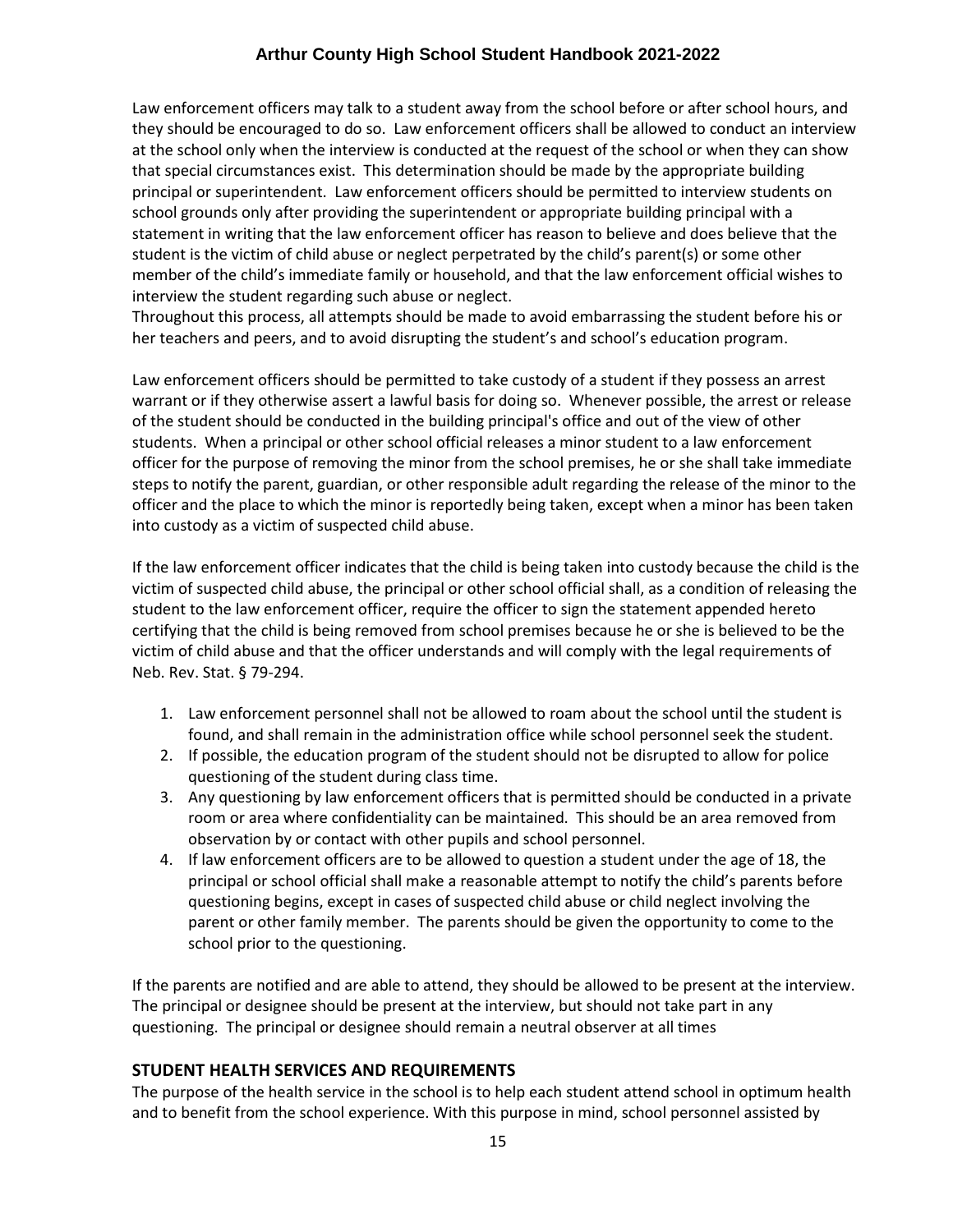Law enforcement officers may talk to a student away from the school before or after school hours, and they should be encouraged to do so. Law enforcement officers shall be allowed to conduct an interview at the school only when the interview is conducted at the request of the school or when they can show that special circumstances exist. This determination should be made by the appropriate building principal or superintendent. Law enforcement officers should be permitted to interview students on school grounds only after providing the superintendent or appropriate building principal with a statement in writing that the law enforcement officer has reason to believe and does believe that the student is the victim of child abuse or neglect perpetrated by the child's parent(s) or some other member of the child's immediate family or household, and that the law enforcement official wishes to interview the student regarding such abuse or neglect.
Throughout this process, all attempts should be made to avoid embarrassing the student before his or her teachers and peers, and to avoid disrupting the student's and school's education program.

Law enforcement officers should be permitted to take custody of a student if they possess an arrest warrant or if they otherwise assert a lawful basis for doing so. Whenever possible, the arrest or release of the student should be conducted in the building principal's office and out of the view of other students. When a principal or other school official releases a minor student to a law enforcement officer for the purpose of removing the minor from the school premises, he or she shall take immediate steps to notify the parent, guardian, or other responsible adult regarding the release of the minor to the officer and the place to which the minor is reportedly being taken, except when a minor has been taken into custody as a victim of suspected child abuse.

If the law enforcement officer indicates that the child is being taken into custody because the child is the victim of suspected child abuse, the principal or other school official shall, as a condition of releasing the student to the law enforcement officer, require the officer to sign the statement appended hereto certifying that the child is being removed from school premises because he or she is believed to be the victim of child abuse and that the officer understands and will comply with the legal requirements of Neb. Rev. Stat. § 79-294.

1. Law enforcement personnel shall not be allowed to roam about the school until the student is found, and shall remain in the administration office while school personnel seek the student.
2. If possible, the education program of the student should not be disrupted to allow for police questioning of the student during class time.
3. Any questioning by law enforcement officers that is permitted should be conducted in a private room or area where confidentiality can be maintained. This should be an area removed from observation by or contact with other pupils and school personnel.
4. If law enforcement officers are to be allowed to question a student under the age of 18, the principal or school official shall make a reasonable attempt to notify the child's parents before questioning begins, except in cases of suspected child abuse or child neglect involving the parent or other family member. The parents should be given the opportunity to come to the school prior to the questioning.

If the parents are notified and are able to attend, they should be allowed to be present at the interview. The principal or designee should be present at the interview, but should not take part in any questioning. The principal or designee should remain a neutral observer at all times

## STUDENT HEALTH SERVICES AND REQUIREMENTS

The purpose of the health service in the school is to help each student attend school in optimum health and to benefit from the school experience. With this purpose in mind, school personnel assisted by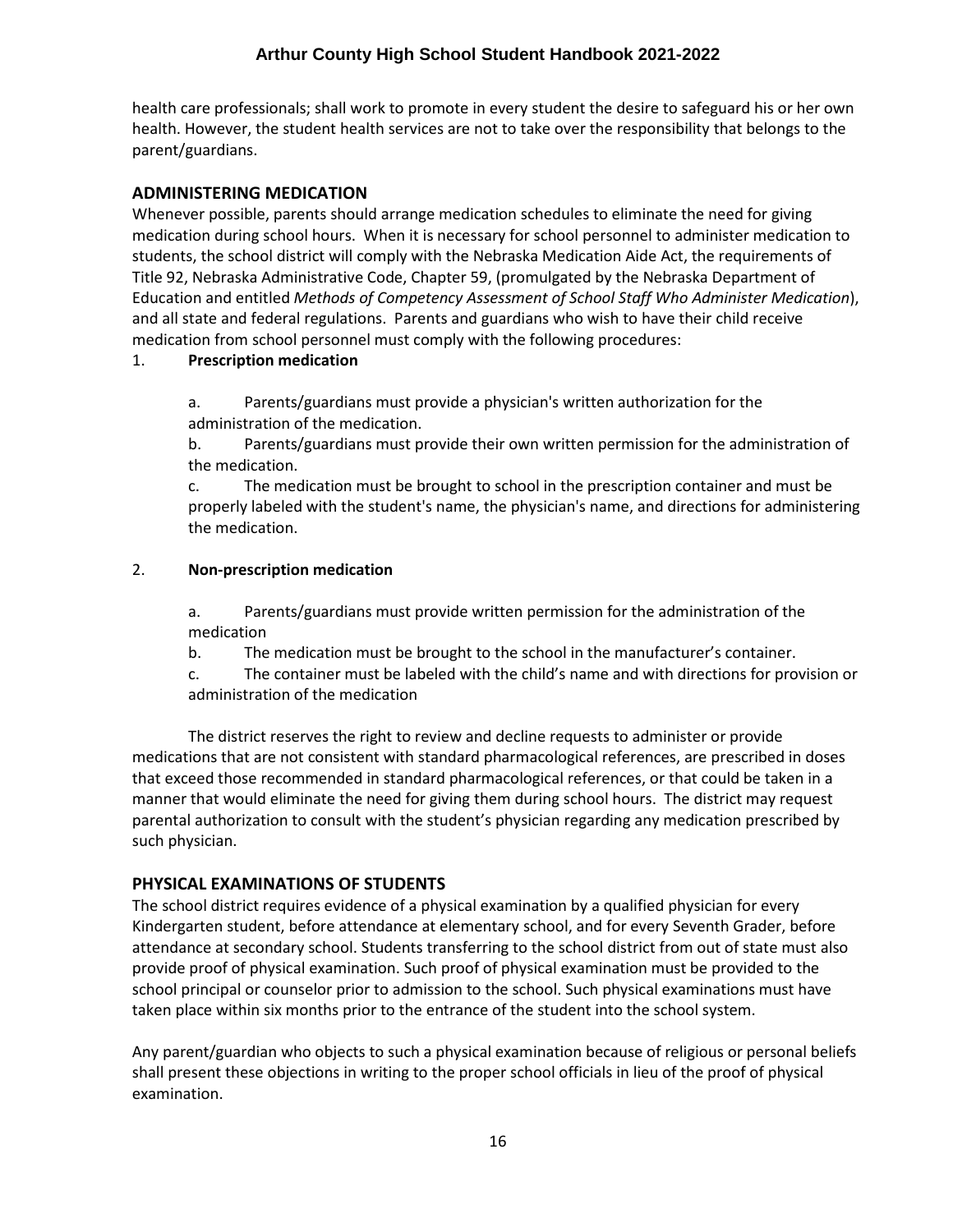health care professionals; shall work to promote in every student the desire to safeguard his or her own health. However, the student health services are not to take over the responsibility that belongs to the parent/guardians.

## ADMINISTERING MEDICATION

Whenever possible, parents should arrange medication schedules to eliminate the need for giving medication during school hours. When it is necessary for school personnel to administer medication to students, the school district will comply with the Nebraska Medication Aide Act, the requirements of Title 92, Nebraska Administrative Code, Chapter 59, (promulgated by the Nebraska Department of Education and entitled *Methods of Competency Assessment of School Staff Who Administer Medication*), and all state and federal regulations. Parents and guardians who wish to have their child receive medication from school personnel must comply with the following procedures:

1. **Prescription medication**

    a. Parents/guardians must provide a physician's written authorization for the administration of the medication.

    b. Parents/guardians must provide their own written permission for the administration of the medication.

    c. The medication must be brought to school in the prescription container and must be properly labeled with the student's name, the physician's name, and directions for administering the medication.

2. **Non-prescription medication**

    a. Parents/guardians must provide written permission for the administration of the medication

    b. The medication must be brought to the school in the manufacturer's container.

    c. The container must be labeled with the child's name and with directions for provision or administration of the medication

The district reserves the right to review and decline requests to administer or provide medications that are not consistent with standard pharmacological references, are prescribed in doses that exceed those recommended in standard pharmacological references, or that could be taken in a manner that would eliminate the need for giving them during school hours. The district may request parental authorization to consult with the student's physician regarding any medication prescribed by such physician.

## PHYSICAL EXAMINATIONS OF STUDENTS

The school district requires evidence of a physical examination by a qualified physician for every Kindergarten student, before attendance at elementary school, and for every Seventh Grader, before attendance at secondary school. Students transferring to the school district from out of state must also provide proof of physical examination. Such proof of physical examination must be provided to the school principal or counselor prior to admission to the school. Such physical examinations must have taken place within six months prior to the entrance of the student into the school system.

Any parent/guardian who objects to such a physical examination because of religious or personal beliefs shall present these objections in writing to the proper school officials in lieu of the proof of physical examination.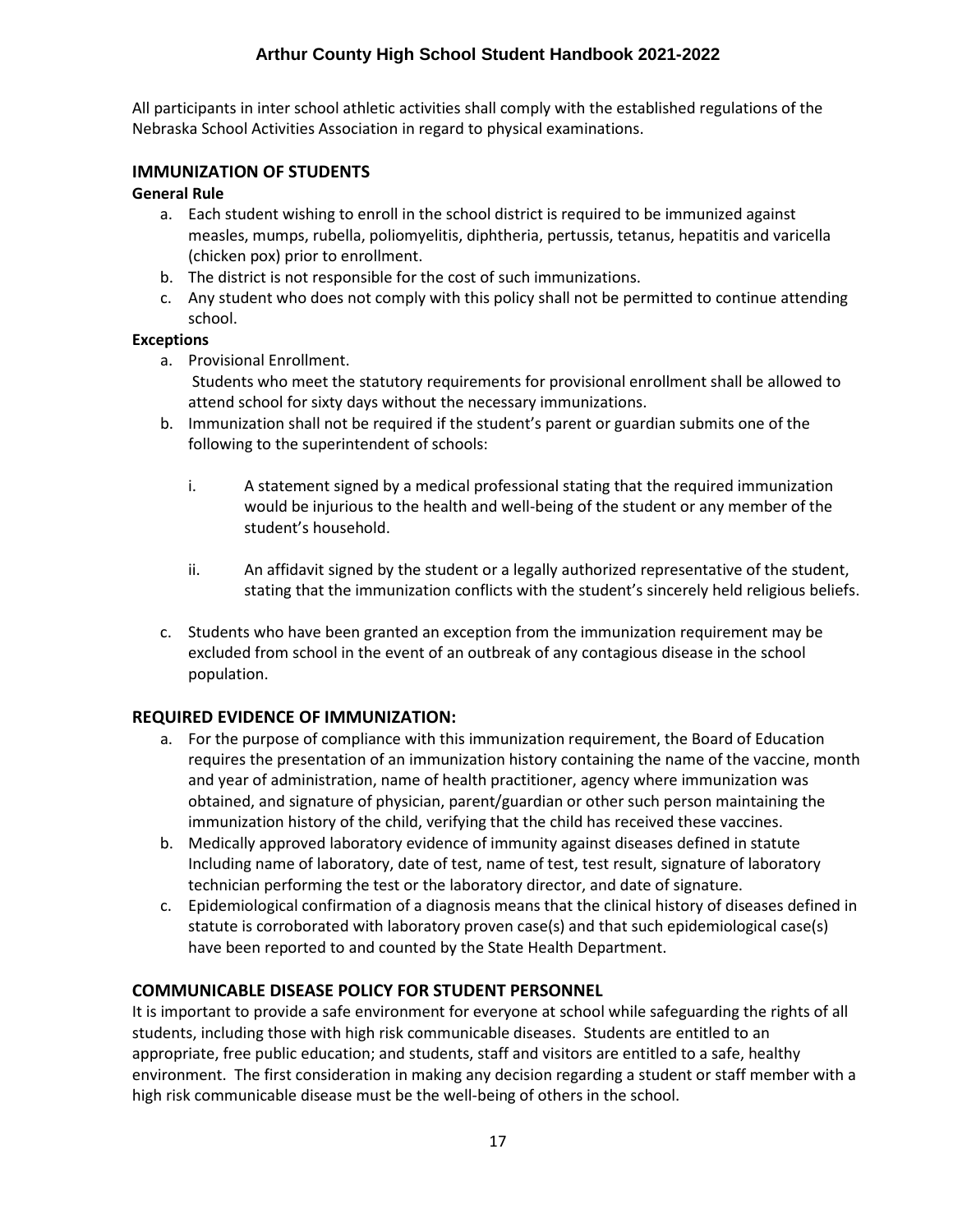All participants in inter school athletic activities shall comply with the established regulations of the Nebraska School Activities Association in regard to physical examinations.

## IMMUNIZATION OF STUDENTS

**General Rule**

a. Each student wishing to enroll in the school district is required to be immunized against measles, mumps, rubella, poliomyelitis, diphtheria, pertussis, tetanus, hepatitis and varicella (chicken pox) prior to enrollment.
b. The district is not responsible for the cost of such immunizations.
c. Any student who does not comply with this policy shall not be permitted to continue attending school.

**Exceptions**

a. Provisional Enrollment.
   Students who meet the statutory requirements for provisional enrollment shall be allowed to attend school for sixty days without the necessary immunizations.
b. Immunization shall not be required if the student's parent or guardian submits one of the following to the superintendent of schools:

   i. A statement signed by a medical professional stating that the required immunization would be injurious to the health and well-being of the student or any member of the student's household.

   ii. An affidavit signed by the student or a legally authorized representative of the student, stating that the immunization conflicts with the student's sincerely held religious beliefs.

c. Students who have been granted an exception from the immunization requirement may be excluded from school in the event of an outbreak of any contagious disease in the school population.

## REQUIRED EVIDENCE OF IMMUNIZATION:

a. For the purpose of compliance with this immunization requirement, the Board of Education requires the presentation of an immunization history containing the name of the vaccine, month and year of administration, name of health practitioner, agency where immunization was obtained, and signature of physician, parent/guardian or other such person maintaining the immunization history of the child, verifying that the child has received these vaccines.
b. Medically approved laboratory evidence of immunity against diseases defined in statute Including name of laboratory, date of test, name of test, test result, signature of laboratory technician performing the test or the laboratory director, and date of signature.
c. Epidemiological confirmation of a diagnosis means that the clinical history of diseases defined in statute is corroborated with laboratory proven case(s) and that such epidemiological case(s) have been reported to and counted by the State Health Department.

## COMMUNICABLE DISEASE POLICY FOR STUDENT PERSONNEL

It is important to provide a safe environment for everyone at school while safeguarding the rights of all students, including those with high risk communicable diseases. Students are entitled to an appropriate, free public education; and students, staff and visitors are entitled to a safe, healthy environment. The first consideration in making any decision regarding a student or staff member with a high risk communicable disease must be the well-being of others in the school.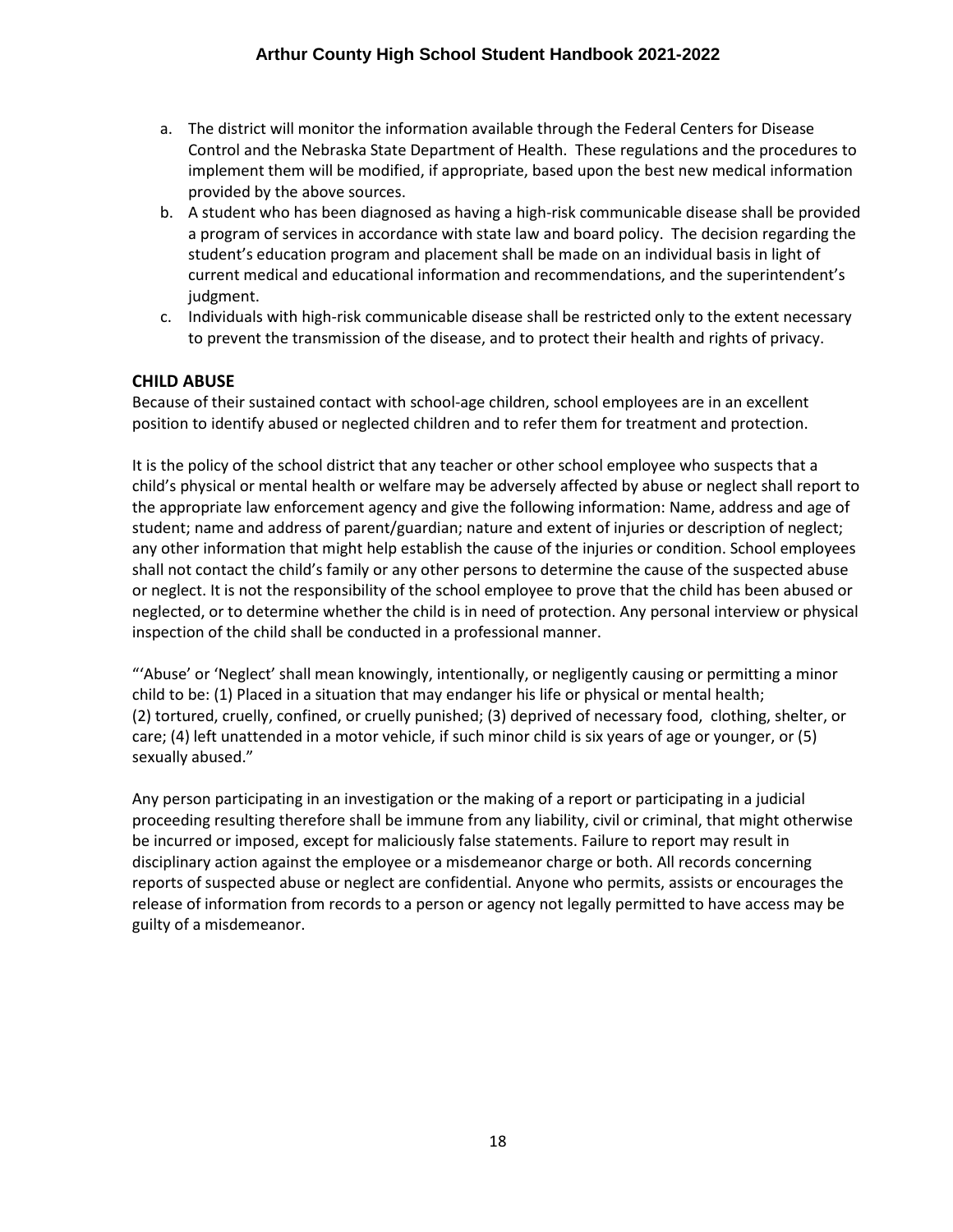a. The district will monitor the information available through the Federal Centers for Disease Control and the Nebraska State Department of Health. These regulations and the procedures to implement them will be modified, if appropriate, based upon the best new medical information provided by the above sources.
b. A student who has been diagnosed as having a high-risk communicable disease shall be provided a program of services in accordance with state law and board policy. The decision regarding the student's education program and placement shall be made on an individual basis in light of current medical and educational information and recommendations, and the superintendent's judgment.
c. Individuals with high-risk communicable disease shall be restricted only to the extent necessary to prevent the transmission of the disease, and to protect their health and rights of privacy.

## CHILD ABUSE

Because of their sustained contact with school-age children, school employees are in an excellent position to identify abused or neglected children and to refer them for treatment and protection.

It is the policy of the school district that any teacher or other school employee who suspects that a child's physical or mental health or welfare may be adversely affected by abuse or neglect shall report to the appropriate law enforcement agency and give the following information: Name, address and age of student; name and address of parent/guardian; nature and extent of injuries or description of neglect; any other information that might help establish the cause of the injuries or condition. School employees shall not contact the child's family or any other persons to determine the cause of the suspected abuse or neglect. It is not the responsibility of the school employee to prove that the child has been abused or neglected, or to determine whether the child is in need of protection. Any personal interview or physical inspection of the child shall be conducted in a professional manner.

"'Abuse' or 'Neglect' shall mean knowingly, intentionally, or negligently causing or permitting a minor child to be: (1) Placed in a situation that may endanger his life or physical or mental health; (2) tortured, cruelly, confined, or cruelly punished; (3) deprived of necessary food, clothing, shelter, or care; (4) left unattended in a motor vehicle, if such minor child is six years of age or younger, or (5) sexually abused."

Any person participating in an investigation or the making of a report or participating in a judicial proceeding resulting therefore shall be immune from any liability, civil or criminal, that might otherwise be incurred or imposed, except for maliciously false statements. Failure to report may result in disciplinary action against the employee or a misdemeanor charge or both. All records concerning reports of suspected abuse or neglect are confidential. Anyone who permits, assists or encourages the release of information from records to a person or agency not legally permitted to have access may be guilty of a misdemeanor.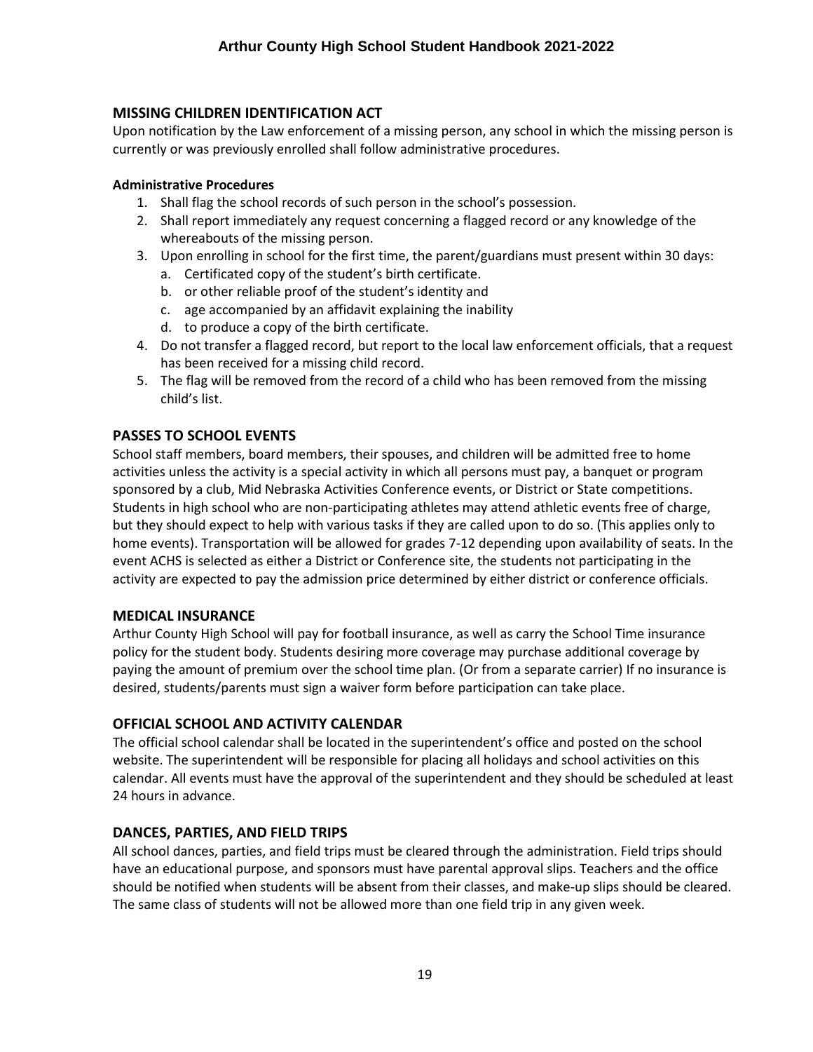## MISSING CHILDREN IDENTIFICATION ACT

Upon notification by the Law enforcement of a missing person, any school in which the missing person is currently or was previously enrolled shall follow administrative procedures.

**Administrative Procedures**

1. Shall flag the school records of such person in the school's possession.
2. Shall report immediately any request concerning a flagged record or any knowledge of the whereabouts of the missing person.
3. Upon enrolling in school for the first time, the parent/guardians must present within 30 days:
   a. Certificated copy of the student's birth certificate.
   b. or other reliable proof of the student's identity and
   c. age accompanied by an affidavit explaining the inability
   d. to produce a copy of the birth certificate.
4. Do not transfer a flagged record, but report to the local law enforcement officials, that a request has been received for a missing child record.
5. The flag will be removed from the record of a child who has been removed from the missing child's list.

## PASSES TO SCHOOL EVENTS

School staff members, board members, their spouses, and children will be admitted free to home activities unless the activity is a special activity in which all persons must pay, a banquet or program sponsored by a club, Mid Nebraska Activities Conference events, or District or State competitions. Students in high school who are non-participating athletes may attend athletic events free of charge, but they should expect to help with various tasks if they are called upon to do so. (This applies only to home events). Transportation will be allowed for grades 7-12 depending upon availability of seats. In the event ACHS is selected as either a District or Conference site, the students not participating in the activity are expected to pay the admission price determined by either district or conference officials.

## MEDICAL INSURANCE

Arthur County High School will pay for football insurance, as well as carry the School Time insurance policy for the student body. Students desiring more coverage may purchase additional coverage by paying the amount of premium over the school time plan. (Or from a separate carrier) If no insurance is desired, students/parents must sign a waiver form before participation can take place.

## OFFICIAL SCHOOL AND ACTIVITY CALENDAR

The official school calendar shall be located in the superintendent's office and posted on the school website. The superintendent will be responsible for placing all holidays and school activities on this calendar. All events must have the approval of the superintendent and they should be scheduled at least 24 hours in advance.

## DANCES, PARTIES, AND FIELD TRIPS

All school dances, parties, and field trips must be cleared through the administration. Field trips should have an educational purpose, and sponsors must have parental approval slips. Teachers and the office should be notified when students will be absent from their classes, and make-up slips should be cleared. The same class of students will not be allowed more than one field trip in any given week.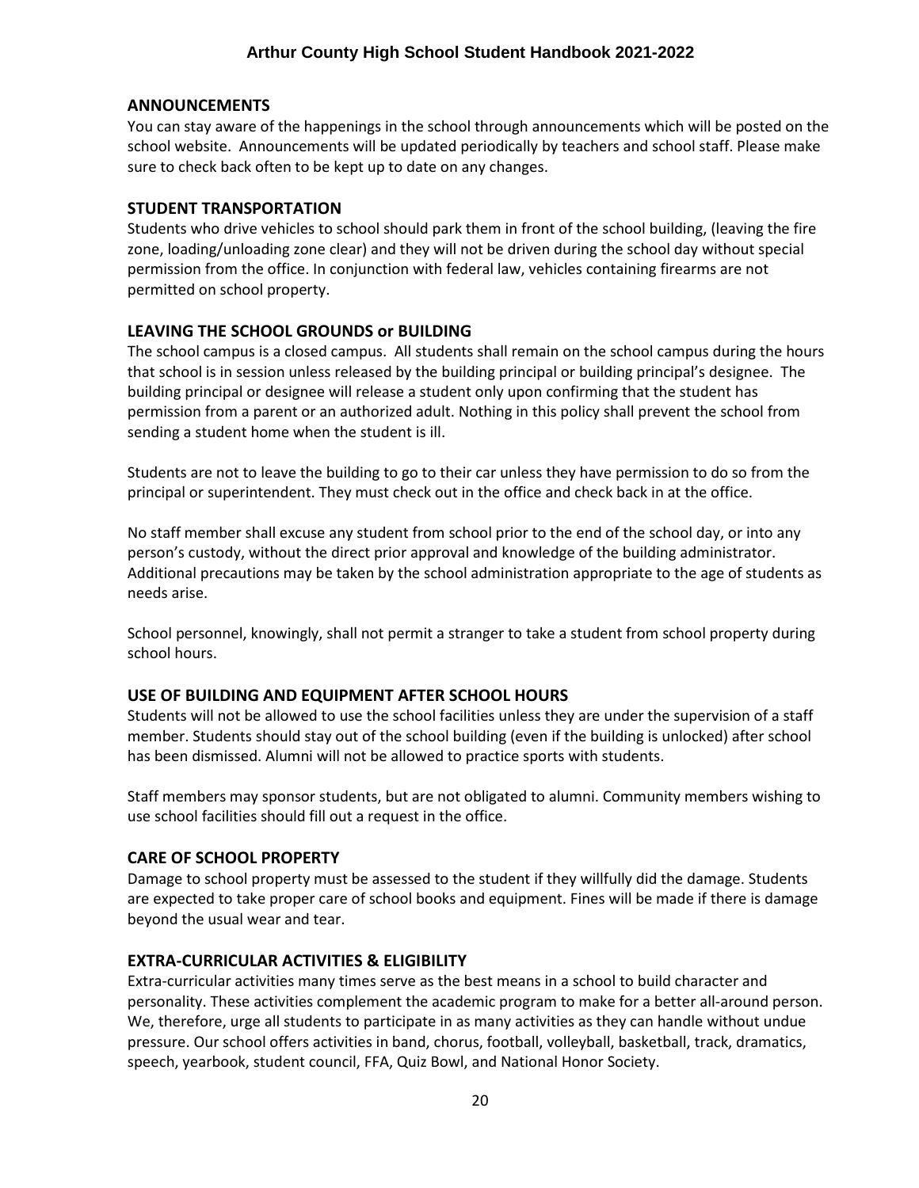## ANNOUNCEMENTS

You can stay aware of the happenings in the school through announcements which will be posted on the school website. Announcements will be updated periodically by teachers and school staff. Please make sure to check back often to be kept up to date on any changes.

## STUDENT TRANSPORTATION

Students who drive vehicles to school should park them in front of the school building, (leaving the fire zone, loading/unloading zone clear) and they will not be driven during the school day without special permission from the office. In conjunction with federal law, vehicles containing firearms are not permitted on school property.

## LEAVING THE SCHOOL GROUNDS or BUILDING

The school campus is a closed campus. All students shall remain on the school campus during the hours that school is in session unless released by the building principal or building principal's designee. The building principal or designee will release a student only upon confirming that the student has permission from a parent or an authorized adult. Nothing in this policy shall prevent the school from sending a student home when the student is ill.

Students are not to leave the building to go to their car unless they have permission to do so from the principal or superintendent. They must check out in the office and check back in at the office.

No staff member shall excuse any student from school prior to the end of the school day, or into any person's custody, without the direct prior approval and knowledge of the building administrator. Additional precautions may be taken by the school administration appropriate to the age of students as needs arise.

School personnel, knowingly, shall not permit a stranger to take a student from school property during school hours.

## USE OF BUILDING AND EQUIPMENT AFTER SCHOOL HOURS

Students will not be allowed to use the school facilities unless they are under the supervision of a staff member. Students should stay out of the school building (even if the building is unlocked) after school has been dismissed. Alumni will not be allowed to practice sports with students.

Staff members may sponsor students, but are not obligated to alumni. Community members wishing to use school facilities should fill out a request in the office.

## CARE OF SCHOOL PROPERTY

Damage to school property must be assessed to the student if they willfully did the damage. Students are expected to take proper care of school books and equipment. Fines will be made if there is damage beyond the usual wear and tear.

## EXTRA-CURRICULAR ACTIVITIES & ELIGIBILITY

Extra-curricular activities many times serve as the best means in a school to build character and personality. These activities complement the academic program to make for a better all-around person. We, therefore, urge all students to participate in as many activities as they can handle without undue pressure. Our school offers activities in band, chorus, football, volleyball, basketball, track, dramatics, speech, yearbook, student council, FFA, Quiz Bowl, and National Honor Society.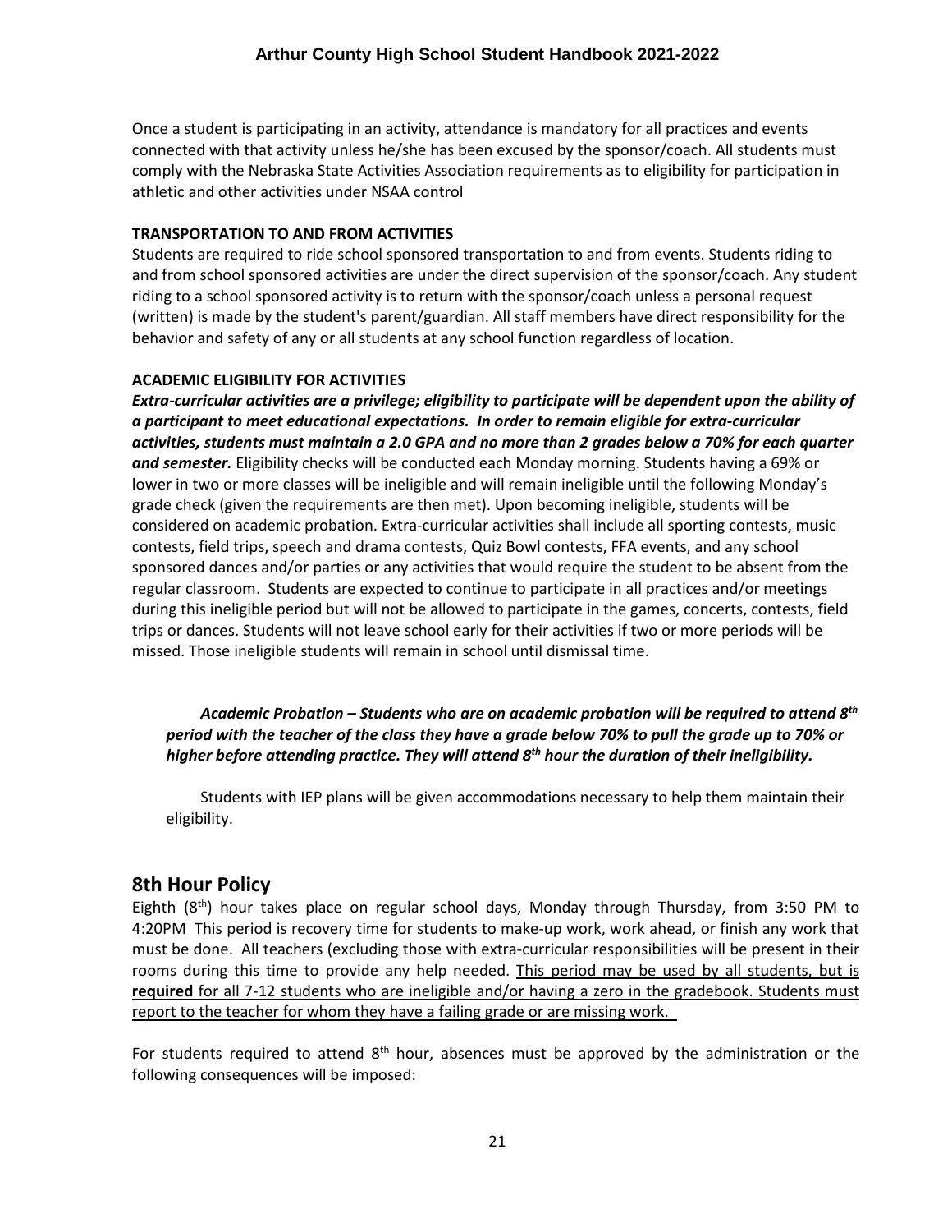Once a student is participating in an activity, attendance is mandatory for all practices and events connected with that activity unless he/she has been excused by the sponsor/coach. All students must comply with the Nebraska State Activities Association requirements as to eligibility for participation in athletic and other activities under NSAA control

**TRANSPORTATION TO AND FROM ACTIVITIES**

Students are required to ride school sponsored transportation to and from events. Students riding to and from school sponsored activities are under the direct supervision of the sponsor/coach. Any student riding to a school sponsored activity is to return with the sponsor/coach unless a personal request (written) is made by the student's parent/guardian. All staff members have direct responsibility for the behavior and safety of any or all students at any school function regardless of location.

**ACADEMIC ELIGIBILITY FOR ACTIVITIES**

***Extra-curricular activities are a privilege; eligibility to participate will be dependent upon the ability of a participant to meet educational expectations. In order to remain eligible for extra-curricular activities, students must maintain a 2.0 GPA and no more than 2 grades below a 70% for each quarter and semester.*** Eligibility checks will be conducted each Monday morning. Students having a 69% or lower in two or more classes will be ineligible and will remain ineligible until the following Monday's grade check (given the requirements are then met). Upon becoming ineligible, students will be considered on academic probation. Extra-curricular activities shall include all sporting contests, music contests, field trips, speech and drama contests, Quiz Bowl contests, FFA events, and any school sponsored dances and/or parties or any activities that would require the student to be absent from the regular classroom. Students are expected to continue to participate in all practices and/or meetings during this ineligible period but will not be allowed to participate in the games, concerts, contests, field trips or dances. Students will not leave school early for their activities if two or more periods will be missed. Those ineligible students will remain in school until dismissal time.

***Academic Probation – Students who are on academic probation will be required to attend 8th period with the teacher of the class they have a grade below 70% to pull the grade up to 70% or higher before attending practice. They will attend 8th hour the duration of their ineligibility.***

Students with IEP plans will be given accommodations necessary to help them maintain their eligibility.

## 8th Hour Policy

Eighth (8th) hour takes place on regular school days, Monday through Thursday, from 3:50 PM to 4:20PM This period is recovery time for students to make-up work, work ahead, or finish any work that must be done. All teachers (excluding those with extra-curricular responsibilities will be present in their rooms during this time to provide any help needed. This period may be used by all students, but is **required** for all 7-12 students who are ineligible and/or having a zero in the gradebook. Students must report to the teacher for whom they have a failing grade or are missing work.

For students required to attend 8th hour, absences must be approved by the administration or the following consequences will be imposed: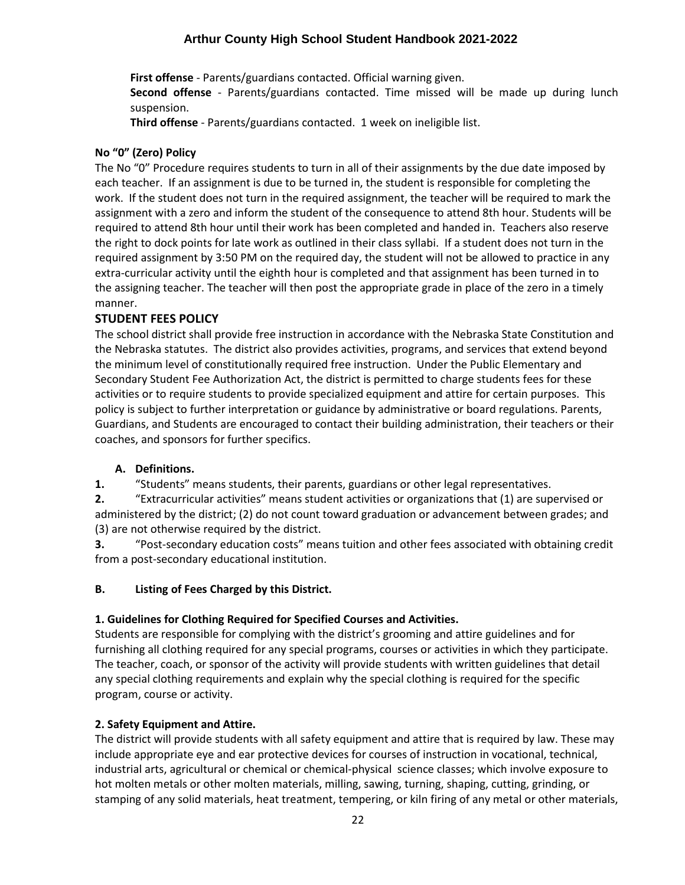**First offense** - Parents/guardians contacted. Official warning given.

**Second offense** - Parents/guardians contacted. Time missed will be made up during lunch suspension.

**Third offense** - Parents/guardians contacted. 1 week on ineligible list.

**No "0" (Zero) Policy**

The No "0" Procedure requires students to turn in all of their assignments by the due date imposed by each teacher. If an assignment is due to be turned in, the student is responsible for completing the work. If the student does not turn in the required assignment, the teacher will be required to mark the assignment with a zero and inform the student of the consequence to attend 8th hour. Students will be required to attend 8th hour until their work has been completed and handed in. Teachers also reserve the right to dock points for late work as outlined in their class syllabi. If a student does not turn in the required assignment by 3:50 PM on the required day, the student will not be allowed to practice in any extra-curricular activity until the eighth hour is completed and that assignment has been turned in to the assigning teacher. The teacher will then post the appropriate grade in place of the zero in a timely manner.

## STUDENT FEES POLICY

The school district shall provide free instruction in accordance with the Nebraska State Constitution and the Nebraska statutes. The district also provides activities, programs, and services that extend beyond the minimum level of constitutionally required free instruction. Under the Public Elementary and Secondary Student Fee Authorization Act, the district is permitted to charge students fees for these activities or to require students to provide specialized equipment and attire for certain purposes. This policy is subject to further interpretation or guidance by administrative or board regulations. Parents, Guardians, and Students are encouraged to contact their building administration, their teachers or their coaches, and sponsors for further specifics.

**A. Definitions.**

**1.** "Students" means students, their parents, guardians or other legal representatives.

**2.** "Extracurricular activities" means student activities or organizations that (1) are supervised or administered by the district; (2) do not count toward graduation or advancement between grades; and (3) are not otherwise required by the district.

**3.** "Post-secondary education costs" means tuition and other fees associated with obtaining credit from a post-secondary educational institution.

**B. Listing of Fees Charged by this District.**

**1. Guidelines for Clothing Required for Specified Courses and Activities.**

Students are responsible for complying with the district's grooming and attire guidelines and for furnishing all clothing required for any special programs, courses or activities in which they participate. The teacher, coach, or sponsor of the activity will provide students with written guidelines that detail any special clothing requirements and explain why the special clothing is required for the specific program, course or activity.

**2. Safety Equipment and Attire.**

The district will provide students with all safety equipment and attire that is required by law. These may include appropriate eye and ear protective devices for courses of instruction in vocational, technical, industrial arts, agricultural or chemical or chemical-physical science classes; which involve exposure to hot molten metals or other molten materials, milling, sawing, turning, shaping, cutting, grinding, or stamping of any solid materials, heat treatment, tempering, or kiln firing of any metal or other materials,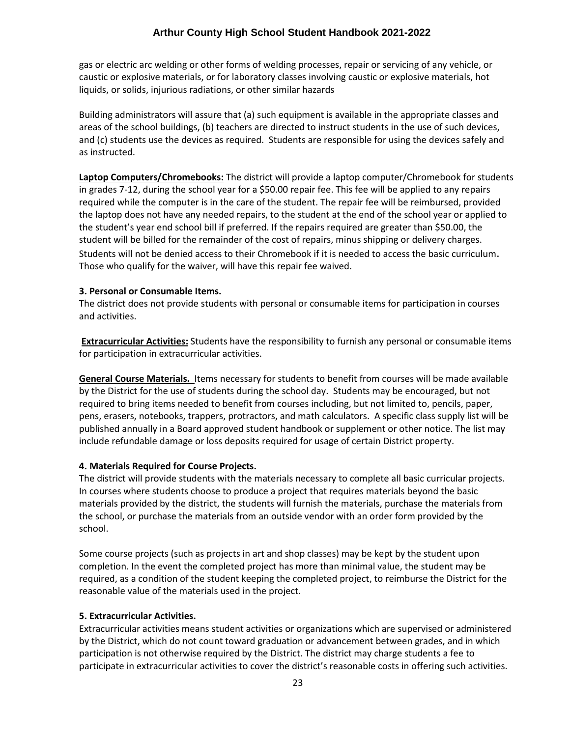gas or electric arc welding or other forms of welding processes, repair or servicing of any vehicle, or caustic or explosive materials, or for laboratory classes involving caustic or explosive materials, hot liquids, or solids, injurious radiations, or other similar hazards

Building administrators will assure that (a) such equipment is available in the appropriate classes and areas of the school buildings, (b) teachers are directed to instruct students in the use of such devices, and (c) students use the devices as required. Students are responsible for using the devices safely and as instructed.

**Laptop Computers/Chromebooks:** The district will provide a laptop computer/Chromebook for students in grades 7-12, during the school year for a $50.00 repair fee. This fee will be applied to any repairs required while the computer is in the care of the student. The repair fee will be reimbursed, provided the laptop does not have any needed repairs, to the student at the end of the school year or applied to the student's year end school bill if preferred. If the repairs required are greater than $50.00, the student will be billed for the remainder of the cost of repairs, minus shipping or delivery charges. Students will not be denied access to their Chromebook if it is needed to access the basic curriculum. Those who qualify for the waiver, will have this repair fee waived.

**3. Personal or Consumable Items.**

The district does not provide students with personal or consumable items for participation in courses and activities.

**Extracurricular Activities:** Students have the responsibility to furnish any personal or consumable items for participation in extracurricular activities.

**General Course Materials.** Items necessary for students to benefit from courses will be made available by the District for the use of students during the school day. Students may be encouraged, but not required to bring items needed to benefit from courses including, but not limited to, pencils, paper, pens, erasers, notebooks, trappers, protractors, and math calculators. A specific class supply list will be published annually in a Board approved student handbook or supplement or other notice. The list may include refundable damage or loss deposits required for usage of certain District property.

**4. Materials Required for Course Projects.**

The district will provide students with the materials necessary to complete all basic curricular projects. In courses where students choose to produce a project that requires materials beyond the basic materials provided by the district, the students will furnish the materials, purchase the materials from the school, or purchase the materials from an outside vendor with an order form provided by the school.

Some course projects (such as projects in art and shop classes) may be kept by the student upon completion. In the event the completed project has more than minimal value, the student may be required, as a condition of the student keeping the completed project, to reimburse the District for the reasonable value of the materials used in the project.

**5. Extracurricular Activities.**

Extracurricular activities means student activities or organizations which are supervised or administered by the District, which do not count toward graduation or advancement between grades, and in which participation is not otherwise required by the District. The district may charge students a fee to participate in extracurricular activities to cover the district's reasonable costs in offering such activities.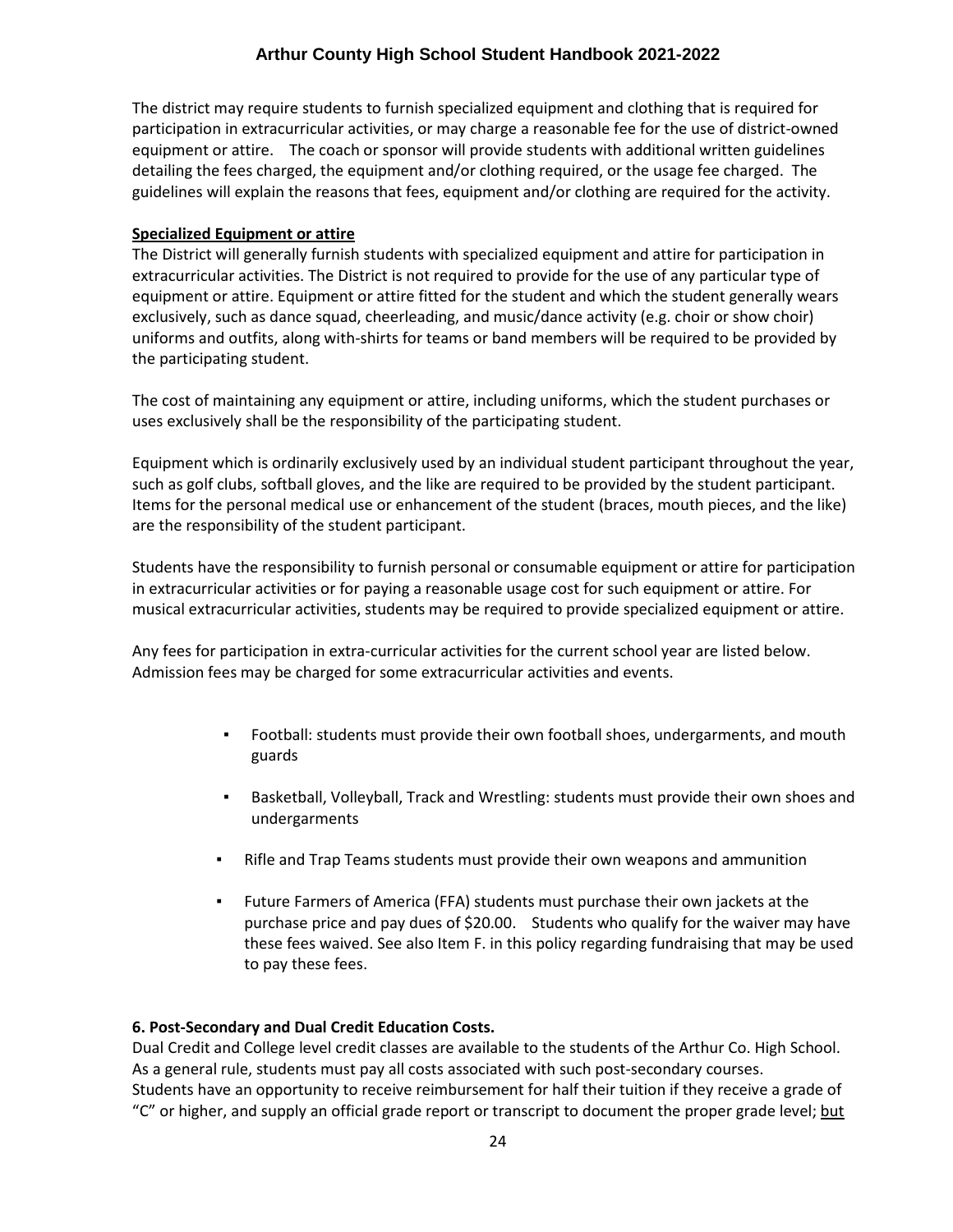The district may require students to furnish specialized equipment and clothing that is required for participation in extracurricular activities, or may charge a reasonable fee for the use of district-owned equipment or attire. The coach or sponsor will provide students with additional written guidelines detailing the fees charged, the equipment and/or clothing required, or the usage fee charged. The guidelines will explain the reasons that fees, equipment and/or clothing are required for the activity.

**Specialized Equipment or attire**

The District will generally furnish students with specialized equipment and attire for participation in extracurricular activities. The District is not required to provide for the use of any particular type of equipment or attire. Equipment or attire fitted for the student and which the student generally wears exclusively, such as dance squad, cheerleading, and music/dance activity (e.g. choir or show choir) uniforms and outfits, along with-shirts for teams or band members will be required to be provided by the participating student.

The cost of maintaining any equipment or attire, including uniforms, which the student purchases or uses exclusively shall be the responsibility of the participating student.

Equipment which is ordinarily exclusively used by an individual student participant throughout the year, such as golf clubs, softball gloves, and the like are required to be provided by the student participant. Items for the personal medical use or enhancement of the student (braces, mouth pieces, and the like) are the responsibility of the student participant.

Students have the responsibility to furnish personal or consumable equipment or attire for participation in extracurricular activities or for paying a reasonable usage cost for such equipment or attire. For musical extracurricular activities, students may be required to provide specialized equipment or attire.

Any fees for participation in extra-curricular activities for the current school year are listed below. Admission fees may be charged for some extracurricular activities and events.

- Football: students must provide their own football shoes, undergarments, and mouth guards
- Basketball, Volleyball, Track and Wrestling: students must provide their own shoes and undergarments
- Rifle and Trap Teams students must provide their own weapons and ammunition
- Future Farmers of America (FFA) students must purchase their own jackets at the purchase price and pay dues of $20.00. Students who qualify for the waiver may have these fees waived. See also Item F. in this policy regarding fundraising that may be used to pay these fees.

**6. Post-Secondary and Dual Credit Education Costs.**

Dual Credit and College level credit classes are available to the students of the Arthur Co. High School. As a general rule, students must pay all costs associated with such post-secondary courses. Students have an opportunity to receive reimbursement for half their tuition if they receive a grade of "C" or higher, and supply an official grade report or transcript to document the proper grade level; <u>but</u>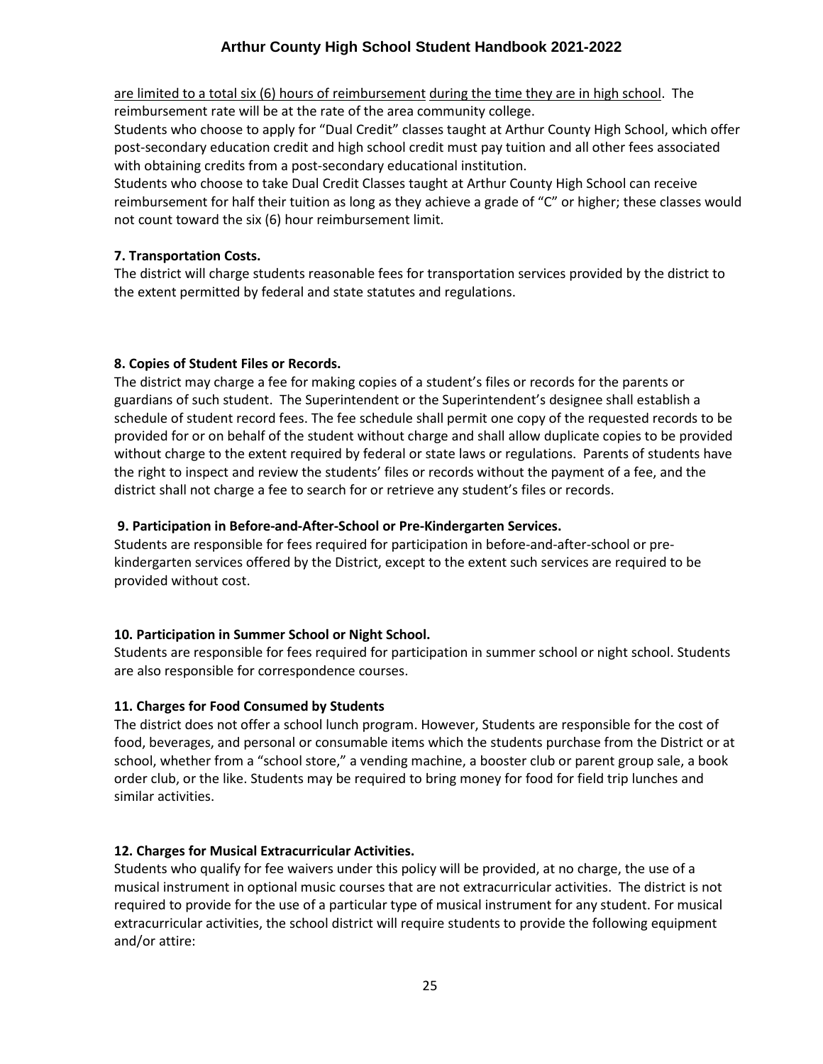are limited to a total six (6) hours of reimbursement during the time they are in high school. The reimbursement rate will be at the rate of the area community college.

Students who choose to apply for "Dual Credit" classes taught at Arthur County High School, which offer post-secondary education credit and high school credit must pay tuition and all other fees associated with obtaining credits from a post-secondary educational institution.

Students who choose to take Dual Credit Classes taught at Arthur County High School can receive reimbursement for half their tuition as long as they achieve a grade of "C" or higher; these classes would not count toward the six (6) hour reimbursement limit.

**7. Transportation Costs.**

The district will charge students reasonable fees for transportation services provided by the district to the extent permitted by federal and state statutes and regulations.

**8. Copies of Student Files or Records.**

The district may charge a fee for making copies of a student's files or records for the parents or guardians of such student. The Superintendent or the Superintendent's designee shall establish a schedule of student record fees. The fee schedule shall permit one copy of the requested records to be provided for or on behalf of the student without charge and shall allow duplicate copies to be provided without charge to the extent required by federal or state laws or regulations. Parents of students have the right to inspect and review the students' files or records without the payment of a fee, and the district shall not charge a fee to search for or retrieve any student's files or records.

**9. Participation in Before-and-After-School or Pre-Kindergarten Services.**

Students are responsible for fees required for participation in before-and-after-school or pre-kindergarten services offered by the District, except to the extent such services are required to be provided without cost.

**10. Participation in Summer School or Night School.**

Students are responsible for fees required for participation in summer school or night school. Students are also responsible for correspondence courses.

**11. Charges for Food Consumed by Students**

The district does not offer a school lunch program. However, Students are responsible for the cost of food, beverages, and personal or consumable items which the students purchase from the District or at school, whether from a "school store," a vending machine, a booster club or parent group sale, a book order club, or the like. Students may be required to bring money for food for field trip lunches and similar activities.

**12. Charges for Musical Extracurricular Activities.**

Students who qualify for fee waivers under this policy will be provided, at no charge, the use of a musical instrument in optional music courses that are not extracurricular activities. The district is not required to provide for the use of a particular type of musical instrument for any student. For musical extracurricular activities, the school district will require students to provide the following equipment and/or attire: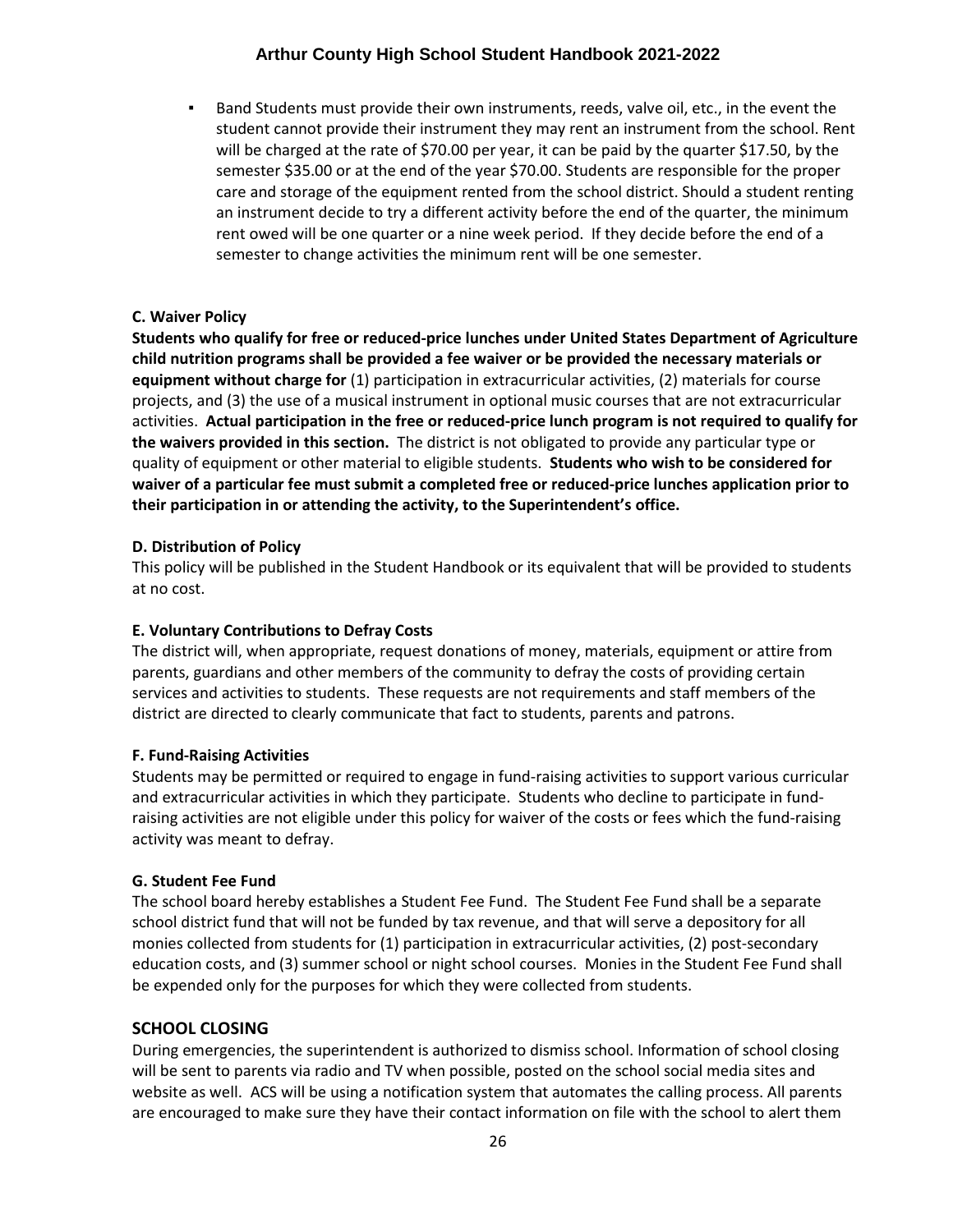- Band Students must provide their own instruments, reeds, valve oil, etc., in the event the student cannot provide their instrument they may rent an instrument from the school. Rent will be charged at the rate of $70.00 per year, it can be paid by the quarter $17.50, by the semester $35.00 or at the end of the year $70.00. Students are responsible for the proper care and storage of the equipment rented from the school district. Should a student renting an instrument decide to try a different activity before the end of the quarter, the minimum rent owed will be one quarter or a nine week period. If they decide before the end of a semester to change activities the minimum rent will be one semester.

**C. Waiver Policy**

**Students who qualify for free or reduced-price lunches under United States Department of Agriculture child nutrition programs shall be provided a fee waiver or be provided the necessary materials or equipment without charge for** (1) participation in extracurricular activities, (2) materials for course projects, and (3) the use of a musical instrument in optional music courses that are not extracurricular activities. **Actual participation in the free or reduced-price lunch program is not required to qualify for the waivers provided in this section.** The district is not obligated to provide any particular type or quality of equipment or other material to eligible students. **Students who wish to be considered for waiver of a particular fee must submit a completed free or reduced-price lunches application prior to their participation in or attending the activity, to the Superintendent's office.**

**D. Distribution of Policy**

This policy will be published in the Student Handbook or its equivalent that will be provided to students at no cost.

**E. Voluntary Contributions to Defray Costs**

The district will, when appropriate, request donations of money, materials, equipment or attire from parents, guardians and other members of the community to defray the costs of providing certain services and activities to students. These requests are not requirements and staff members of the district are directed to clearly communicate that fact to students, parents and patrons.

**F. Fund-Raising Activities**

Students may be permitted or required to engage in fund-raising activities to support various curricular and extracurricular activities in which they participate. Students who decline to participate in fund-raising activities are not eligible under this policy for waiver of the costs or fees which the fund-raising activity was meant to defray.

**G. Student Fee Fund**

The school board hereby establishes a Student Fee Fund. The Student Fee Fund shall be a separate school district fund that will not be funded by tax revenue, and that will serve a depository for all monies collected from students for (1) participation in extracurricular activities, (2) post-secondary education costs, and (3) summer school or night school courses. Monies in the Student Fee Fund shall be expended only for the purposes for which they were collected from students.

## SCHOOL CLOSING

During emergencies, the superintendent is authorized to dismiss school. Information of school closing will be sent to parents via radio and TV when possible, posted on the school social media sites and website as well. ACS will be using a notification system that automates the calling process. All parents are encouraged to make sure they have their contact information on file with the school to alert them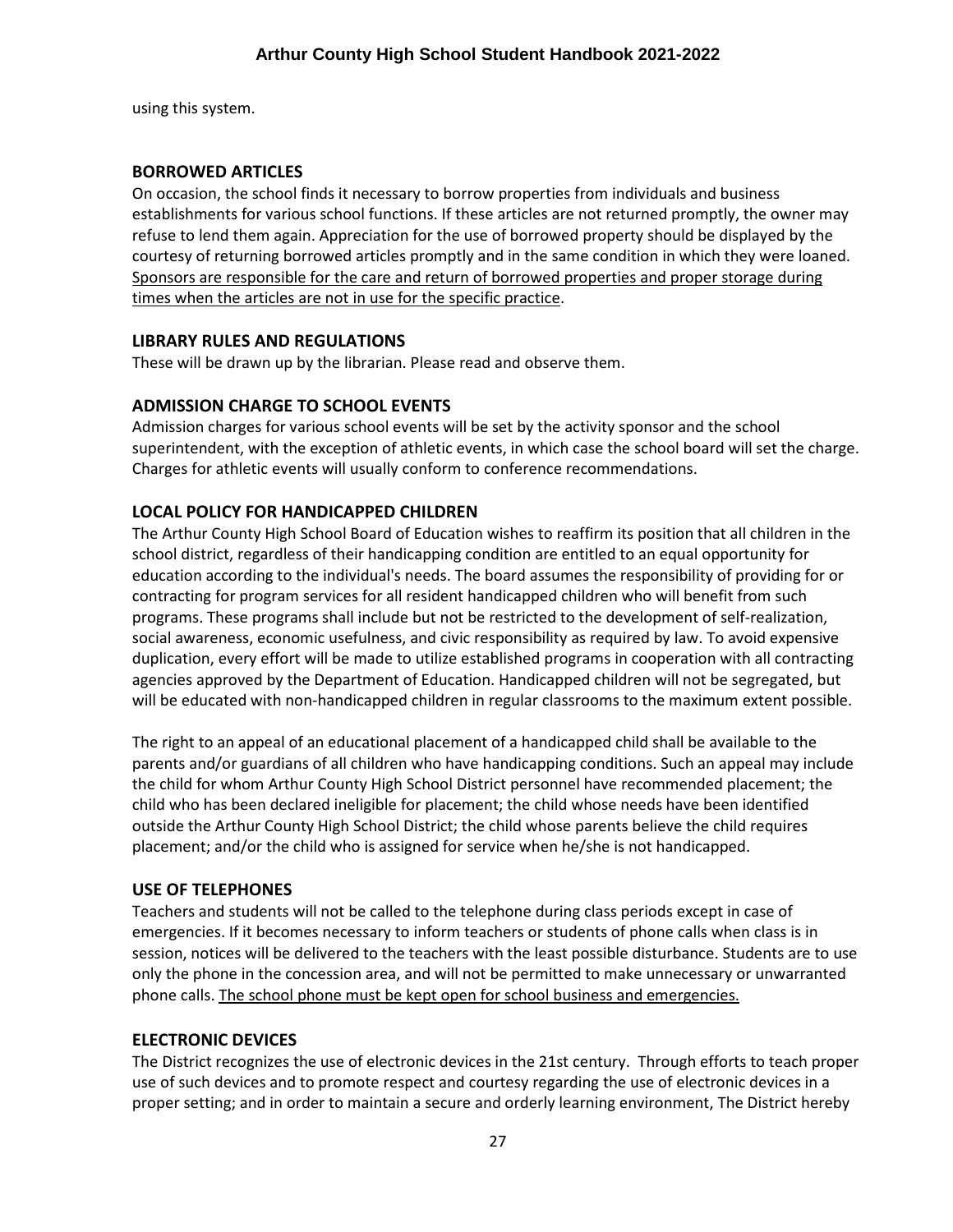using this system.

## BORROWED ARTICLES

On occasion, the school finds it necessary to borrow properties from individuals and business establishments for various school functions. If these articles are not returned promptly, the owner may refuse to lend them again. Appreciation for the use of borrowed property should be displayed by the courtesy of returning borrowed articles promptly and in the same condition in which they were loaned. <u>Sponsors are responsible for the care and return of borrowed properties and proper storage during times when the articles are not in use for the specific practice</u>.

## LIBRARY RULES AND REGULATIONS

These will be drawn up by the librarian. Please read and observe them.

## ADMISSION CHARGE TO SCHOOL EVENTS

Admission charges for various school events will be set by the activity sponsor and the school superintendent, with the exception of athletic events, in which case the school board will set the charge. Charges for athletic events will usually conform to conference recommendations.

## LOCAL POLICY FOR HANDICAPPED CHILDREN

The Arthur County High School Board of Education wishes to reaffirm its position that all children in the school district, regardless of their handicapping condition are entitled to an equal opportunity for education according to the individual's needs. The board assumes the responsibility of providing for or contracting for program services for all resident handicapped children who will benefit from such programs. These programs shall include but not be restricted to the development of self-realization, social awareness, economic usefulness, and civic responsibility as required by law. To avoid expensive duplication, every effort will be made to utilize established programs in cooperation with all contracting agencies approved by the Department of Education. Handicapped children will not be segregated, but will be educated with non-handicapped children in regular classrooms to the maximum extent possible.

The right to an appeal of an educational placement of a handicapped child shall be available to the parents and/or guardians of all children who have handicapping conditions. Such an appeal may include the child for whom Arthur County High School District personnel have recommended placement; the child who has been declared ineligible for placement; the child whose needs have been identified outside the Arthur County High School District; the child whose parents believe the child requires placement; and/or the child who is assigned for service when he/she is not handicapped.

## USE OF TELEPHONES

Teachers and students will not be called to the telephone during class periods except in case of emergencies. If it becomes necessary to inform teachers or students of phone calls when class is in session, notices will be delivered to the teachers with the least possible disturbance. Students are to use only the phone in the concession area, and will not be permitted to make unnecessary or unwarranted phone calls. <u>The school phone must be kept open for school business and emergencies.</u>

## ELECTRONIC DEVICES

The District recognizes the use of electronic devices in the 21st century. Through efforts to teach proper use of such devices and to promote respect and courtesy regarding the use of electronic devices in a proper setting; and in order to maintain a secure and orderly learning environment, The District hereby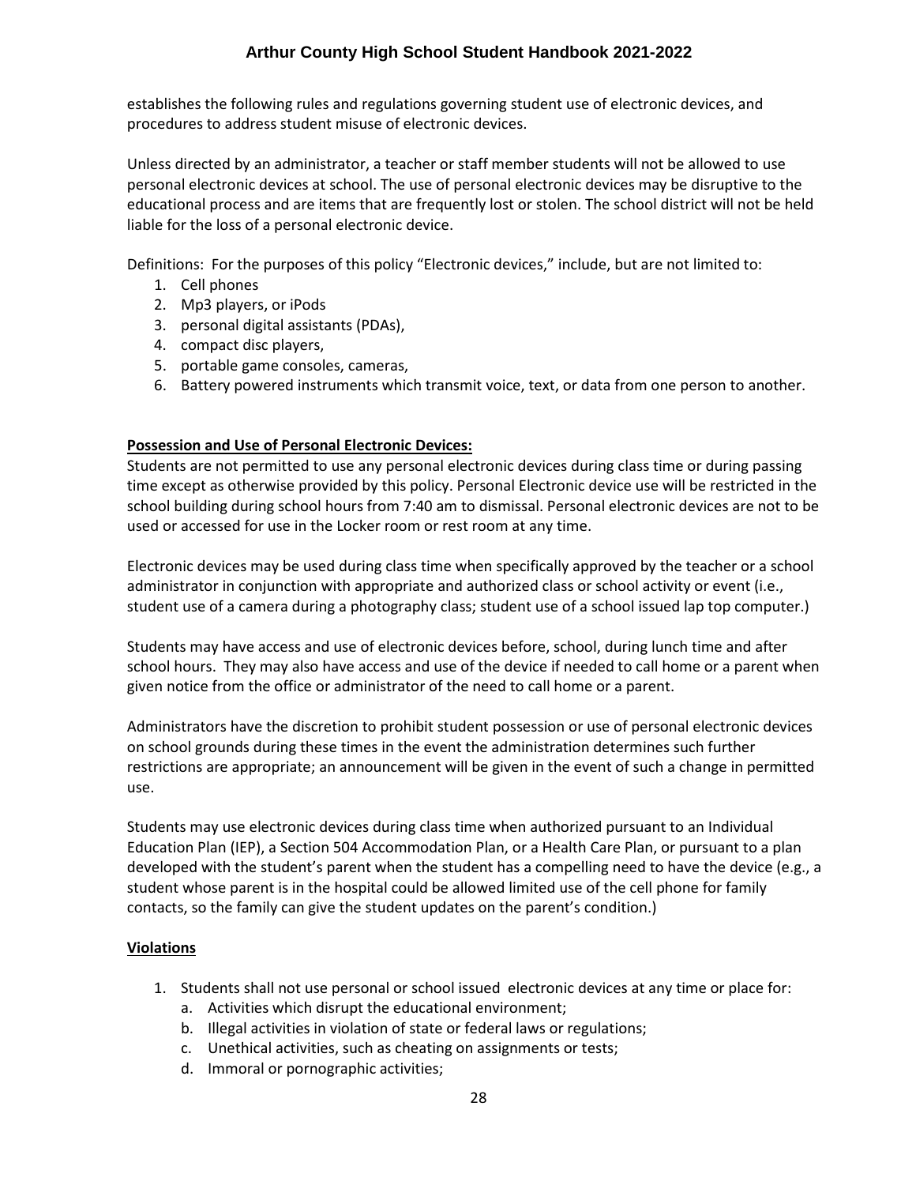establishes the following rules and regulations governing student use of electronic devices, and procedures to address student misuse of electronic devices.

Unless directed by an administrator, a teacher or staff member students will not be allowed to use personal electronic devices at school. The use of personal electronic devices may be disruptive to the educational process and are items that are frequently lost or stolen. The school district will not be held liable for the loss of a personal electronic device.

Definitions: For the purposes of this policy "Electronic devices," include, but are not limited to:

1. Cell phones
2. Mp3 players, or iPods
3. personal digital assistants (PDAs),
4. compact disc players,
5. portable game consoles, cameras,
6. Battery powered instruments which transmit voice, text, or data from one person to another.

**Possession and Use of Personal Electronic Devices:**

Students are not permitted to use any personal electronic devices during class time or during passing time except as otherwise provided by this policy. Personal Electronic device use will be restricted in the school building during school hours from 7:40 am to dismissal. Personal electronic devices are not to be used or accessed for use in the Locker room or rest room at any time.

Electronic devices may be used during class time when specifically approved by the teacher or a school administrator in conjunction with appropriate and authorized class or school activity or event (i.e., student use of a camera during a photography class; student use of a school issued lap top computer.)

Students may have access and use of electronic devices before, school, during lunch time and after school hours. They may also have access and use of the device if needed to call home or a parent when given notice from the office or administrator of the need to call home or a parent.

Administrators have the discretion to prohibit student possession or use of personal electronic devices on school grounds during these times in the event the administration determines such further restrictions are appropriate; an announcement will be given in the event of such a change in permitted use.

Students may use electronic devices during class time when authorized pursuant to an Individual Education Plan (IEP), a Section 504 Accommodation Plan, or a Health Care Plan, or pursuant to a plan developed with the student's parent when the student has a compelling need to have the device (e.g., a student whose parent is in the hospital could be allowed limited use of the cell phone for family contacts, so the family can give the student updates on the parent's condition.)

**Violations**

1. Students shall not use personal or school issued electronic devices at any time or place for:
   a. Activities which disrupt the educational environment;
   b. Illegal activities in violation of state or federal laws or regulations;
   c. Unethical activities, such as cheating on assignments or tests;
   d. Immoral or pornographic activities;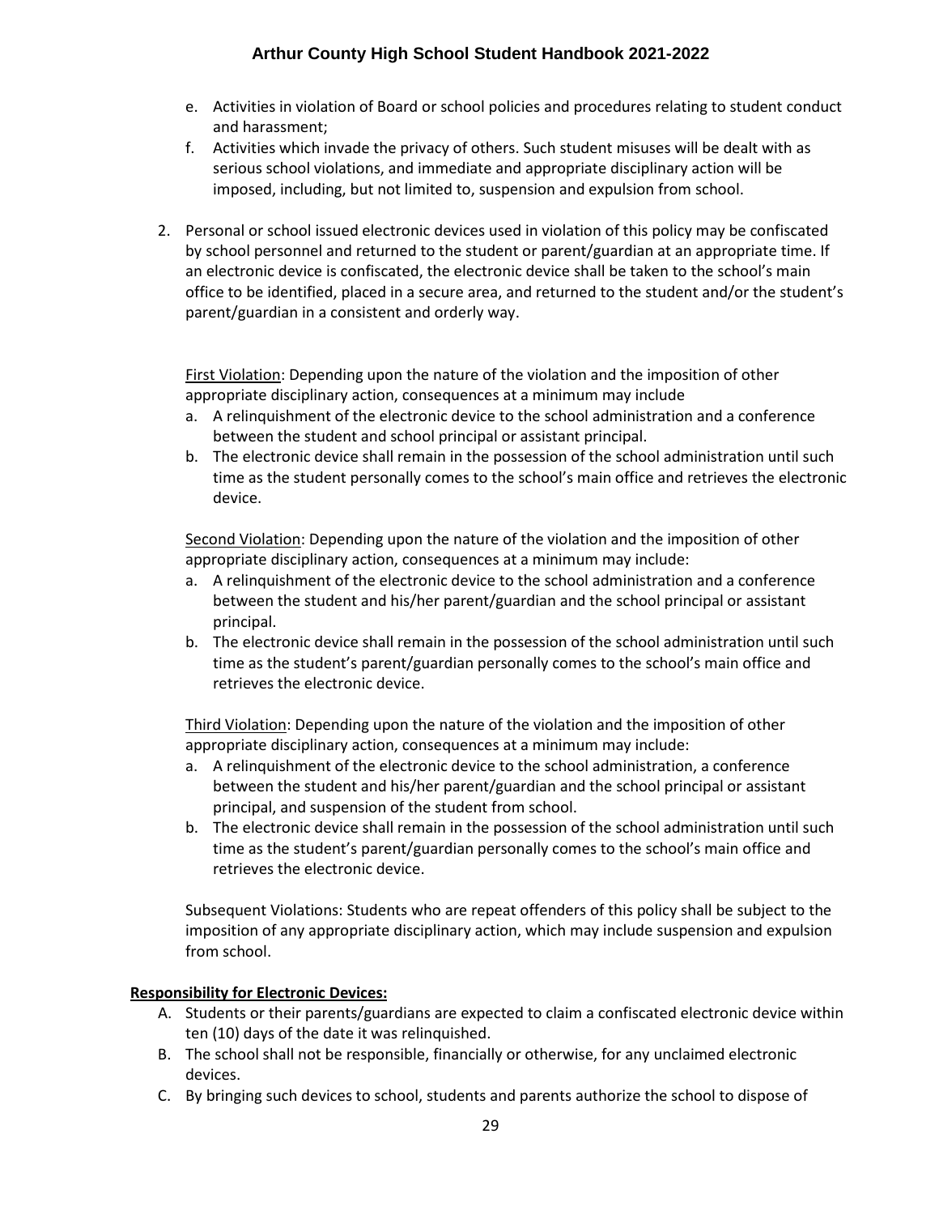e. Activities in violation of Board or school policies and procedures relating to student conduct and harassment;
   f. Activities which invade the privacy of others. Such student misuses will be dealt with as serious school violations, and immediate and appropriate disciplinary action will be imposed, including, but not limited to, suspension and expulsion from school.

2. Personal or school issued electronic devices used in violation of this policy may be confiscated by school personnel and returned to the student or parent/guardian at an appropriate time. If an electronic device is confiscated, the electronic device shall be taken to the school's main office to be identified, placed in a secure area, and returned to the student and/or the student's parent/guardian in a consistent and orderly way.

   <u>First Violation</u>: Depending upon the nature of the violation and the imposition of other appropriate disciplinary action, consequences at a minimum may include

   a. A relinquishment of the electronic device to the school administration and a conference between the student and school principal or assistant principal.
   b. The electronic device shall remain in the possession of the school administration until such time as the student personally comes to the school's main office and retrieves the electronic device.

   <u>Second Violation</u>: Depending upon the nature of the violation and the imposition of other appropriate disciplinary action, consequences at a minimum may include:

   a. A relinquishment of the electronic device to the school administration and a conference between the student and his/her parent/guardian and the school principal or assistant principal.
   b. The electronic device shall remain in the possession of the school administration until such time as the student's parent/guardian personally comes to the school's main office and retrieves the electronic device.

   <u>Third Violation</u>: Depending upon the nature of the violation and the imposition of other appropriate disciplinary action, consequences at a minimum may include:

   a. A relinquishment of the electronic device to the school administration, a conference between the student and his/her parent/guardian and the school principal or assistant principal, and suspension of the student from school.
   b. The electronic device shall remain in the possession of the school administration until such time as the student's parent/guardian personally comes to the school's main office and retrieves the electronic device.

   Subsequent Violations: Students who are repeat offenders of this policy shall be subject to the imposition of any appropriate disciplinary action, which may include suspension and expulsion from school.

**<u>Responsibility for Electronic Devices:</u>**

A. Students or their parents/guardians are expected to claim a confiscated electronic device within ten (10) days of the date it was relinquished.
B. The school shall not be responsible, financially or otherwise, for any unclaimed electronic devices.
C. By bringing such devices to school, students and parents authorize the school to dispose of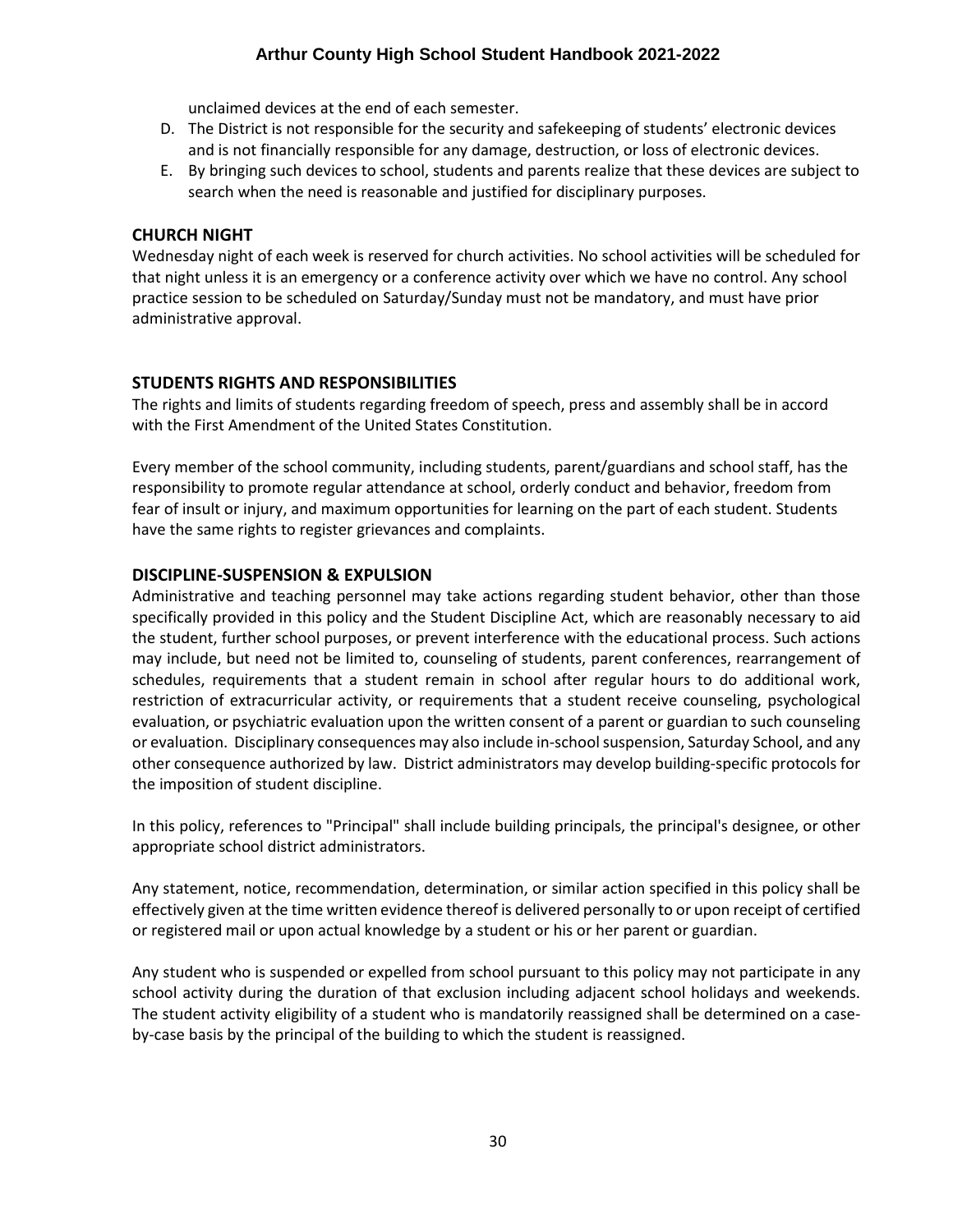unclaimed devices at the end of each semester.

D. The District is not responsible for the security and safekeeping of students' electronic devices and is not financially responsible for any damage, destruction, or loss of electronic devices.
E. By bringing such devices to school, students and parents realize that these devices are subject to search when the need is reasonable and justified for disciplinary purposes.

## CHURCH NIGHT

Wednesday night of each week is reserved for church activities. No school activities will be scheduled for that night unless it is an emergency or a conference activity over which we have no control. Any school practice session to be scheduled on Saturday/Sunday must not be mandatory, and must have prior administrative approval.

## STUDENTS RIGHTS AND RESPONSIBILITIES

The rights and limits of students regarding freedom of speech, press and assembly shall be in accord with the First Amendment of the United States Constitution.

Every member of the school community, including students, parent/guardians and school staff, has the responsibility to promote regular attendance at school, orderly conduct and behavior, freedom from fear of insult or injury, and maximum opportunities for learning on the part of each student. Students have the same rights to register grievances and complaints.

## DISCIPLINE-SUSPENSION & EXPULSION

Administrative and teaching personnel may take actions regarding student behavior, other than those specifically provided in this policy and the Student Discipline Act, which are reasonably necessary to aid the student, further school purposes, or prevent interference with the educational process. Such actions may include, but need not be limited to, counseling of students, parent conferences, rearrangement of schedules, requirements that a student remain in school after regular hours to do additional work, restriction of extracurricular activity, or requirements that a student receive counseling, psychological evaluation, or psychiatric evaluation upon the written consent of a parent or guardian to such counseling or evaluation. Disciplinary consequences may also include in-school suspension, Saturday School, and any other consequence authorized by law. District administrators may develop building-specific protocols for the imposition of student discipline.

In this policy, references to "Principal" shall include building principals, the principal's designee, or other appropriate school district administrators.

Any statement, notice, recommendation, determination, or similar action specified in this policy shall be effectively given at the time written evidence thereof is delivered personally to or upon receipt of certified or registered mail or upon actual knowledge by a student or his or her parent or guardian.

Any student who is suspended or expelled from school pursuant to this policy may not participate in any school activity during the duration of that exclusion including adjacent school holidays and weekends. The student activity eligibility of a student who is mandatorily reassigned shall be determined on a case-by-case basis by the principal of the building to which the student is reassigned.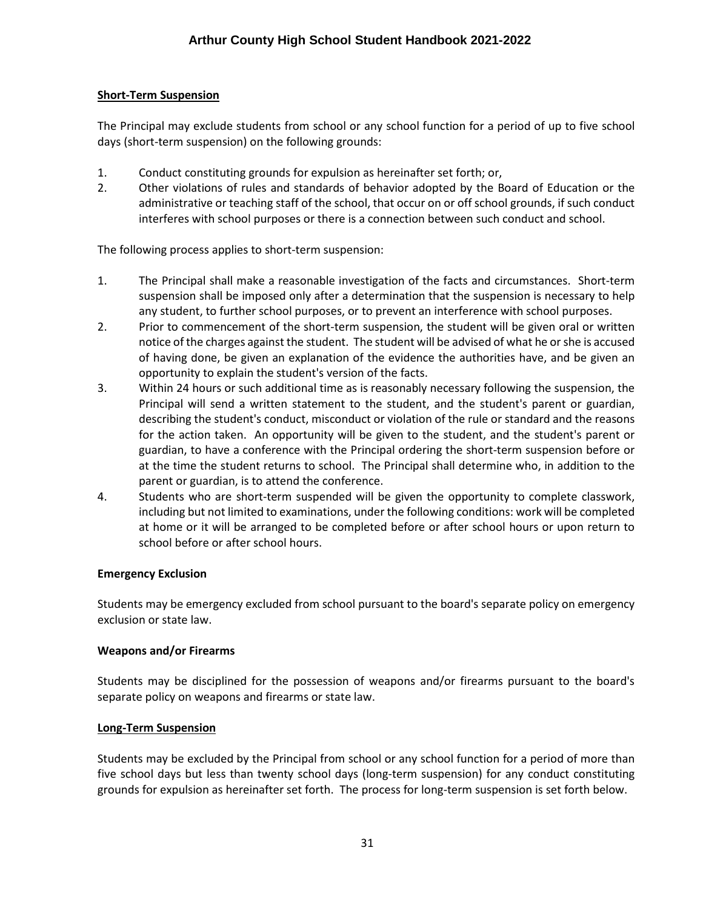**Short-Term Suspension**

The Principal may exclude students from school or any school function for a period of up to five school days (short-term suspension) on the following grounds:

1. Conduct constituting grounds for expulsion as hereinafter set forth; or,
2. Other violations of rules and standards of behavior adopted by the Board of Education or the administrative or teaching staff of the school, that occur on or off school grounds, if such conduct interferes with school purposes or there is a connection between such conduct and school.

The following process applies to short-term suspension:

1. The Principal shall make a reasonable investigation of the facts and circumstances. Short-term suspension shall be imposed only after a determination that the suspension is necessary to help any student, to further school purposes, or to prevent an interference with school purposes.
2. Prior to commencement of the short-term suspension, the student will be given oral or written notice of the charges against the student. The student will be advised of what he or she is accused of having done, be given an explanation of the evidence the authorities have, and be given an opportunity to explain the student's version of the facts.
3. Within 24 hours or such additional time as is reasonably necessary following the suspension, the Principal will send a written statement to the student, and the student's parent or guardian, describing the student's conduct, misconduct or violation of the rule or standard and the reasons for the action taken. An opportunity will be given to the student, and the student's parent or guardian, to have a conference with the Principal ordering the short-term suspension before or at the time the student returns to school. The Principal shall determine who, in addition to the parent or guardian, is to attend the conference.
4. Students who are short-term suspended will be given the opportunity to complete classwork, including but not limited to examinations, under the following conditions: work will be completed at home or it will be arranged to be completed before or after school hours or upon return to school before or after school hours.

**Emergency Exclusion**

Students may be emergency excluded from school pursuant to the board's separate policy on emergency exclusion or state law.

**Weapons and/or Firearms**

Students may be disciplined for the possession of weapons and/or firearms pursuant to the board's separate policy on weapons and firearms or state law.

**Long-Term Suspension**

Students may be excluded by the Principal from school or any school function for a period of more than five school days but less than twenty school days (long-term suspension) for any conduct constituting grounds for expulsion as hereinafter set forth. The process for long-term suspension is set forth below.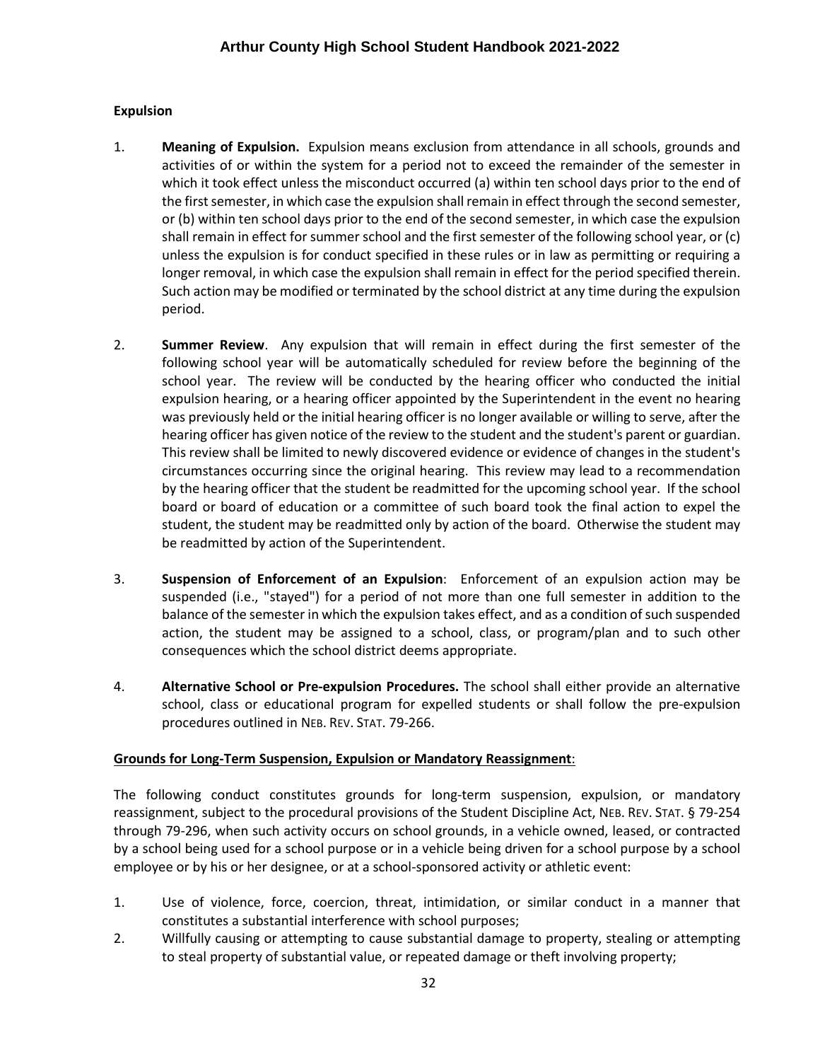**Expulsion**

1. **Meaning of Expulsion.** Expulsion means exclusion from attendance in all schools, grounds and activities of or within the system for a period not to exceed the remainder of the semester in which it took effect unless the misconduct occurred (a) within ten school days prior to the end of the first semester, in which case the expulsion shall remain in effect through the second semester, or (b) within ten school days prior to the end of the second semester, in which case the expulsion shall remain in effect for summer school and the first semester of the following school year, or (c) unless the expulsion is for conduct specified in these rules or in law as permitting or requiring a longer removal, in which case the expulsion shall remain in effect for the period specified therein. Such action may be modified or terminated by the school district at any time during the expulsion period.

2. **Summer Review**. Any expulsion that will remain in effect during the first semester of the following school year will be automatically scheduled for review before the beginning of the school year. The review will be conducted by the hearing officer who conducted the initial expulsion hearing, or a hearing officer appointed by the Superintendent in the event no hearing was previously held or the initial hearing officer is no longer available or willing to serve, after the hearing officer has given notice of the review to the student and the student's parent or guardian. This review shall be limited to newly discovered evidence or evidence of changes in the student's circumstances occurring since the original hearing. This review may lead to a recommendation by the hearing officer that the student be readmitted for the upcoming school year. If the school board or board of education or a committee of such board took the final action to expel the student, the student may be readmitted only by action of the board. Otherwise the student may be readmitted by action of the Superintendent.

3. **Suspension of Enforcement of an Expulsion**: Enforcement of an expulsion action may be suspended (i.e., "stayed") for a period of not more than one full semester in addition to the balance of the semester in which the expulsion takes effect, and as a condition of such suspended action, the student may be assigned to a school, class, or program/plan and to such other consequences which the school district deems appropriate.

4. **Alternative School or Pre-expulsion Procedures.** The school shall either provide an alternative school, class or educational program for expelled students or shall follow the pre-expulsion procedures outlined in NEB. REV. STAT. 79-266.

**Grounds for Long-Term Suspension, Expulsion or Mandatory Reassignment**:

The following conduct constitutes grounds for long-term suspension, expulsion, or mandatory reassignment, subject to the procedural provisions of the Student Discipline Act, NEB. REV. STAT. § 79-254 through 79-296, when such activity occurs on school grounds, in a vehicle owned, leased, or contracted by a school being used for a school purpose or in a vehicle being driven for a school purpose by a school employee or by his or her designee, or at a school-sponsored activity or athletic event:

1. Use of violence, force, coercion, threat, intimidation, or similar conduct in a manner that constitutes a substantial interference with school purposes;
2. Willfully causing or attempting to cause substantial damage to property, stealing or attempting to steal property of substantial value, or repeated damage or theft involving property;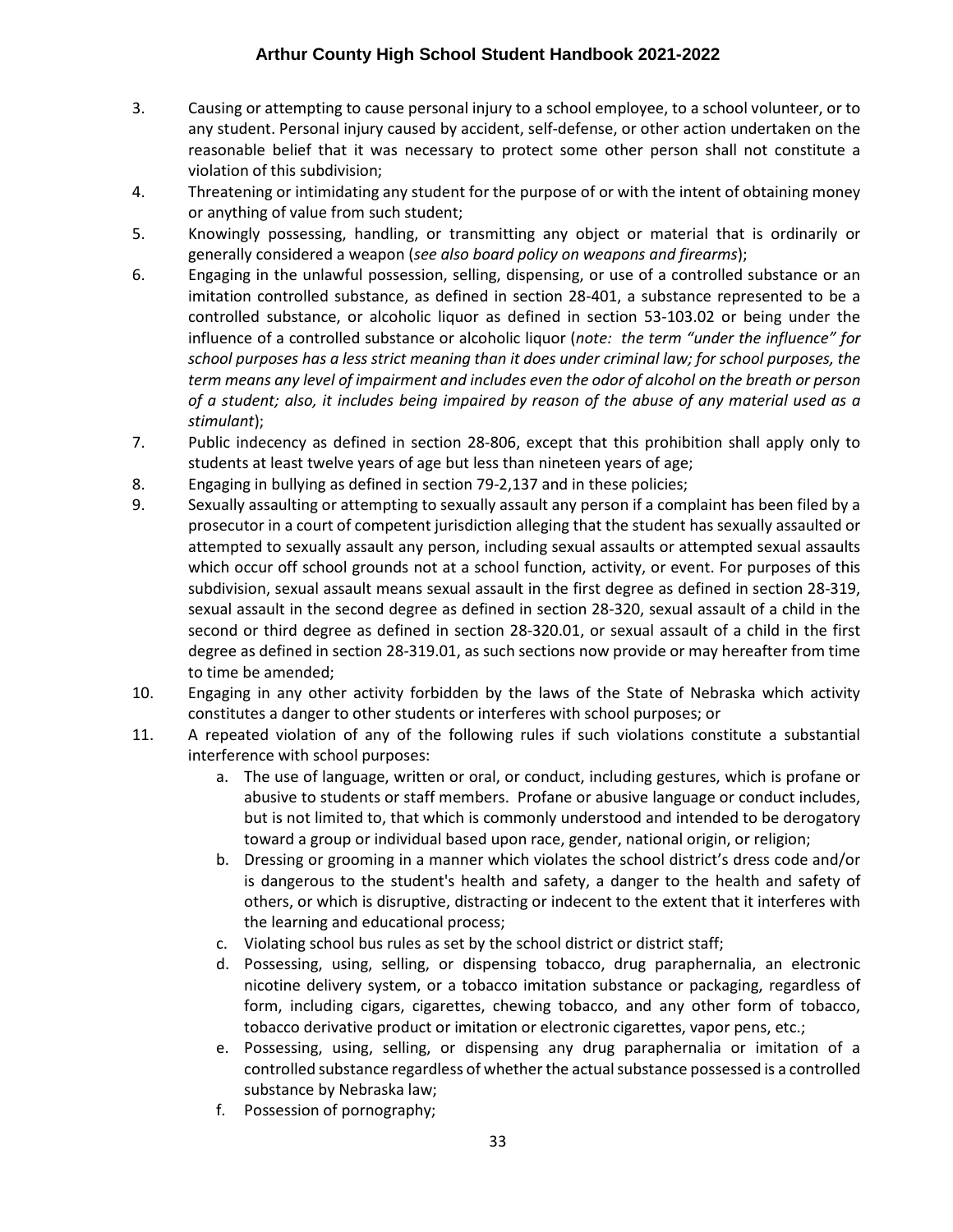3. Causing or attempting to cause personal injury to a school employee, to a school volunteer, or to any student. Personal injury caused by accident, self-defense, or other action undertaken on the reasonable belief that it was necessary to protect some other person shall not constitute a violation of this subdivision;
4. Threatening or intimidating any student for the purpose of or with the intent of obtaining money or anything of value from such student;
5. Knowingly possessing, handling, or transmitting any object or material that is ordinarily or generally considered a weapon (*see also board policy on weapons and firearms*);
6. Engaging in the unlawful possession, selling, dispensing, or use of a controlled substance or an imitation controlled substance, as defined in section 28-401, a substance represented to be a controlled substance, or alcoholic liquor as defined in section 53-103.02 or being under the influence of a controlled substance or alcoholic liquor (*note: the term "under the influence" for school purposes has a less strict meaning than it does under criminal law; for school purposes, the term means any level of impairment and includes even the odor of alcohol on the breath or person of a student; also, it includes being impaired by reason of the abuse of any material used as a stimulant*);
7. Public indecency as defined in section 28-806, except that this prohibition shall apply only to students at least twelve years of age but less than nineteen years of age;
8. Engaging in bullying as defined in section 79-2,137 and in these policies;
9. Sexually assaulting or attempting to sexually assault any person if a complaint has been filed by a prosecutor in a court of competent jurisdiction alleging that the student has sexually assaulted or attempted to sexually assault any person, including sexual assaults or attempted sexual assaults which occur off school grounds not at a school function, activity, or event. For purposes of this subdivision, sexual assault means sexual assault in the first degree as defined in section 28-319, sexual assault in the second degree as defined in section 28-320, sexual assault of a child in the second or third degree as defined in section 28-320.01, or sexual assault of a child in the first degree as defined in section 28-319.01, as such sections now provide or may hereafter from time to time be amended;
10. Engaging in any other activity forbidden by the laws of the State of Nebraska which activity constitutes a danger to other students or interferes with school purposes; or
11. A repeated violation of any of the following rules if such violations constitute a substantial interference with school purposes:
    a. The use of language, written or oral, or conduct, including gestures, which is profane or abusive to students or staff members. Profane or abusive language or conduct includes, but is not limited to, that which is commonly understood and intended to be derogatory toward a group or individual based upon race, gender, national origin, or religion;
    b. Dressing or grooming in a manner which violates the school district's dress code and/or is dangerous to the student's health and safety, a danger to the health and safety of others, or which is disruptive, distracting or indecent to the extent that it interferes with the learning and educational process;
    c. Violating school bus rules as set by the school district or district staff;
    d. Possessing, using, selling, or dispensing tobacco, drug paraphernalia, an electronic nicotine delivery system, or a tobacco imitation substance or packaging, regardless of form, including cigars, cigarettes, chewing tobacco, and any other form of tobacco, tobacco derivative product or imitation or electronic cigarettes, vapor pens, etc.;
    e. Possessing, using, selling, or dispensing any drug paraphernalia or imitation of a controlled substance regardless of whether the actual substance possessed is a controlled substance by Nebraska law;
    f. Possession of pornography;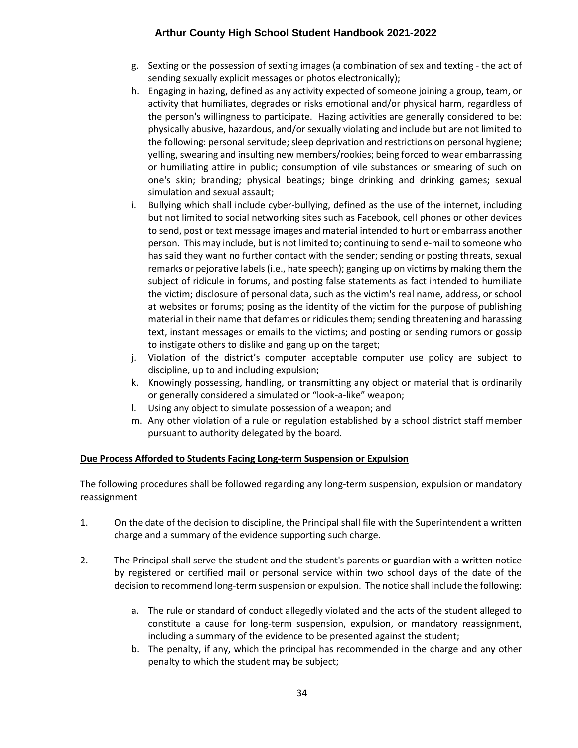g. Sexting or the possession of sexting images (a combination of sex and texting - the act of sending sexually explicit messages or photos electronically);
h. Engaging in hazing, defined as any activity expected of someone joining a group, team, or activity that humiliates, degrades or risks emotional and/or physical harm, regardless of the person's willingness to participate. Hazing activities are generally considered to be: physically abusive, hazardous, and/or sexually violating and include but are not limited to the following: personal servitude; sleep deprivation and restrictions on personal hygiene; yelling, swearing and insulting new members/rookies; being forced to wear embarrassing or humiliating attire in public; consumption of vile substances or smearing of such on one's skin; branding; physical beatings; binge drinking and drinking games; sexual simulation and sexual assault;
i. Bullying which shall include cyber-bullying, defined as the use of the internet, including but not limited to social networking sites such as Facebook, cell phones or other devices to send, post or text message images and material intended to hurt or embarrass another person. This may include, but is not limited to; continuing to send e-mail to someone who has said they want no further contact with the sender; sending or posting threats, sexual remarks or pejorative labels (i.e., hate speech); ganging up on victims by making them the subject of ridicule in forums, and posting false statements as fact intended to humiliate the victim; disclosure of personal data, such as the victim's real name, address, or school at websites or forums; posing as the identity of the victim for the purpose of publishing material in their name that defames or ridicules them; sending threatening and harassing text, instant messages or emails to the victims; and posting or sending rumors or gossip to instigate others to dislike and gang up on the target;
j. Violation of the district's computer acceptable computer use policy are subject to discipline, up to and including expulsion;
k. Knowingly possessing, handling, or transmitting any object or material that is ordinarily or generally considered a simulated or "look-a-like" weapon;
l. Using any object to simulate possession of a weapon; and
m. Any other violation of a rule or regulation established by a school district staff member pursuant to authority delegated by the board.

**Due Process Afforded to Students Facing Long-term Suspension or Expulsion**

The following procedures shall be followed regarding any long-term suspension, expulsion or mandatory reassignment

1. On the date of the decision to discipline, the Principal shall file with the Superintendent a written charge and a summary of the evidence supporting such charge.

2. The Principal shall serve the student and the student's parents or guardian with a written notice by registered or certified mail or personal service within two school days of the date of the decision to recommend long-term suspension or expulsion. The notice shall include the following:

   a. The rule or standard of conduct allegedly violated and the acts of the student alleged to constitute a cause for long-term suspension, expulsion, or mandatory reassignment, including a summary of the evidence to be presented against the student;
   b. The penalty, if any, which the principal has recommended in the charge and any other penalty to which the student may be subject;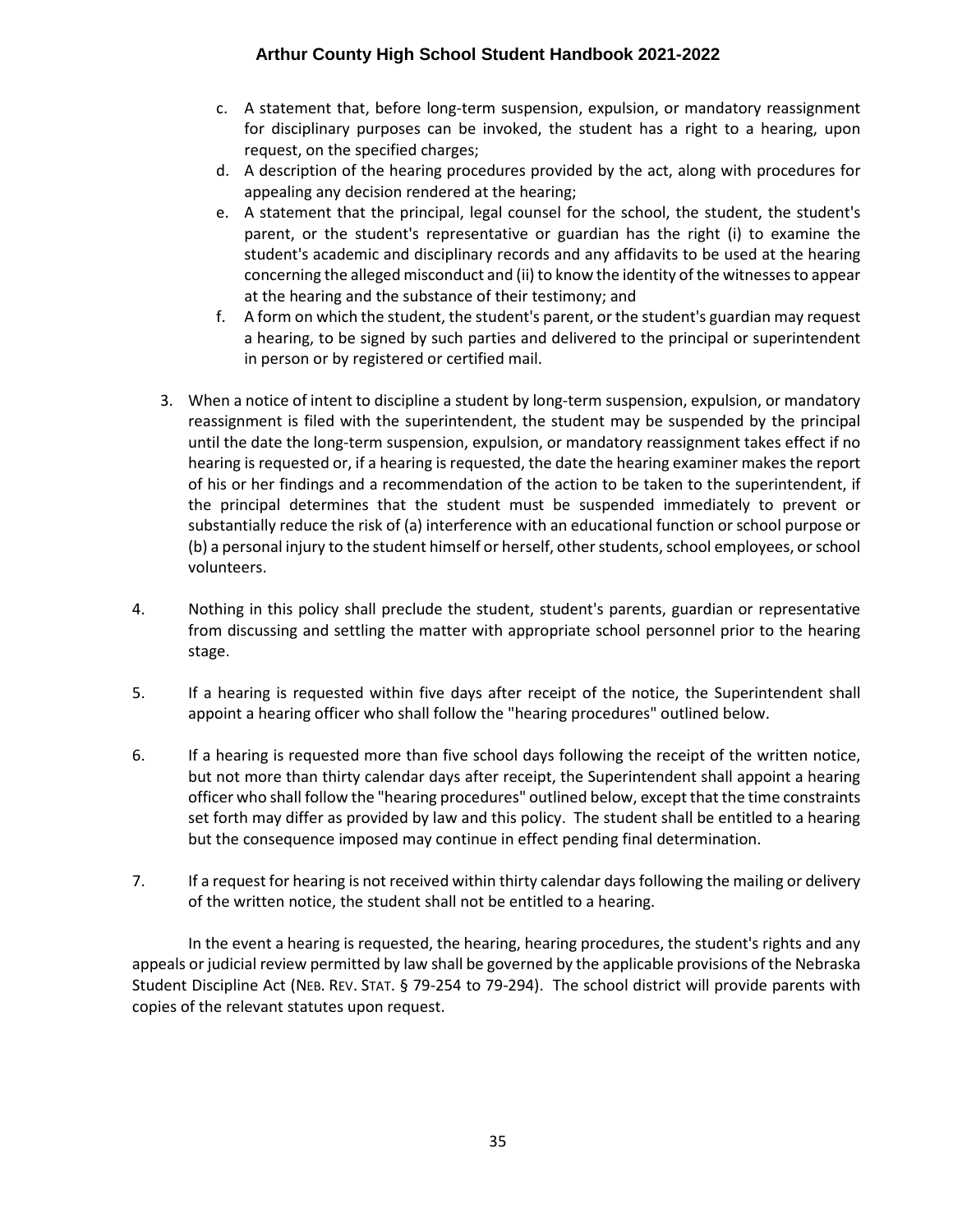c. A statement that, before long-term suspension, expulsion, or mandatory reassignment for disciplinary purposes can be invoked, the student has a right to a hearing, upon request, on the specified charges;
   d. A description of the hearing procedures provided by the act, along with procedures for appealing any decision rendered at the hearing;
   e. A statement that the principal, legal counsel for the school, the student, the student's parent, or the student's representative or guardian has the right (i) to examine the student's academic and disciplinary records and any affidavits to be used at the hearing concerning the alleged misconduct and (ii) to know the identity of the witnesses to appear at the hearing and the substance of their testimony; and
   f. A form on which the student, the student's parent, or the student's guardian may request a hearing, to be signed by such parties and delivered to the principal or superintendent in person or by registered or certified mail.

3. When a notice of intent to discipline a student by long-term suspension, expulsion, or mandatory reassignment is filed with the superintendent, the student may be suspended by the principal until the date the long-term suspension, expulsion, or mandatory reassignment takes effect if no hearing is requested or, if a hearing is requested, the date the hearing examiner makes the report of his or her findings and a recommendation of the action to be taken to the superintendent, if the principal determines that the student must be suspended immediately to prevent or substantially reduce the risk of (a) interference with an educational function or school purpose or (b) a personal injury to the student himself or herself, other students, school employees, or school volunteers.

4. Nothing in this policy shall preclude the student, student's parents, guardian or representative from discussing and settling the matter with appropriate school personnel prior to the hearing stage.

5. If a hearing is requested within five days after receipt of the notice, the Superintendent shall appoint a hearing officer who shall follow the "hearing procedures" outlined below.

6. If a hearing is requested more than five school days following the receipt of the written notice, but not more than thirty calendar days after receipt, the Superintendent shall appoint a hearing officer who shall follow the "hearing procedures" outlined below, except that the time constraints set forth may differ as provided by law and this policy. The student shall be entitled to a hearing but the consequence imposed may continue in effect pending final determination.

7. If a request for hearing is not received within thirty calendar days following the mailing or delivery of the written notice, the student shall not be entitled to a hearing.

In the event a hearing is requested, the hearing, hearing procedures, the student's rights and any appeals or judicial review permitted by law shall be governed by the applicable provisions of the Nebraska Student Discipline Act (NEB. REV. STAT. § 79-254 to 79-294). The school district will provide parents with copies of the relevant statutes upon request.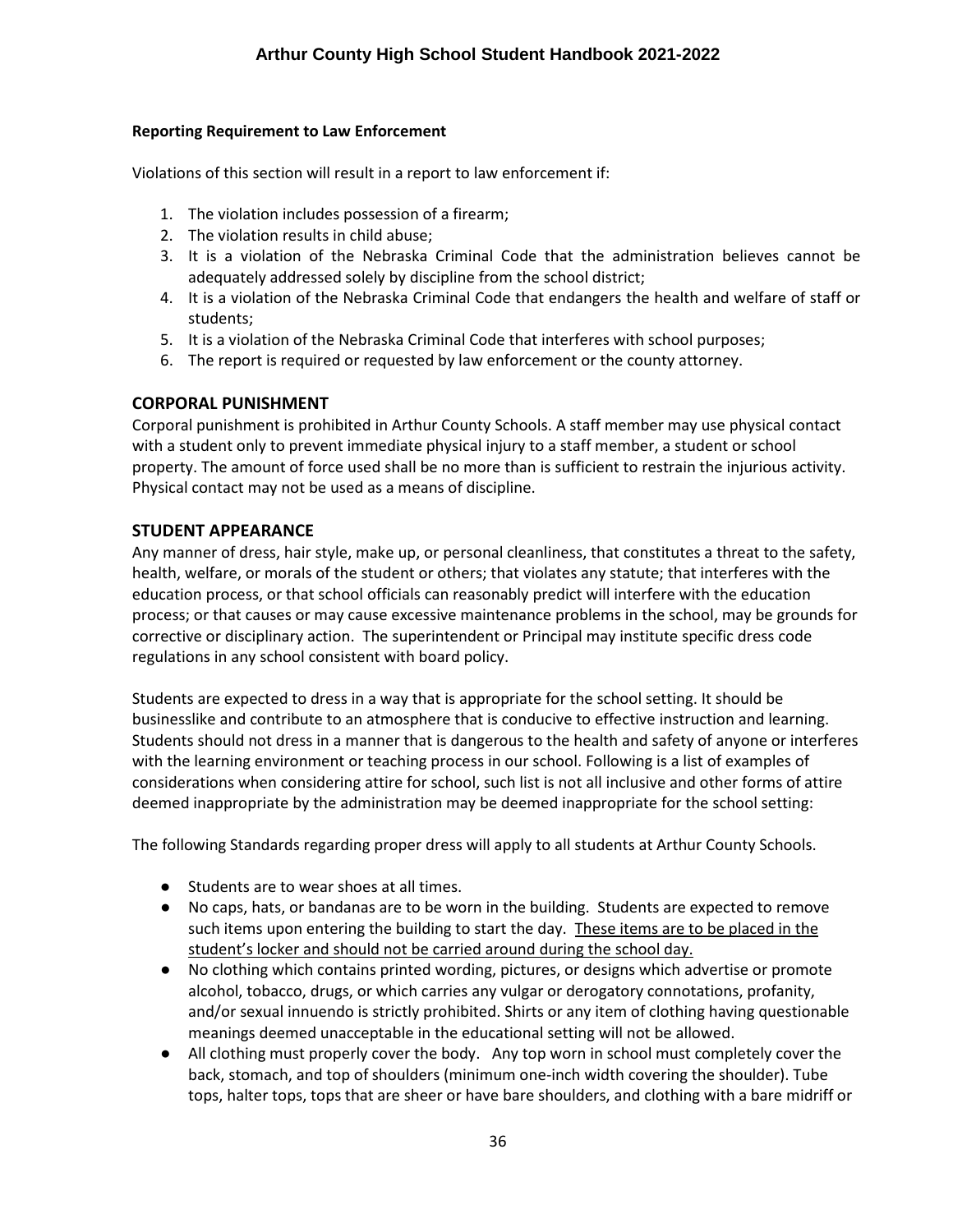**Reporting Requirement to Law Enforcement**

Violations of this section will result in a report to law enforcement if:

1. The violation includes possession of a firearm;
2. The violation results in child abuse;
3. It is a violation of the Nebraska Criminal Code that the administration believes cannot be adequately addressed solely by discipline from the school district;
4. It is a violation of the Nebraska Criminal Code that endangers the health and welfare of staff or students;
5. It is a violation of the Nebraska Criminal Code that interferes with school purposes;
6. The report is required or requested by law enforcement or the county attorney.

## CORPORAL PUNISHMENT

Corporal punishment is prohibited in Arthur County Schools. A staff member may use physical contact with a student only to prevent immediate physical injury to a staff member, a student or school property. The amount of force used shall be no more than is sufficient to restrain the injurious activity. Physical contact may not be used as a means of discipline.

## STUDENT APPEARANCE

Any manner of dress, hair style, make up, or personal cleanliness, that constitutes a threat to the safety, health, welfare, or morals of the student or others; that violates any statute; that interferes with the education process, or that school officials can reasonably predict will interfere with the education process; or that causes or may cause excessive maintenance problems in the school, may be grounds for corrective or disciplinary action. The superintendent or Principal may institute specific dress code regulations in any school consistent with board policy.

Students are expected to dress in a way that is appropriate for the school setting. It should be businesslike and contribute to an atmosphere that is conducive to effective instruction and learning. Students should not dress in a manner that is dangerous to the health and safety of anyone or interferes with the learning environment or teaching process in our school. Following is a list of examples of considerations when considering attire for school, such list is not all inclusive and other forms of attire deemed inappropriate by the administration may be deemed inappropriate for the school setting:

The following Standards regarding proper dress will apply to all students at Arthur County Schools.

- Students are to wear shoes at all times.
- No caps, hats, or bandanas are to be worn in the building. Students are expected to remove such items upon entering the building to start the day. <u>These items are to be placed in the student's locker and should not be carried around during the school day.</u>
- No clothing which contains printed wording, pictures, or designs which advertise or promote alcohol, tobacco, drugs, or which carries any vulgar or derogatory connotations, profanity, and/or sexual innuendo is strictly prohibited. Shirts or any item of clothing having questionable meanings deemed unacceptable in the educational setting will not be allowed.
- All clothing must properly cover the body. Any top worn in school must completely cover the back, stomach, and top of shoulders (minimum one-inch width covering the shoulder). Tube tops, halter tops, tops that are sheer or have bare shoulders, and clothing with a bare midriff or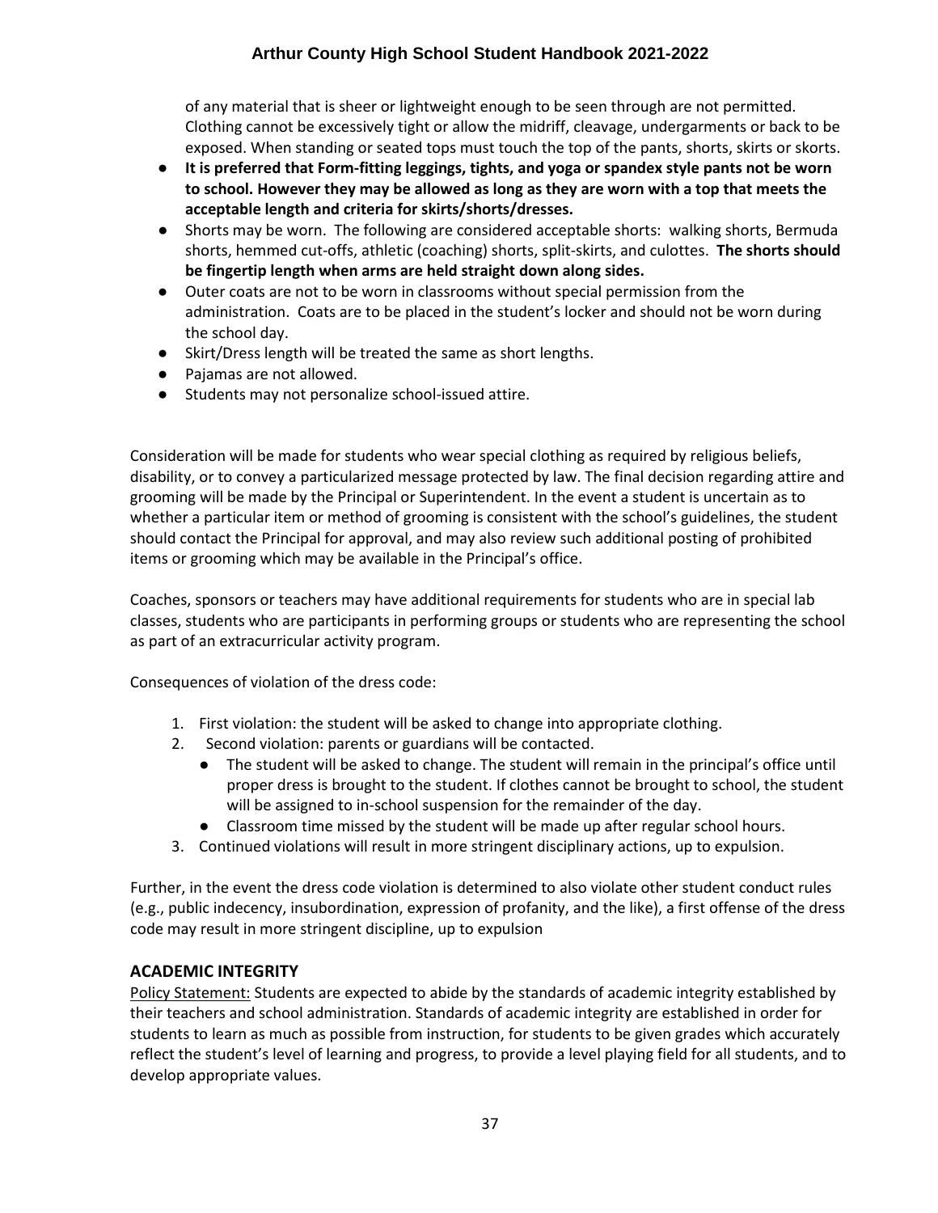of any material that is sheer or lightweight enough to be seen through are not permitted. Clothing cannot be excessively tight or allow the midriff, cleavage, undergarments or back to be exposed. When standing or seated tops must touch the top of the pants, shorts, skirts or skorts.

- **It is preferred that Form-fitting leggings, tights, and yoga or spandex style pants not be worn to school. However they may be allowed as long as they are worn with a top that meets the acceptable length and criteria for skirts/shorts/dresses.**
- Shorts may be worn. The following are considered acceptable shorts: walking shorts, Bermuda shorts, hemmed cut-offs, athletic (coaching) shorts, split-skirts, and culottes. **The shorts should be fingertip length when arms are held straight down along sides.**
- Outer coats are not to be worn in classrooms without special permission from the administration. Coats are to be placed in the student's locker and should not be worn during the school day.
- Skirt/Dress length will be treated the same as short lengths.
- Pajamas are not allowed.
- Students may not personalize school-issued attire.

Consideration will be made for students who wear special clothing as required by religious beliefs, disability, or to convey a particularized message protected by law. The final decision regarding attire and grooming will be made by the Principal or Superintendent. In the event a student is uncertain as to whether a particular item or method of grooming is consistent with the school's guidelines, the student should contact the Principal for approval, and may also review such additional posting of prohibited items or grooming which may be available in the Principal's office.

Coaches, sponsors or teachers may have additional requirements for students who are in special lab classes, students who are participants in performing groups or students who are representing the school as part of an extracurricular activity program.

Consequences of violation of the dress code:

1. First violation: the student will be asked to change into appropriate clothing.
2. Second violation: parents or guardians will be contacted.
   - The student will be asked to change. The student will remain in the principal's office until proper dress is brought to the student. If clothes cannot be brought to school, the student will be assigned to in-school suspension for the remainder of the day.
   - Classroom time missed by the student will be made up after regular school hours.
3. Continued violations will result in more stringent disciplinary actions, up to expulsion.

Further, in the event the dress code violation is determined to also violate other student conduct rules (e.g., public indecency, insubordination, expression of profanity, and the like), a first offense of the dress code may result in more stringent discipline, up to expulsion

## ACADEMIC INTEGRITY

Policy Statement: Students are expected to abide by the standards of academic integrity established by their teachers and school administration. Standards of academic integrity are established in order for students to learn as much as possible from instruction, for students to be given grades which accurately reflect the student's level of learning and progress, to provide a level playing field for all students, and to develop appropriate values.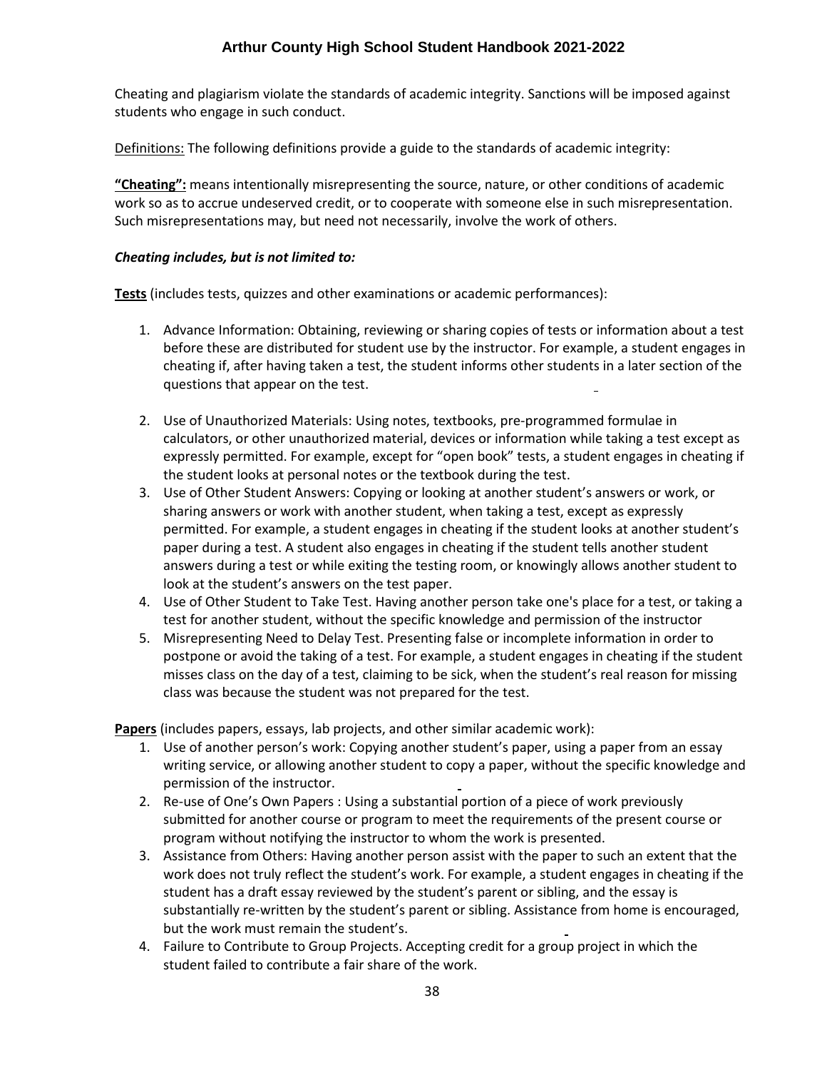Cheating and plagiarism violate the standards of academic integrity. Sanctions will be imposed against students who engage in such conduct.

Definitions: The following definitions provide a guide to the standards of academic integrity:

**"Cheating":** means intentionally misrepresenting the source, nature, or other conditions of academic work so as to accrue undeserved credit, or to cooperate with someone else in such misrepresentation. Such misrepresentations may, but need not necessarily, involve the work of others.

***Cheating includes, but is not limited to:***

**Tests** (includes tests, quizzes and other examinations or academic performances):

1. Advance Information: Obtaining, reviewing or sharing copies of tests or information about a test before these are distributed for student use by the instructor. For example, a student engages in cheating if, after having taken a test, the student informs other students in a later section of the questions that appear on the test.
2. Use of Unauthorized Materials: Using notes, textbooks, pre-programmed formulae in calculators, or other unauthorized material, devices or information while taking a test except as expressly permitted. For example, except for "open book" tests, a student engages in cheating if the student looks at personal notes or the textbook during the test.
3. Use of Other Student Answers: Copying or looking at another student's answers or work, or sharing answers or work with another student, when taking a test, except as expressly permitted. For example, a student engages in cheating if the student looks at another student's paper during a test. A student also engages in cheating if the student tells another student answers during a test or while exiting the testing room, or knowingly allows another student to look at the student's answers on the test paper.
4. Use of Other Student to Take Test. Having another person take one's place for a test, or taking a test for another student, without the specific knowledge and permission of the instructor
5. Misrepresenting Need to Delay Test. Presenting false or incomplete information in order to postpone or avoid the taking of a test. For example, a student engages in cheating if the student misses class on the day of a test, claiming to be sick, when the student's real reason for missing class was because the student was not prepared for the test.

**Papers** (includes papers, essays, lab projects, and other similar academic work):

1. Use of another person's work: Copying another student's paper, using a paper from an essay writing service, or allowing another student to copy a paper, without the specific knowledge and permission of the instructor.
2. Re-use of One's Own Papers : Using a substantial portion of a piece of work previously submitted for another course or program to meet the requirements of the present course or program without notifying the instructor to whom the work is presented.
3. Assistance from Others: Having another person assist with the paper to such an extent that the work does not truly reflect the student's work. For example, a student engages in cheating if the student has a draft essay reviewed by the student's parent or sibling, and the essay is substantially re-written by the student's parent or sibling. Assistance from home is encouraged, but the work must remain the student's.
4. Failure to Contribute to Group Projects. Accepting credit for a group project in which the student failed to contribute a fair share of the work.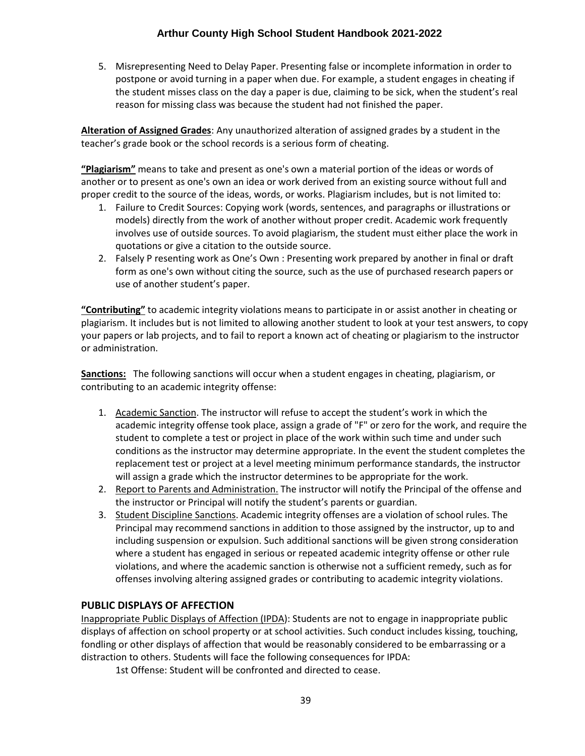5. Misrepresenting Need to Delay Paper. Presenting false or incomplete information in order to postpone or avoid turning in a paper when due. For example, a student engages in cheating if the student misses class on the day a paper is due, claiming to be sick, when the student's real reason for missing class was because the student had not finished the paper.

**Alteration of Assigned Grades**: Any unauthorized alteration of assigned grades by a student in the teacher's grade book or the school records is a serious form of cheating.

**"Plagiarism"** means to take and present as one's own a material portion of the ideas or words of another or to present as one's own an idea or work derived from an existing source without full and proper credit to the source of the ideas, words, or works. Plagiarism includes, but is not limited to:

1. Failure to Credit Sources: Copying work (words, sentences, and paragraphs or illustrations or models) directly from the work of another without proper credit. Academic work frequently involves use of outside sources. To avoid plagiarism, the student must either place the work in quotations or give a citation to the outside source.
2. Falsely P resenting work as One's Own : Presenting work prepared by another in final or draft form as one's own without citing the source, such as the use of purchased research papers or use of another student's paper.

**"Contributing"** to academic integrity violations means to participate in or assist another in cheating or plagiarism. It includes but is not limited to allowing another student to look at your test answers, to copy your papers or lab projects, and to fail to report a known act of cheating or plagiarism to the instructor or administration.

**Sanctions:** The following sanctions will occur when a student engages in cheating, plagiarism, or contributing to an academic integrity offense:

1. Academic Sanction. The instructor will refuse to accept the student's work in which the academic integrity offense took place, assign a grade of "F" or zero for the work, and require the student to complete a test or project in place of the work within such time and under such conditions as the instructor may determine appropriate. In the event the student completes the replacement test or project at a level meeting minimum performance standards, the instructor will assign a grade which the instructor determines to be appropriate for the work.
2. Report to Parents and Administration. The instructor will notify the Principal of the offense and the instructor or Principal will notify the student's parents or guardian.
3. Student Discipline Sanctions. Academic integrity offenses are a violation of school rules. The Principal may recommend sanctions in addition to those assigned by the instructor, up to and including suspension or expulsion. Such additional sanctions will be given strong consideration where a student has engaged in serious or repeated academic integrity offense or other rule violations, and where the academic sanction is otherwise not a sufficient remedy, such as for offenses involving altering assigned grades or contributing to academic integrity violations.

## PUBLIC DISPLAYS OF AFFECTION

Inappropriate Public Displays of Affection (IPDA): Students are not to engage in inappropriate public displays of affection on school property or at school activities. Such conduct includes kissing, touching, fondling or other displays of affection that would be reasonably considered to be embarrassing or a distraction to others. Students will face the following consequences for IPDA:

1st Offense: Student will be confronted and directed to cease.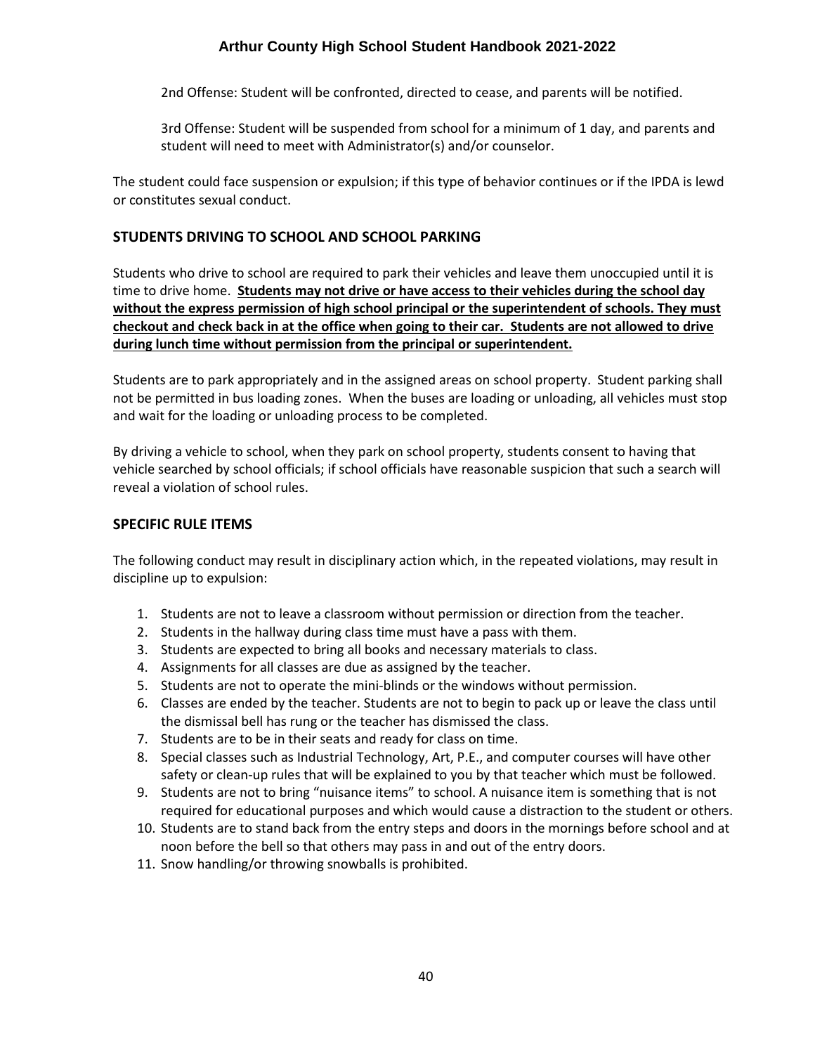2nd Offense: Student will be confronted, directed to cease, and parents will be notified.

3rd Offense: Student will be suspended from school for a minimum of 1 day, and parents and student will need to meet with Administrator(s) and/or counselor.

The student could face suspension or expulsion; if this type of behavior continues or if the IPDA is lewd or constitutes sexual conduct.

## STUDENTS DRIVING TO SCHOOL AND SCHOOL PARKING

Students who drive to school are required to park their vehicles and leave them unoccupied until it is time to drive home. **<u>Students may not drive or have access to their vehicles during the school day without the express permission of high school principal or the superintendent of schools. They must checkout and check back in at the office when going to their car. Students are not allowed to drive during lunch time without permission from the principal or superintendent.</u>**

Students are to park appropriately and in the assigned areas on school property. Student parking shall not be permitted in bus loading zones. When the buses are loading or unloading, all vehicles must stop and wait for the loading or unloading process to be completed.

By driving a vehicle to school, when they park on school property, students consent to having that vehicle searched by school officials; if school officials have reasonable suspicion that such a search will reveal a violation of school rules.

## SPECIFIC RULE ITEMS

The following conduct may result in disciplinary action which, in the repeated violations, may result in discipline up to expulsion:

1. Students are not to leave a classroom without permission or direction from the teacher.
2. Students in the hallway during class time must have a pass with them.
3. Students are expected to bring all books and necessary materials to class.
4. Assignments for all classes are due as assigned by the teacher.
5. Students are not to operate the mini-blinds or the windows without permission.
6. Classes are ended by the teacher. Students are not to begin to pack up or leave the class until the dismissal bell has rung or the teacher has dismissed the class.
7. Students are to be in their seats and ready for class on time.
8. Special classes such as Industrial Technology, Art, P.E., and computer courses will have other safety or clean-up rules that will be explained to you by that teacher which must be followed.
9. Students are not to bring “nuisance items” to school. A nuisance item is something that is not required for educational purposes and which would cause a distraction to the student or others.
10. Students are to stand back from the entry steps and doors in the mornings before school and at noon before the bell so that others may pass in and out of the entry doors.
11. Snow handling/or throwing snowballs is prohibited.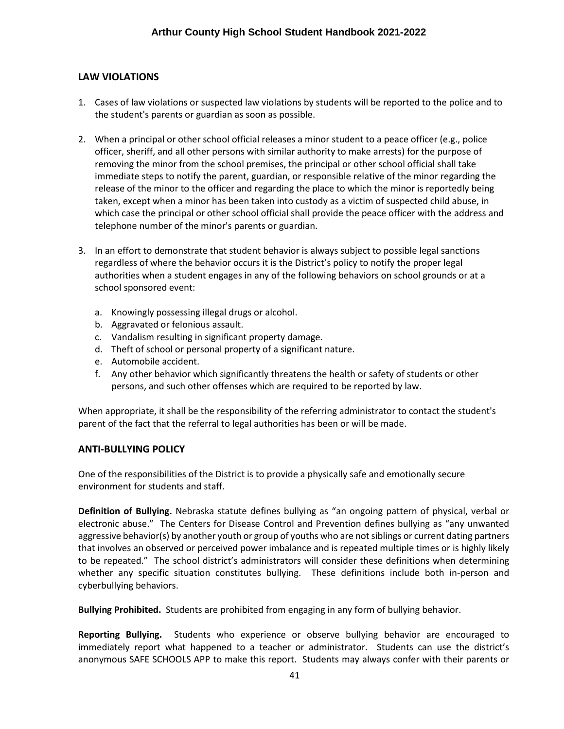## LAW VIOLATIONS

1. Cases of law violations or suspected law violations by students will be reported to the police and to the student's parents or guardian as soon as possible.

2. When a principal or other school official releases a minor student to a peace officer (e.g., police officer, sheriff, and all other persons with similar authority to make arrests) for the purpose of removing the minor from the school premises, the principal or other school official shall take immediate steps to notify the parent, guardian, or responsible relative of the minor regarding the release of the minor to the officer and regarding the place to which the minor is reportedly being taken, except when a minor has been taken into custody as a victim of suspected child abuse, in which case the principal or other school official shall provide the peace officer with the address and telephone number of the minor's parents or guardian.

3. In an effort to demonstrate that student behavior is always subject to possible legal sanctions regardless of where the behavior occurs it is the District's policy to notify the proper legal authorities when a student engages in any of the following behaviors on school grounds or at a school sponsored event:

   a. Knowingly possessing illegal drugs or alcohol.
   b. Aggravated or felonious assault.
   c. Vandalism resulting in significant property damage.
   d. Theft of school or personal property of a significant nature.
   e. Automobile accident.
   f. Any other behavior which significantly threatens the health or safety of students or other persons, and such other offenses which are required to be reported by law.

When appropriate, it shall be the responsibility of the referring administrator to contact the student's parent of the fact that the referral to legal authorities has been or will be made.

## ANTI-BULLYING POLICY

One of the responsibilities of the District is to provide a physically safe and emotionally secure environment for students and staff.

**Definition of Bullying.** Nebraska statute defines bullying as "an ongoing pattern of physical, verbal or electronic abuse." The Centers for Disease Control and Prevention defines bullying as "any unwanted aggressive behavior(s) by another youth or group of youths who are not siblings or current dating partners that involves an observed or perceived power imbalance and is repeated multiple times or is highly likely to be repeated." The school district's administrators will consider these definitions when determining whether any specific situation constitutes bullying. These definitions include both in-person and cyberbullying behaviors.

**Bullying Prohibited.** Students are prohibited from engaging in any form of bullying behavior.

**Reporting Bullying.** Students who experience or observe bullying behavior are encouraged to immediately report what happened to a teacher or administrator. Students can use the district's anonymous SAFE SCHOOLS APP to make this report. Students may always confer with their parents or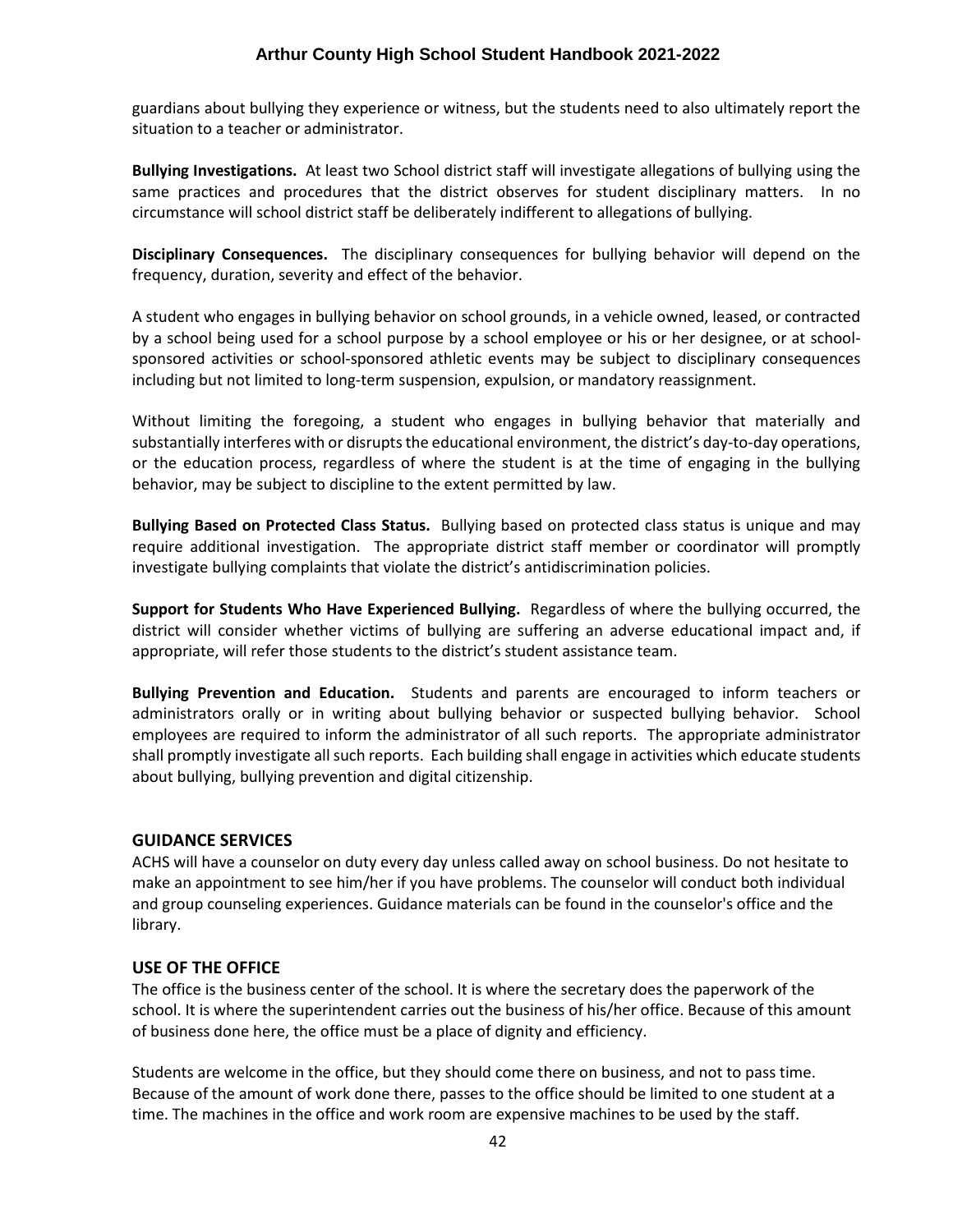guardians about bullying they experience or witness, but the students need to also ultimately report the situation to a teacher or administrator.

**Bullying Investigations.** At least two School district staff will investigate allegations of bullying using the same practices and procedures that the district observes for student disciplinary matters. In no circumstance will school district staff be deliberately indifferent to allegations of bullying.

**Disciplinary Consequences.** The disciplinary consequences for bullying behavior will depend on the frequency, duration, severity and effect of the behavior.

A student who engages in bullying behavior on school grounds, in a vehicle owned, leased, or contracted by a school being used for a school purpose by a school employee or his or her designee, or at school-sponsored activities or school-sponsored athletic events may be subject to disciplinary consequences including but not limited to long-term suspension, expulsion, or mandatory reassignment.

Without limiting the foregoing, a student who engages in bullying behavior that materially and substantially interferes with or disrupts the educational environment, the district's day-to-day operations, or the education process, regardless of where the student is at the time of engaging in the bullying behavior, may be subject to discipline to the extent permitted by law.

**Bullying Based on Protected Class Status.** Bullying based on protected class status is unique and may require additional investigation. The appropriate district staff member or coordinator will promptly investigate bullying complaints that violate the district's antidiscrimination policies.

**Support for Students Who Have Experienced Bullying.** Regardless of where the bullying occurred, the district will consider whether victims of bullying are suffering an adverse educational impact and, if appropriate, will refer those students to the district's student assistance team.

**Bullying Prevention and Education.** Students and parents are encouraged to inform teachers or administrators orally or in writing about bullying behavior or suspected bullying behavior. School employees are required to inform the administrator of all such reports. The appropriate administrator shall promptly investigate all such reports. Each building shall engage in activities which educate students about bullying, bullying prevention and digital citizenship.

## GUIDANCE SERVICES

ACHS will have a counselor on duty every day unless called away on school business. Do not hesitate to make an appointment to see him/her if you have problems. The counselor will conduct both individual and group counseling experiences. Guidance materials can be found in the counselor's office and the library.

## USE OF THE OFFICE

The office is the business center of the school. It is where the secretary does the paperwork of the school. It is where the superintendent carries out the business of his/her office. Because of this amount of business done here, the office must be a place of dignity and efficiency.

Students are welcome in the office, but they should come there on business, and not to pass time. Because of the amount of work done there, passes to the office should be limited to one student at a time. The machines in the office and work room are expensive machines to be used by the staff.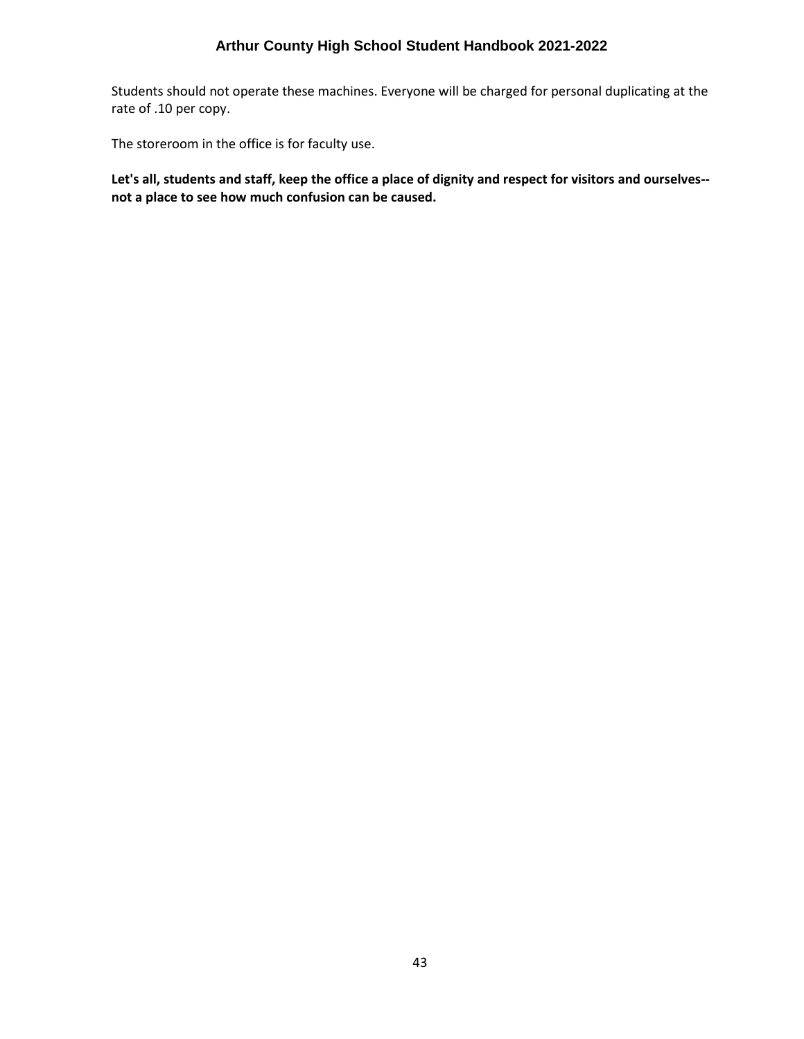Students should not operate these machines. Everyone will be charged for personal duplicating at the rate of .10 per copy.

The storeroom in the office is for faculty use.

**Let's all, students and staff, keep the office a place of dignity and respect for visitors and ourselves--not a place to see how much confusion can be caused.**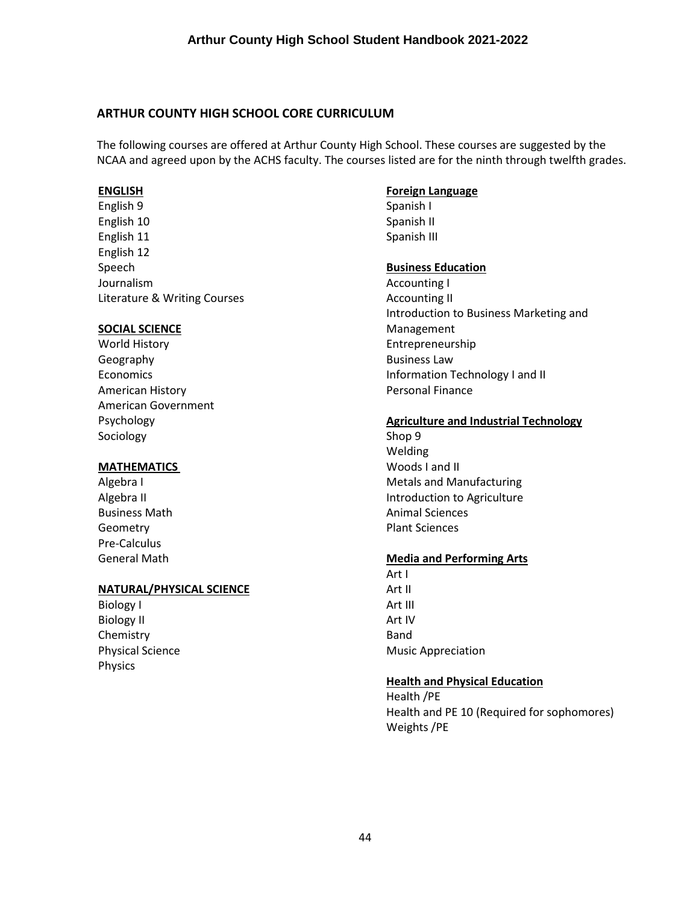## ARTHUR COUNTY HIGH SCHOOL CORE CURRICULUM

The following courses are offered at Arthur County High School. These courses are suggested by the NCAA and agreed upon by the ACHS faculty. The courses listed are for the ninth through twelfth grades.

**ENGLISH**

English 9
English 10
English 11
English 12
Speech
Journalism
Literature & Writing Courses

**SOCIAL SCIENCE**

World History
Geography
Economics
American History
American Government
Psychology
Sociology

**MATHEMATICS**

Algebra I
Algebra II
Business Math
Geometry
Pre-Calculus
General Math

**NATURAL/PHYSICAL SCIENCE**

Biology I
Biology II
Chemistry
Physical Science
Physics

**Foreign Language**

Spanish I
Spanish II
Spanish III

**Business Education**

Accounting I
Accounting II
Introduction to Business Marketing and Management
Entrepreneurship
Business Law
Information Technology I and II
Personal Finance

**Agriculture and Industrial Technology**

Shop 9
Welding
Woods I and II
Metals and Manufacturing
Introduction to Agriculture
Animal Sciences
Plant Sciences

**Media and Performing Arts**

Art I
Art II
Art III
Art IV
Band
Music Appreciation

**Health and Physical Education**

Health /PE
Health and PE 10 (Required for sophomores)
Weights /PE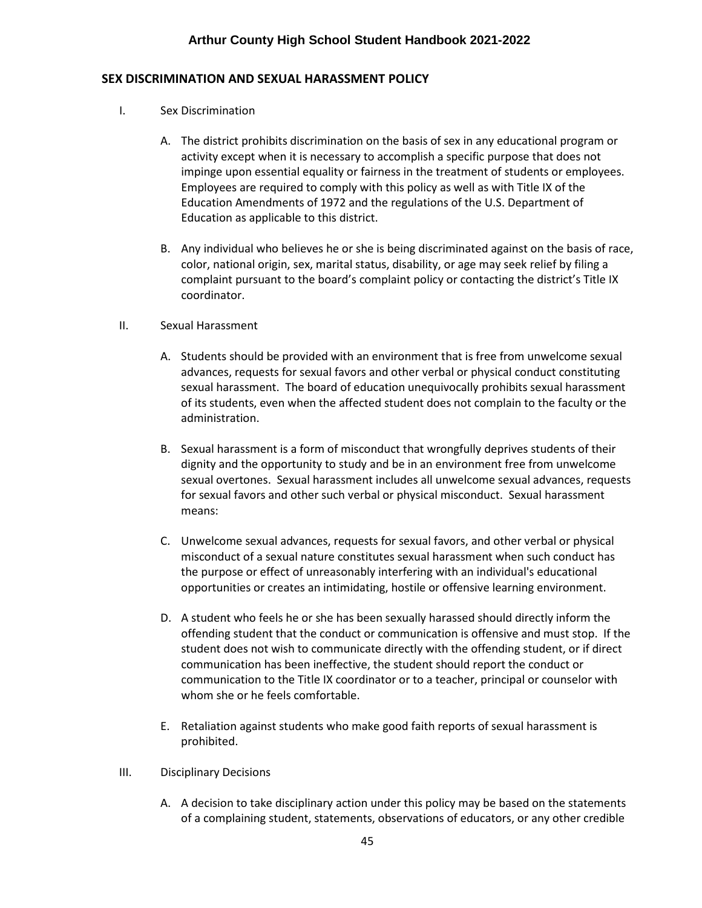## SEX DISCRIMINATION AND SEXUAL HARASSMENT POLICY

I. Sex Discrimination

A. The district prohibits discrimination on the basis of sex in any educational program or activity except when it is necessary to accomplish a specific purpose that does not impinge upon essential equality or fairness in the treatment of students or employees. Employees are required to comply with this policy as well as with Title IX of the Education Amendments of 1972 and the regulations of the U.S. Department of Education as applicable to this district.

B. Any individual who believes he or she is being discriminated against on the basis of race, color, national origin, sex, marital status, disability, or age may seek relief by filing a complaint pursuant to the board's complaint policy or contacting the district's Title IX coordinator.

II. Sexual Harassment

A. Students should be provided with an environment that is free from unwelcome sexual advances, requests for sexual favors and other verbal or physical conduct constituting sexual harassment. The board of education unequivocally prohibits sexual harassment of its students, even when the affected student does not complain to the faculty or the administration.

B. Sexual harassment is a form of misconduct that wrongfully deprives students of their dignity and the opportunity to study and be in an environment free from unwelcome sexual overtones. Sexual harassment includes all unwelcome sexual advances, requests for sexual favors and other such verbal or physical misconduct. Sexual harassment means:

C. Unwelcome sexual advances, requests for sexual favors, and other verbal or physical misconduct of a sexual nature constitutes sexual harassment when such conduct has the purpose or effect of unreasonably interfering with an individual's educational opportunities or creates an intimidating, hostile or offensive learning environment.

D. A student who feels he or she has been sexually harassed should directly inform the offending student that the conduct or communication is offensive and must stop. If the student does not wish to communicate directly with the offending student, or if direct communication has been ineffective, the student should report the conduct or communication to the Title IX coordinator or to a teacher, principal or counselor with whom she or he feels comfortable.

E. Retaliation against students who make good faith reports of sexual harassment is prohibited.

III. Disciplinary Decisions

A. A decision to take disciplinary action under this policy may be based on the statements of a complaining student, statements, observations of educators, or any other credible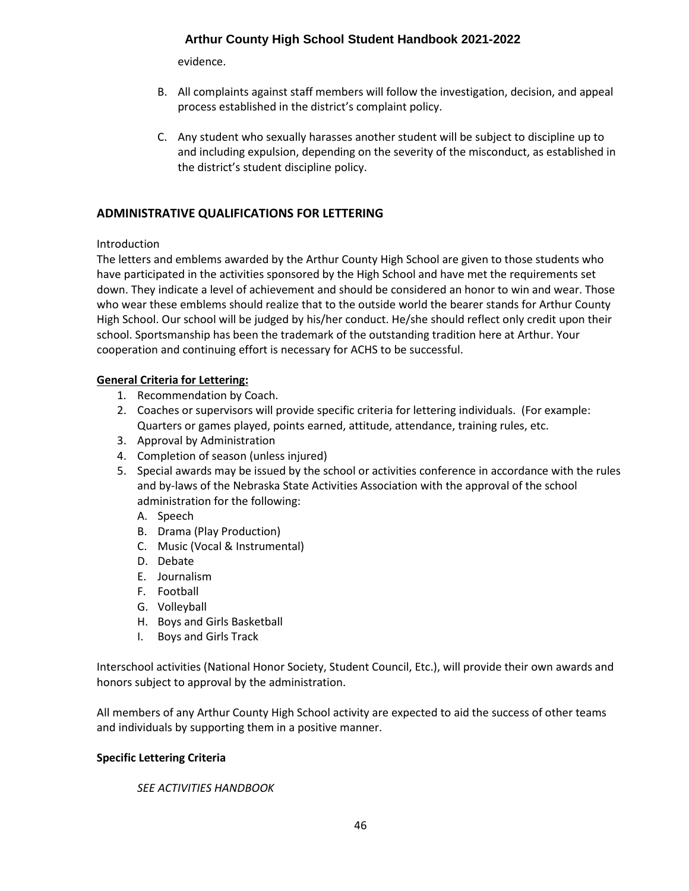evidence.

B. All complaints against staff members will follow the investigation, decision, and appeal process established in the district's complaint policy.

C. Any student who sexually harasses another student will be subject to discipline up to and including expulsion, depending on the severity of the misconduct, as established in the district's student discipline policy.

## ADMINISTRATIVE QUALIFICATIONS FOR LETTERING

Introduction

The letters and emblems awarded by the Arthur County High School are given to those students who have participated in the activities sponsored by the High School and have met the requirements set down. They indicate a level of achievement and should be considered an honor to win and wear. Those who wear these emblems should realize that to the outside world the bearer stands for Arthur County High School. Our school will be judged by his/her conduct. He/she should reflect only credit upon their school. Sportsmanship has been the trademark of the outstanding tradition here at Arthur. Your cooperation and continuing effort is necessary for ACHS to be successful.

**General Criteria for Lettering:**

1. Recommendation by Coach.
2. Coaches or supervisors will provide specific criteria for lettering individuals. (For example: Quarters or games played, points earned, attitude, attendance, training rules, etc.
3. Approval by Administration
4. Completion of season (unless injured)
5. Special awards may be issued by the school or activities conference in accordance with the rules and by-laws of the Nebraska State Activities Association with the approval of the school administration for the following:
   - A. Speech
   - B. Drama (Play Production)
   - C. Music (Vocal & Instrumental)
   - D. Debate
   - E. Journalism
   - F. Football
   - G. Volleyball
   - H. Boys and Girls Basketball
   - I. Boys and Girls Track

Interschool activities (National Honor Society, Student Council, Etc.), will provide their own awards and honors subject to approval by the administration.

All members of any Arthur County High School activity are expected to aid the success of other teams and individuals by supporting them in a positive manner.

**Specific Lettering Criteria**

*SEE ACTIVITIES HANDBOOK*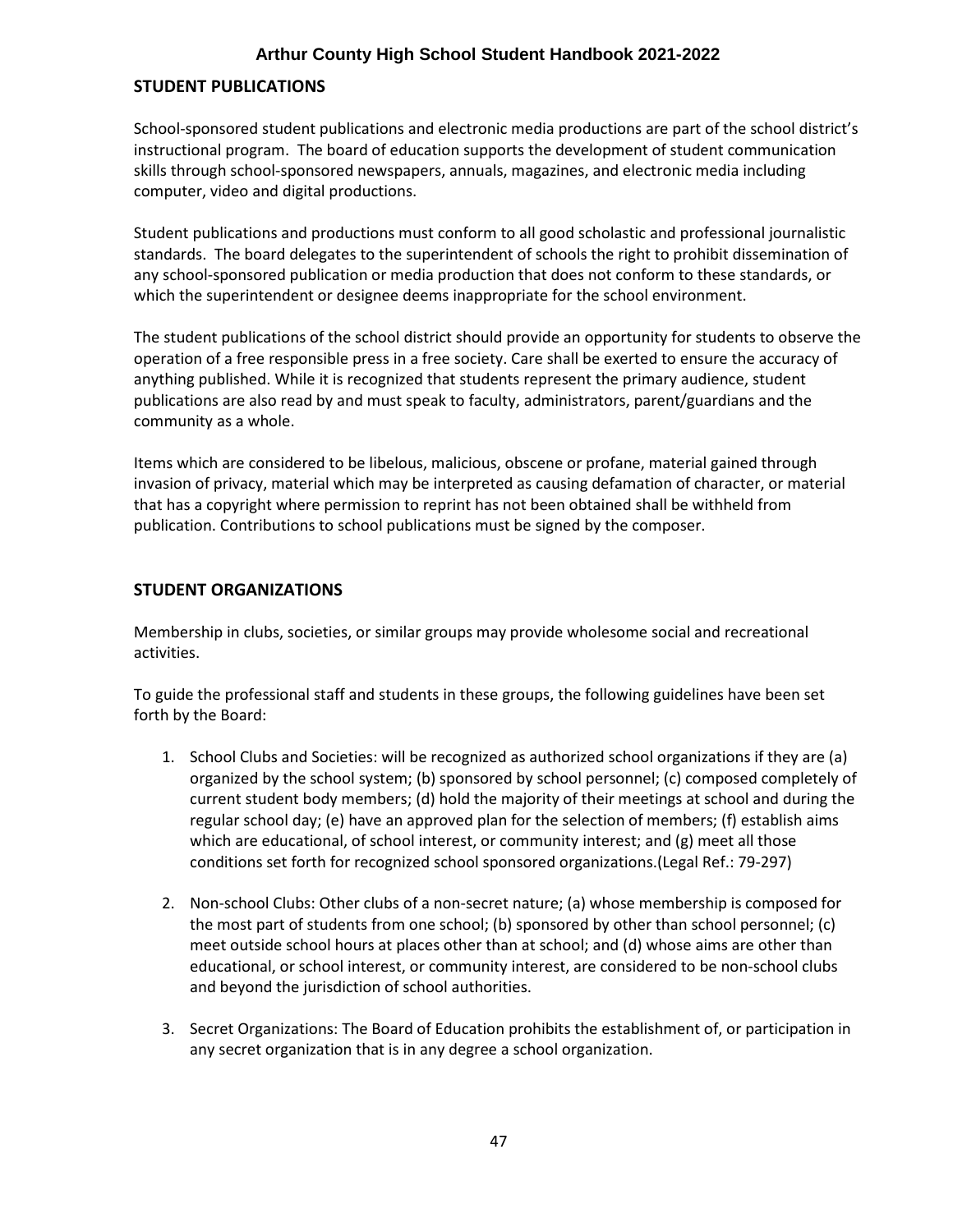## STUDENT PUBLICATIONS

School-sponsored student publications and electronic media productions are part of the school district's instructional program. The board of education supports the development of student communication skills through school-sponsored newspapers, annuals, magazines, and electronic media including computer, video and digital productions.

Student publications and productions must conform to all good scholastic and professional journalistic standards. The board delegates to the superintendent of schools the right to prohibit dissemination of any school-sponsored publication or media production that does not conform to these standards, or which the superintendent or designee deems inappropriate for the school environment.

The student publications of the school district should provide an opportunity for students to observe the operation of a free responsible press in a free society. Care shall be exerted to ensure the accuracy of anything published. While it is recognized that students represent the primary audience, student publications are also read by and must speak to faculty, administrators, parent/guardians and the community as a whole.

Items which are considered to be libelous, malicious, obscene or profane, material gained through invasion of privacy, material which may be interpreted as causing defamation of character, or material that has a copyright where permission to reprint has not been obtained shall be withheld from publication. Contributions to school publications must be signed by the composer.

## STUDENT ORGANIZATIONS

Membership in clubs, societies, or similar groups may provide wholesome social and recreational activities.

To guide the professional staff and students in these groups, the following guidelines have been set forth by the Board:

1. School Clubs and Societies: will be recognized as authorized school organizations if they are (a) organized by the school system; (b) sponsored by school personnel; (c) composed completely of current student body members; (d) hold the majority of their meetings at school and during the regular school day; (e) have an approved plan for the selection of members; (f) establish aims which are educational, of school interest, or community interest; and (g) meet all those conditions set forth for recognized school sponsored organizations.(Legal Ref.: 79-297)

2. Non-school Clubs: Other clubs of a non-secret nature; (a) whose membership is composed for the most part of students from one school; (b) sponsored by other than school personnel; (c) meet outside school hours at places other than at school; and (d) whose aims are other than educational, or school interest, or community interest, are considered to be non-school clubs and beyond the jurisdiction of school authorities.

3. Secret Organizations: The Board of Education prohibits the establishment of, or participation in any secret organization that is in any degree a school organization.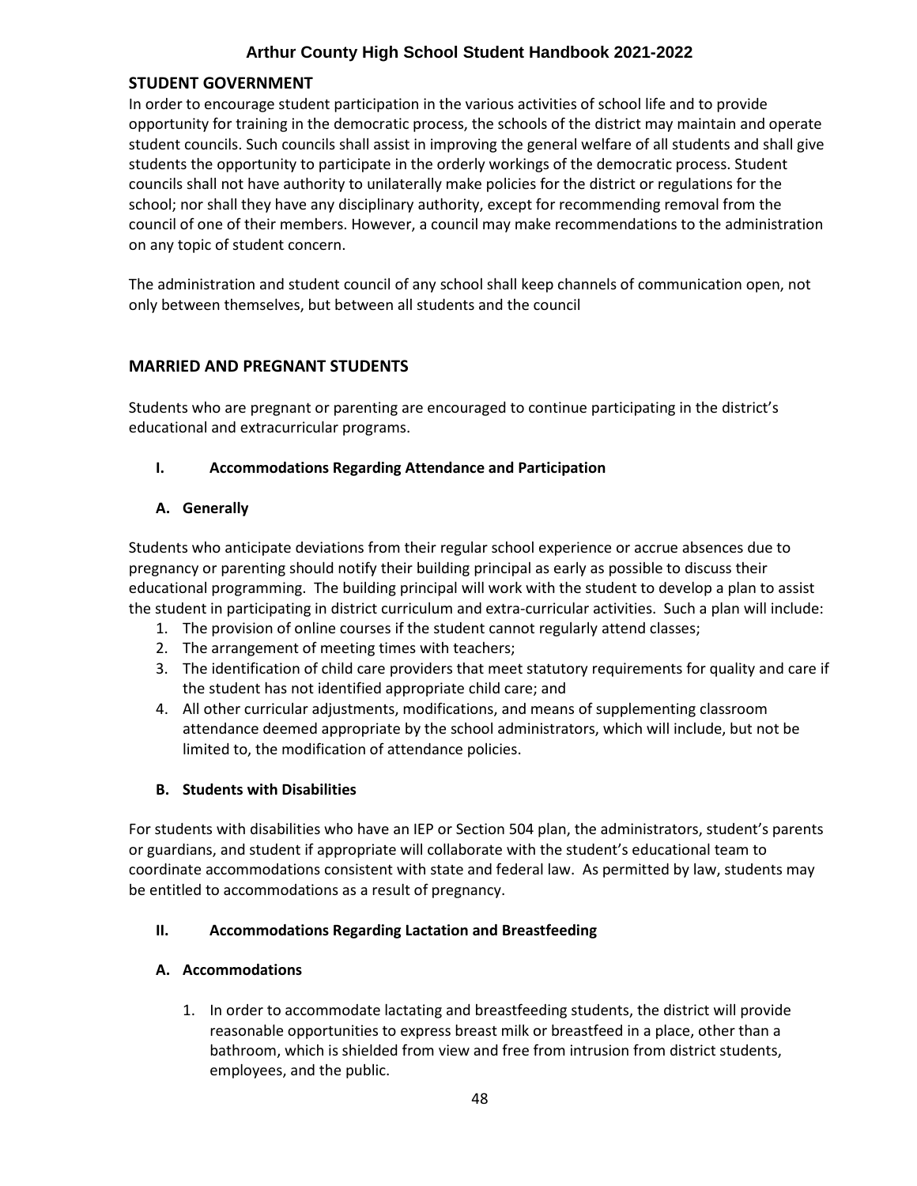## STUDENT GOVERNMENT

In order to encourage student participation in the various activities of school life and to provide opportunity for training in the democratic process, the schools of the district may maintain and operate student councils. Such councils shall assist in improving the general welfare of all students and shall give students the opportunity to participate in the orderly workings of the democratic process. Student councils shall not have authority to unilaterally make policies for the district or regulations for the school; nor shall they have any disciplinary authority, except for recommending removal from the council of one of their members. However, a council may make recommendations to the administration on any topic of student concern.

The administration and student council of any school shall keep channels of communication open, not only between themselves, but between all students and the council

## MARRIED AND PREGNANT STUDENTS

Students who are pregnant or parenting are encouraged to continue participating in the district's educational and extracurricular programs.

### I. Accommodations Regarding Attendance and Participation

#### A. Generally

Students who anticipate deviations from their regular school experience or accrue absences due to pregnancy or parenting should notify their building principal as early as possible to discuss their educational programming. The building principal will work with the student to develop a plan to assist the student in participating in district curriculum and extra-curricular activities. Such a plan will include:

1. The provision of online courses if the student cannot regularly attend classes;
2. The arrangement of meeting times with teachers;
3. The identification of child care providers that meet statutory requirements for quality and care if the student has not identified appropriate child care; and
4. All other curricular adjustments, modifications, and means of supplementing classroom attendance deemed appropriate by the school administrators, which will include, but not be limited to, the modification of attendance policies.

#### B. Students with Disabilities

For students with disabilities who have an IEP or Section 504 plan, the administrators, student's parents or guardians, and student if appropriate will collaborate with the student's educational team to coordinate accommodations consistent with state and federal law. As permitted by law, students may be entitled to accommodations as a result of pregnancy.

### II. Accommodations Regarding Lactation and Breastfeeding

#### A. Accommodations

1. In order to accommodate lactating and breastfeeding students, the district will provide reasonable opportunities to express breast milk or breastfeed in a place, other than a bathroom, which is shielded from view and free from intrusion from district students, employees, and the public.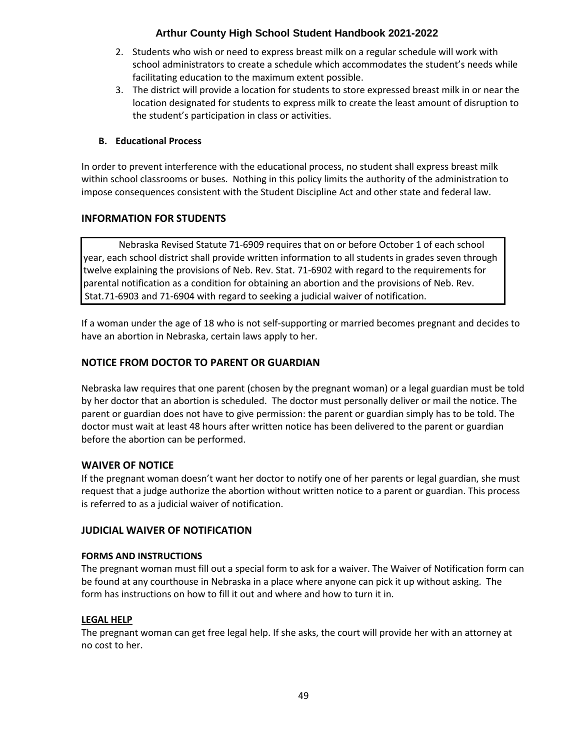2. Students who wish or need to express breast milk on a regular schedule will work with school administrators to create a schedule which accommodates the student's needs while facilitating education to the maximum extent possible.
3. The district will provide a location for students to store expressed breast milk in or near the location designated for students to express milk to create the least amount of disruption to the student's participation in class or activities.

**B. Educational Process**

In order to prevent interference with the educational process, no student shall express breast milk within school classrooms or buses. Nothing in this policy limits the authority of the administration to impose consequences consistent with the Student Discipline Act and other state and federal law.

## INFORMATION FOR STUDENTS

Nebraska Revised Statute 71-6909 requires that on or before October 1 of each school year, each school district shall provide written information to all students in grades seven through twelve explaining the provisions of Neb. Rev. Stat. 71-6902 with regard to the requirements for parental notification as a condition for obtaining an abortion and the provisions of Neb. Rev. Stat.71-6903 and 71-6904 with regard to seeking a judicial waiver of notification.

If a woman under the age of 18 who is not self-supporting or married becomes pregnant and decides to have an abortion in Nebraska, certain laws apply to her.

## NOTICE FROM DOCTOR TO PARENT OR GUARDIAN

Nebraska law requires that one parent (chosen by the pregnant woman) or a legal guardian must be told by her doctor that an abortion is scheduled. The doctor must personally deliver or mail the notice. The parent or guardian does not have to give permission: the parent or guardian simply has to be told. The doctor must wait at least 48 hours after written notice has been delivered to the parent or guardian before the abortion can be performed.

## WAIVER OF NOTICE

If the pregnant woman doesn't want her doctor to notify one of her parents or legal guardian, she must request that a judge authorize the abortion without written notice to a parent or guardian. This process is referred to as a judicial waiver of notification.

## JUDICIAL WAIVER OF NOTIFICATION

**FORMS AND INSTRUCTIONS**

The pregnant woman must fill out a special form to ask for a waiver. The Waiver of Notification form can be found at any courthouse in Nebraska in a place where anyone can pick it up without asking. The form has instructions on how to fill it out and where and how to turn it in.

**LEGAL HELP**

The pregnant woman can get free legal help. If she asks, the court will provide her with an attorney at no cost to her.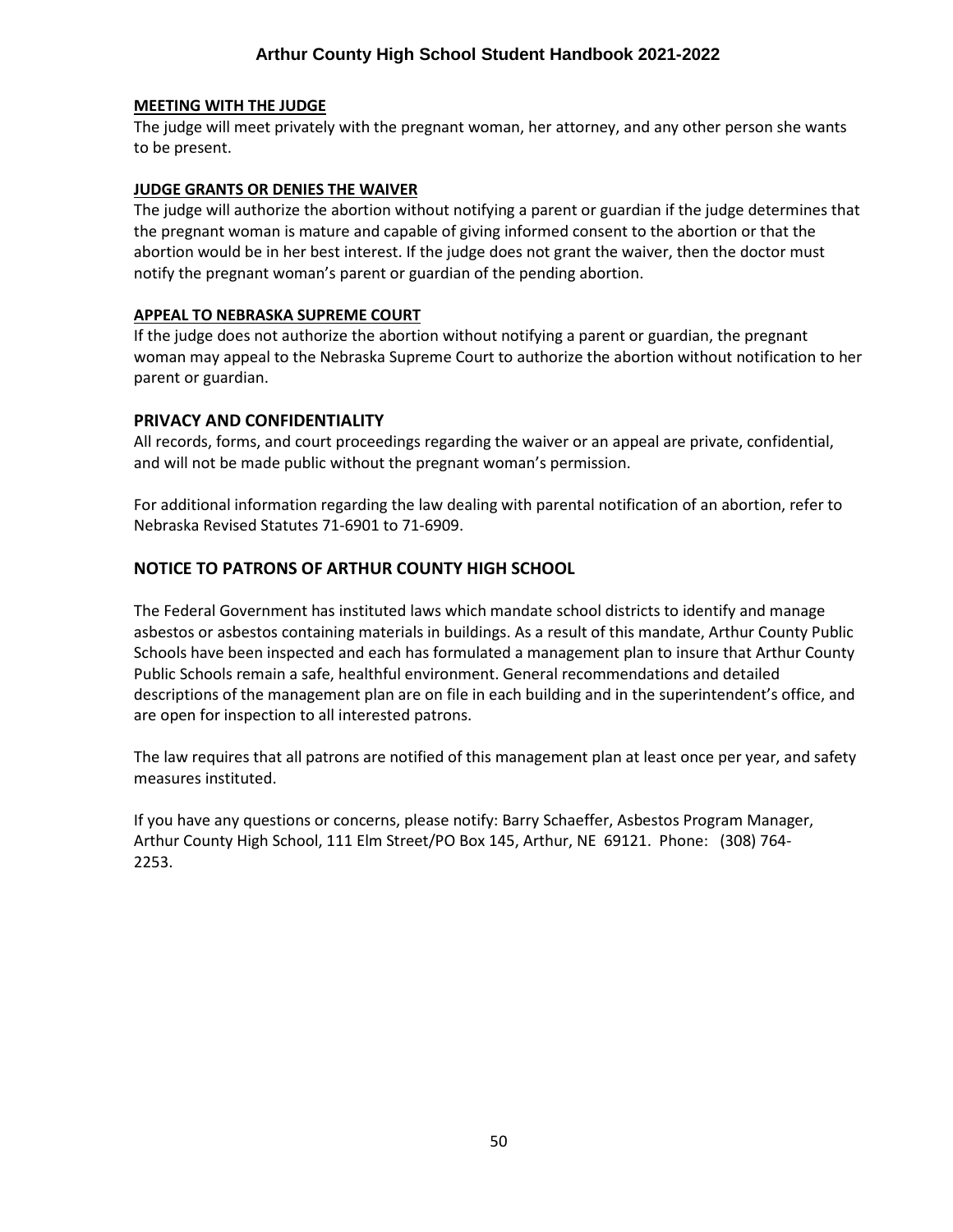**MEETING WITH THE JUDGE**

The judge will meet privately with the pregnant woman, her attorney, and any other person she wants to be present.

**JUDGE GRANTS OR DENIES THE WAIVER**

The judge will authorize the abortion without notifying a parent or guardian if the judge determines that the pregnant woman is mature and capable of giving informed consent to the abortion or that the abortion would be in her best interest. If the judge does not grant the waiver, then the doctor must notify the pregnant woman's parent or guardian of the pending abortion.

**APPEAL TO NEBRASKA SUPREME COURT**

If the judge does not authorize the abortion without notifying a parent or guardian, the pregnant woman may appeal to the Nebraska Supreme Court to authorize the abortion without notification to her parent or guardian.

## PRIVACY AND CONFIDENTIALITY

All records, forms, and court proceedings regarding the waiver or an appeal are private, confidential, and will not be made public without the pregnant woman's permission.

For additional information regarding the law dealing with parental notification of an abortion, refer to Nebraska Revised Statutes 71-6901 to 71-6909.

## NOTICE TO PATRONS OF ARTHUR COUNTY HIGH SCHOOL

The Federal Government has instituted laws which mandate school districts to identify and manage asbestos or asbestos containing materials in buildings. As a result of this mandate, Arthur County Public Schools have been inspected and each has formulated a management plan to insure that Arthur County Public Schools remain a safe, healthful environment. General recommendations and detailed descriptions of the management plan are on file in each building and in the superintendent's office, and are open for inspection to all interested patrons.

The law requires that all patrons are notified of this management plan at least once per year, and safety measures instituted.

If you have any questions or concerns, please notify: Barry Schaeffer, Asbestos Program Manager, Arthur County High School, 111 Elm Street/PO Box 145, Arthur, NE 69121. Phone: (308) 764-2253.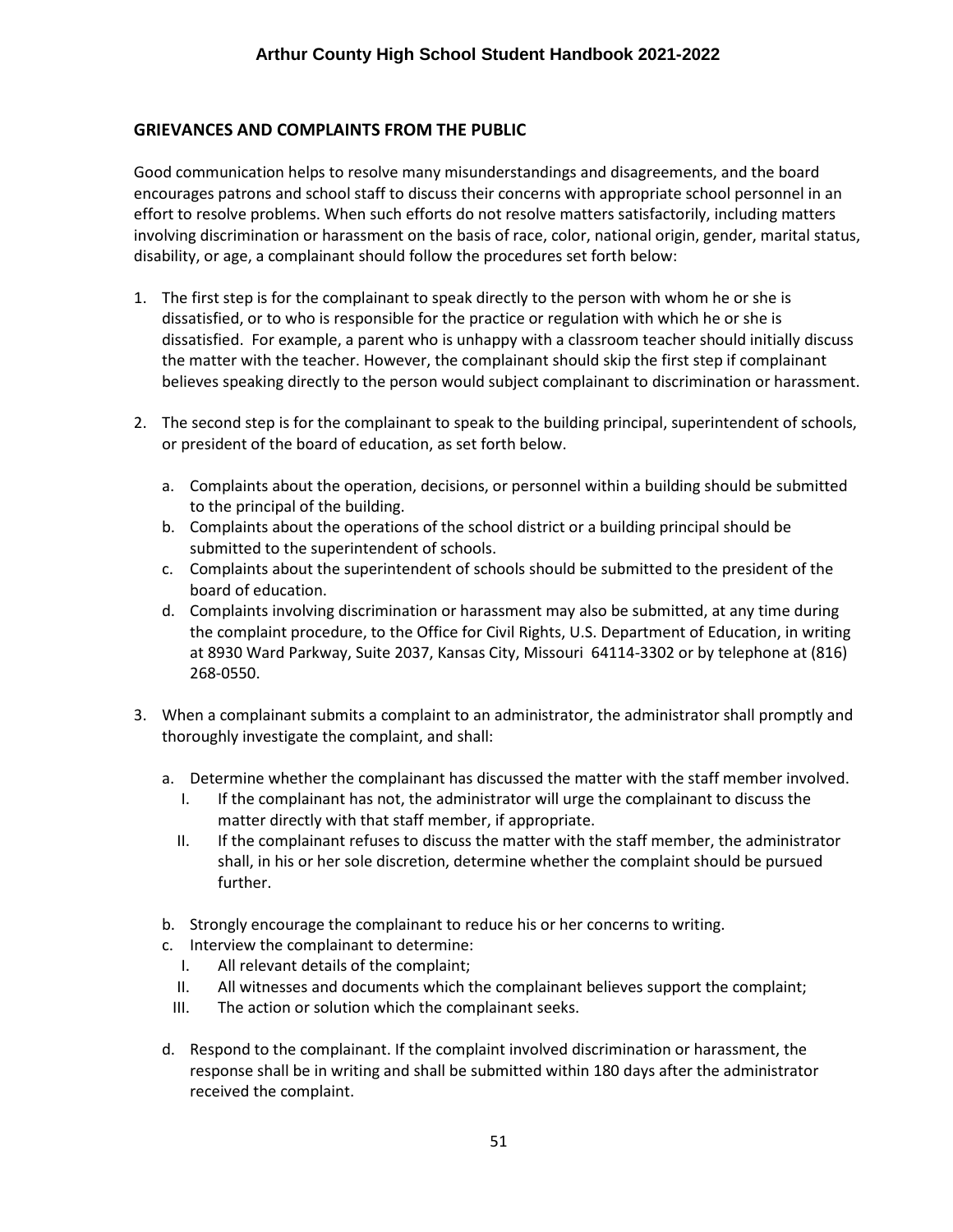## GRIEVANCES AND COMPLAINTS FROM THE PUBLIC

Good communication helps to resolve many misunderstandings and disagreements, and the board encourages patrons and school staff to discuss their concerns with appropriate school personnel in an effort to resolve problems. When such efforts do not resolve matters satisfactorily, including matters involving discrimination or harassment on the basis of race, color, national origin, gender, marital status, disability, or age, a complainant should follow the procedures set forth below:

1. The first step is for the complainant to speak directly to the person with whom he or she is dissatisfied, or to who is responsible for the practice or regulation with which he or she is dissatisfied. For example, a parent who is unhappy with a classroom teacher should initially discuss the matter with the teacher. However, the complainant should skip the first step if complainant believes speaking directly to the person would subject complainant to discrimination or harassment.

2. The second step is for the complainant to speak to the building principal, superintendent of schools, or president of the board of education, as set forth below.

   a. Complaints about the operation, decisions, or personnel within a building should be submitted to the principal of the building.
   b. Complaints about the operations of the school district or a building principal should be submitted to the superintendent of schools.
   c. Complaints about the superintendent of schools should be submitted to the president of the board of education.
   d. Complaints involving discrimination or harassment may also be submitted, at any time during the complaint procedure, to the Office for Civil Rights, U.S. Department of Education, in writing at 8930 Ward Parkway, Suite 2037, Kansas City, Missouri 64114-3302 or by telephone at (816) 268-0550.

3. When a complainant submits a complaint to an administrator, the administrator shall promptly and thoroughly investigate the complaint, and shall:

   a. Determine whether the complainant has discussed the matter with the staff member involved.
      I. If the complainant has not, the administrator will urge the complainant to discuss the matter directly with that staff member, if appropriate.
      II. If the complainant refuses to discuss the matter with the staff member, the administrator shall, in his or her sole discretion, determine whether the complaint should be pursued further.

   b. Strongly encourage the complainant to reduce his or her concerns to writing.
   c. Interview the complainant to determine:
      I. All relevant details of the complaint;
      II. All witnesses and documents which the complainant believes support the complaint;
      III. The action or solution which the complainant seeks.

   d. Respond to the complainant. If the complaint involved discrimination or harassment, the response shall be in writing and shall be submitted within 180 days after the administrator received the complaint.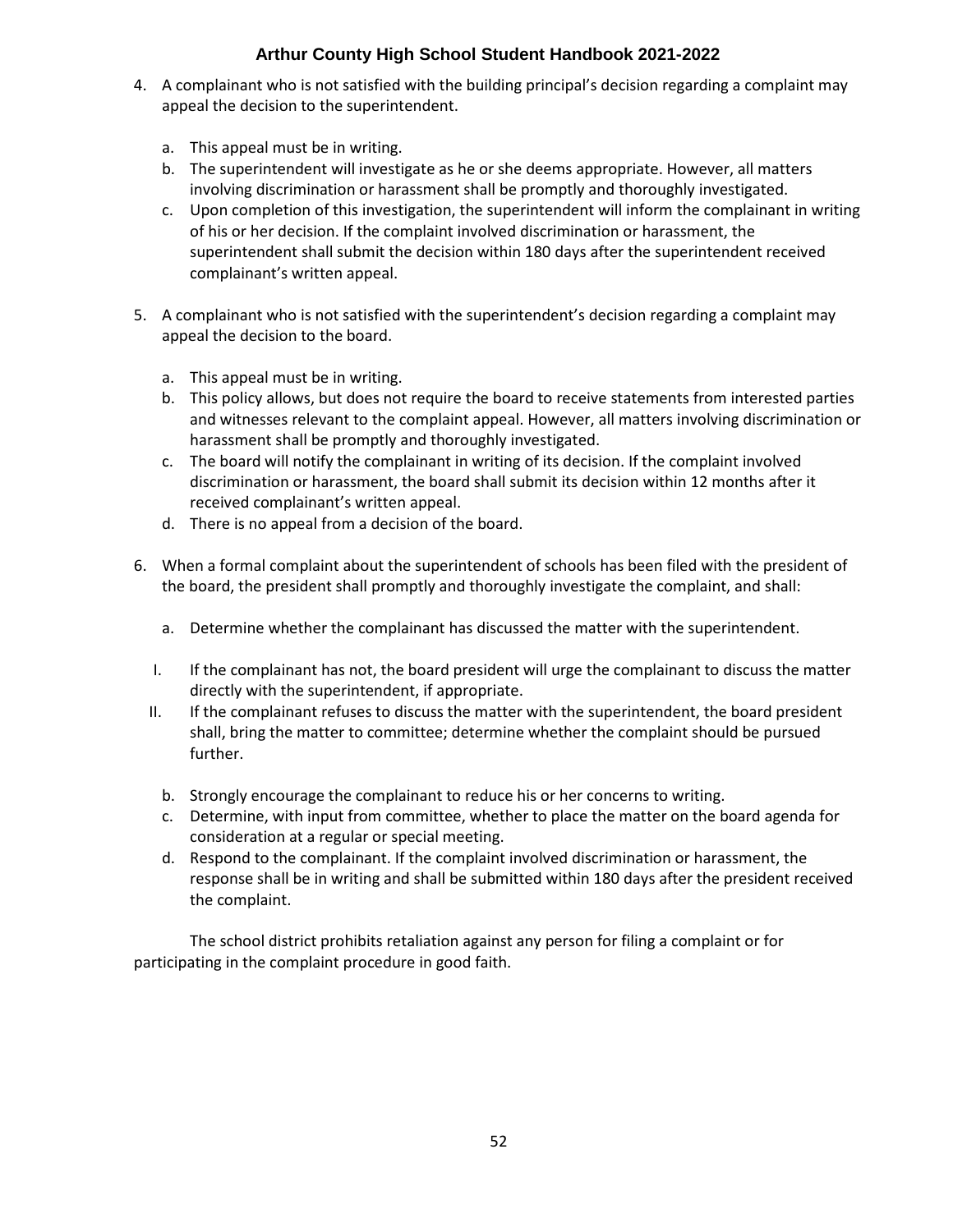4. A complainant who is not satisfied with the building principal's decision regarding a complaint may appeal the decision to the superintendent.

   a. This appeal must be in writing.
   b. The superintendent will investigate as he or she deems appropriate. However, all matters involving discrimination or harassment shall be promptly and thoroughly investigated.
   c. Upon completion of this investigation, the superintendent will inform the complainant in writing of his or her decision. If the complaint involved discrimination or harassment, the superintendent shall submit the decision within 180 days after the superintendent received complainant's written appeal.

5. A complainant who is not satisfied with the superintendent's decision regarding a complaint may appeal the decision to the board.

   a. This appeal must be in writing.
   b. This policy allows, but does not require the board to receive statements from interested parties and witnesses relevant to the complaint appeal. However, all matters involving discrimination or harassment shall be promptly and thoroughly investigated.
   c. The board will notify the complainant in writing of its decision. If the complaint involved discrimination or harassment, the board shall submit its decision within 12 months after it received complainant's written appeal.
   d. There is no appeal from a decision of the board.

6. When a formal complaint about the superintendent of schools has been filed with the president of the board, the president shall promptly and thoroughly investigate the complaint, and shall:

   a. Determine whether the complainant has discussed the matter with the superintendent.

      I. If the complainant has not, the board president will urge the complainant to discuss the matter directly with the superintendent, if appropriate.
      II. If the complainant refuses to discuss the matter with the superintendent, the board president shall, bring the matter to committee; determine whether the complaint should be pursued further.

   b. Strongly encourage the complainant to reduce his or her concerns to writing.
   c. Determine, with input from committee, whether to place the matter on the board agenda for consideration at a regular or special meeting.
   d. Respond to the complainant. If the complaint involved discrimination or harassment, the response shall be in writing and shall be submitted within 180 days after the president received the complaint.

The school district prohibits retaliation against any person for filing a complaint or for participating in the complaint procedure in good faith.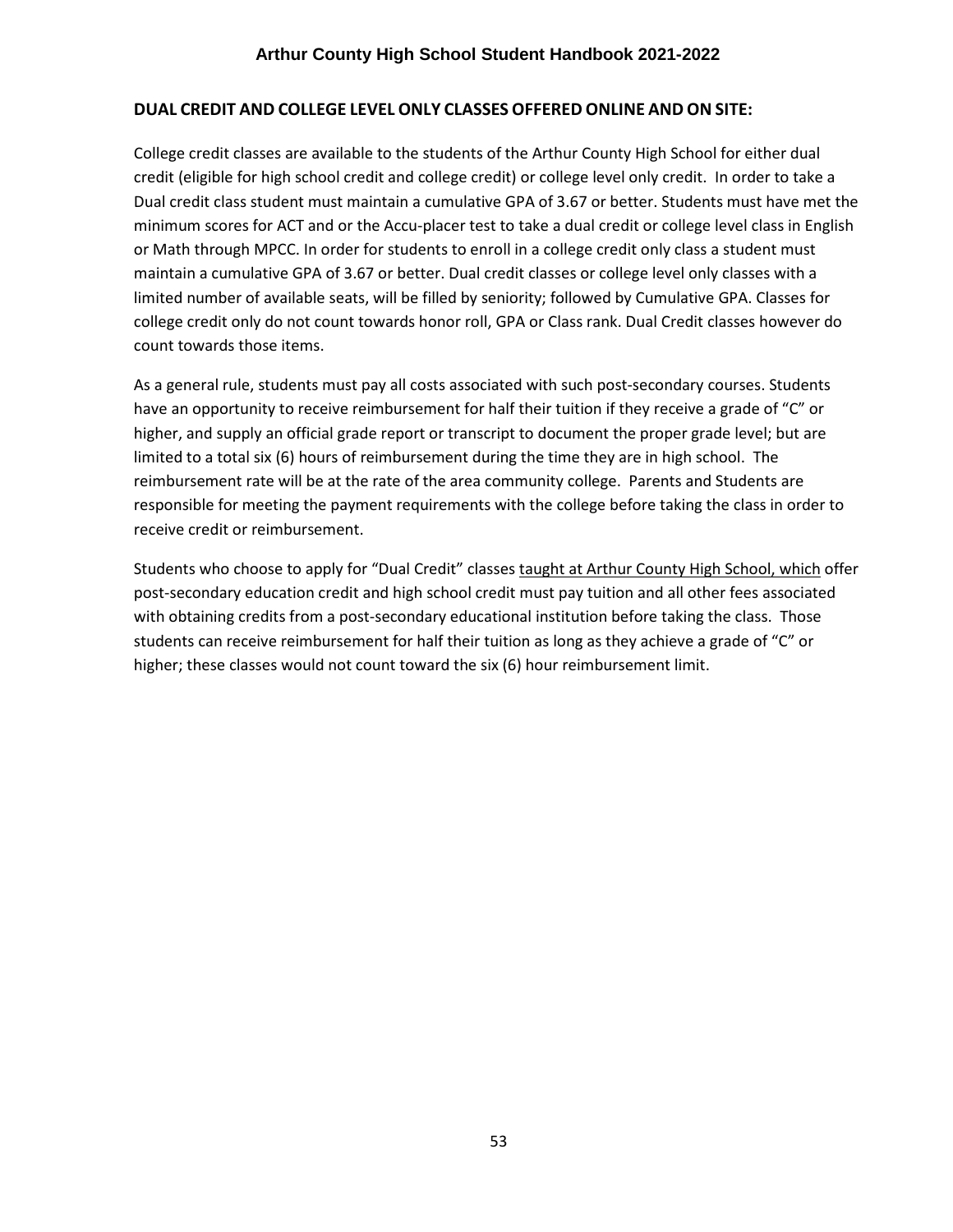## DUAL CREDIT AND COLLEGE LEVEL ONLY CLASSES OFFERED ONLINE AND ON SITE:

College credit classes are available to the students of the Arthur County High School for either dual credit (eligible for high school credit and college credit) or college level only credit. In order to take a Dual credit class student must maintain a cumulative GPA of 3.67 or better. Students must have met the minimum scores for ACT and or the Accu-placer test to take a dual credit or college level class in English or Math through MPCC. In order for students to enroll in a college credit only class a student must maintain a cumulative GPA of 3.67 or better. Dual credit classes or college level only classes with a limited number of available seats, will be filled by seniority; followed by Cumulative GPA. Classes for college credit only do not count towards honor roll, GPA or Class rank. Dual Credit classes however do count towards those items.

As a general rule, students must pay all costs associated with such post-secondary courses. Students have an opportunity to receive reimbursement for half their tuition if they receive a grade of "C" or higher, and supply an official grade report or transcript to document the proper grade level; but are limited to a total six (6) hours of reimbursement during the time they are in high school. The reimbursement rate will be at the rate of the area community college. Parents and Students are responsible for meeting the payment requirements with the college before taking the class in order to receive credit or reimbursement.

Students who choose to apply for "Dual Credit" classes <u>taught at Arthur County High School, which</u> offer post-secondary education credit and high school credit must pay tuition and all other fees associated with obtaining credits from a post-secondary educational institution before taking the class. Those students can receive reimbursement for half their tuition as long as they achieve a grade of "C" or higher; these classes would not count toward the six (6) hour reimbursement limit.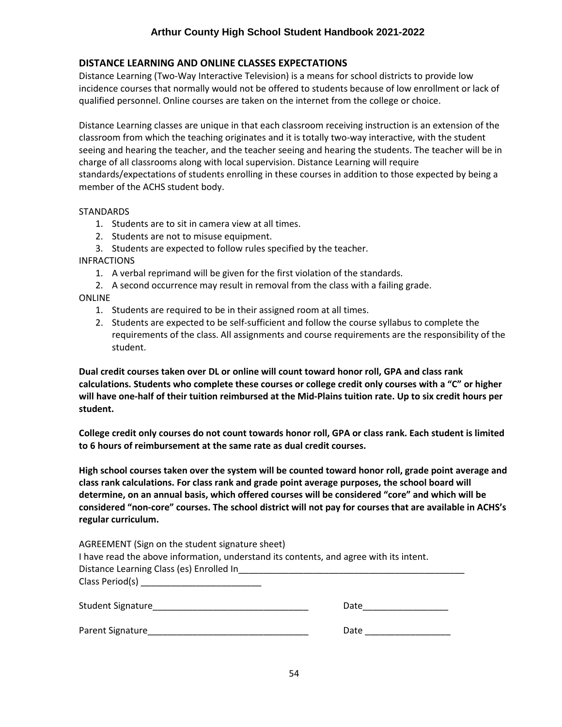## DISTANCE LEARNING AND ONLINE CLASSES EXPECTATIONS

Distance Learning (Two-Way Interactive Television) is a means for school districts to provide low incidence courses that normally would not be offered to students because of low enrollment or lack of qualified personnel. Online courses are taken on the internet from the college or choice.

Distance Learning classes are unique in that each classroom receiving instruction is an extension of the classroom from which the teaching originates and it is totally two-way interactive, with the student seeing and hearing the teacher, and the teacher seeing and hearing the students. The teacher will be in charge of all classrooms along with local supervision. Distance Learning will require standards/expectations of students enrolling in these courses in addition to those expected by being a member of the ACHS student body.

STANDARDS

1. Students are to sit in camera view at all times.
2. Students are not to misuse equipment.
3. Students are expected to follow rules specified by the teacher.

INFRACTIONS

1. A verbal reprimand will be given for the first violation of the standards.
2. A second occurrence may result in removal from the class with a failing grade.

ONLINE

1. Students are required to be in their assigned room at all times.
2. Students are expected to be self-sufficient and follow the course syllabus to complete the requirements of the class. All assignments and course requirements are the responsibility of the student.

**Dual credit courses taken over DL or online will count toward honor roll, GPA and class rank calculations. Students who complete these courses or college credit only courses with a "C" or higher will have one-half of their tuition reimbursed at the Mid-Plains tuition rate. Up to six credit hours per student.**

**College credit only courses do not count towards honor roll, GPA or class rank. Each student is limited to 6 hours of reimbursement at the same rate as dual credit courses.**

**High school courses taken over the system will be counted toward honor roll, grade point average and class rank calculations. For class rank and grade point average purposes, the school board will determine, on an annual basis, which offered courses will be considered "core" and which will be considered "non-core" courses. The school district will not pay for courses that are available in ACHS's regular curriculum.**

AGREEMENT (Sign on the student signature sheet)
I have read the above information, understand its contents, and agree with its intent.
Distance Learning Class (es) Enrolled In_______________________________________________
Class Period(s) ________________________

Student Signature_______________________________ Date_________________

Parent Signature________________________________ Date _________________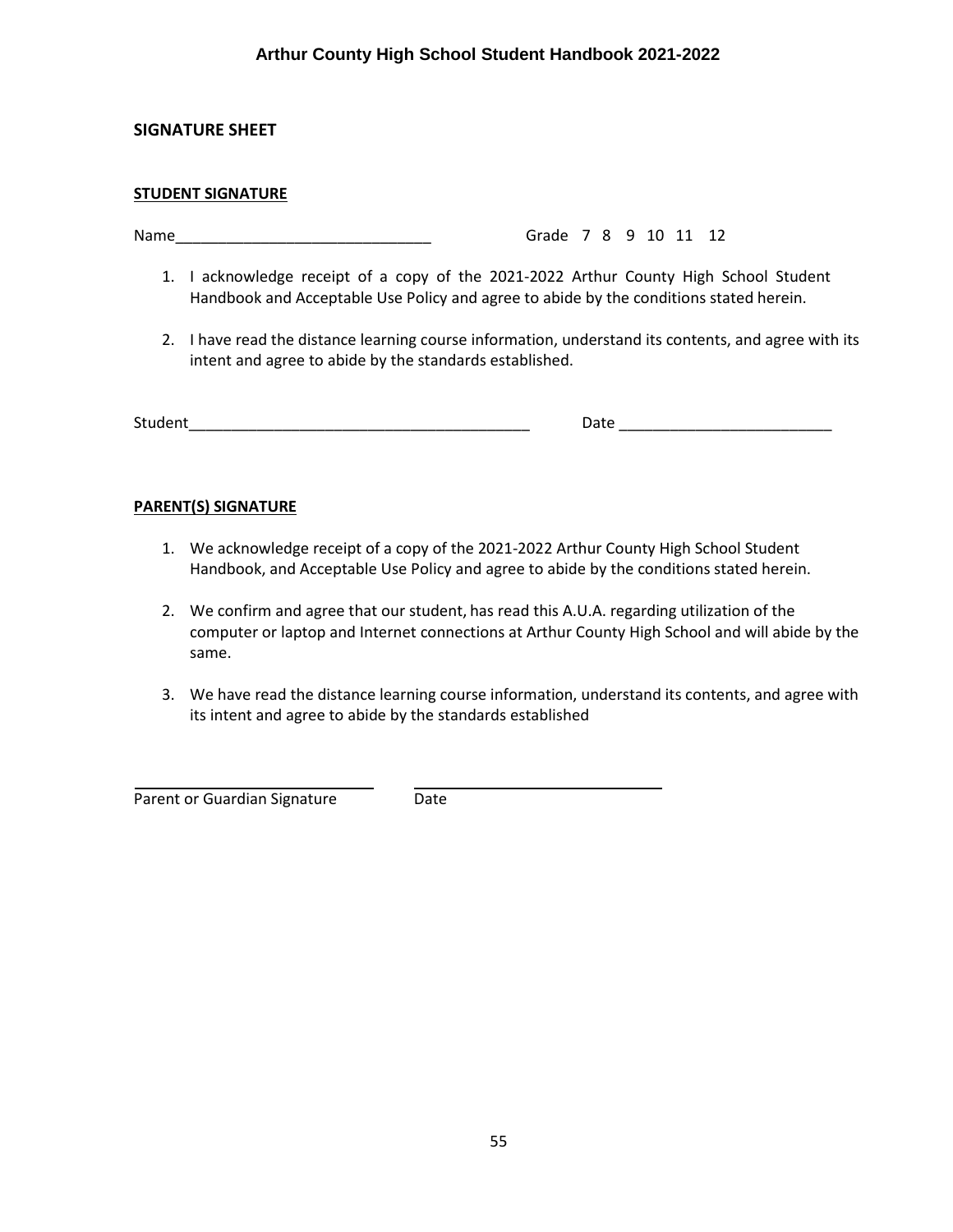## SIGNATURE SHEET

### STUDENT SIGNATURE

Name______________________________ Grade 7 8 9 10 11 12

1. I acknowledge receipt of a copy of the 2021-2022 Arthur County High School Student Handbook and Acceptable Use Policy and agree to abide by the conditions stated herein.
2. I have read the distance learning course information, understand its contents, and agree with its intent and agree to abide by the standards established.

Student________________________________________ Date _________________________

### PARENT(S) SIGNATURE

1. We acknowledge receipt of a copy of the 2021-2022 Arthur County High School Student Handbook, and Acceptable Use Policy and agree to abide by the conditions stated herein.
2. We confirm and agree that our student, has read this A.U.A. regarding utilization of the computer or laptop and Internet connections at Arthur County High School and will abide by the same.
3. We have read the distance learning course information, understand its contents, and agree with its intent and agree to abide by the standards established

____________________________ ____________________________
Parent or Guardian Signature Date